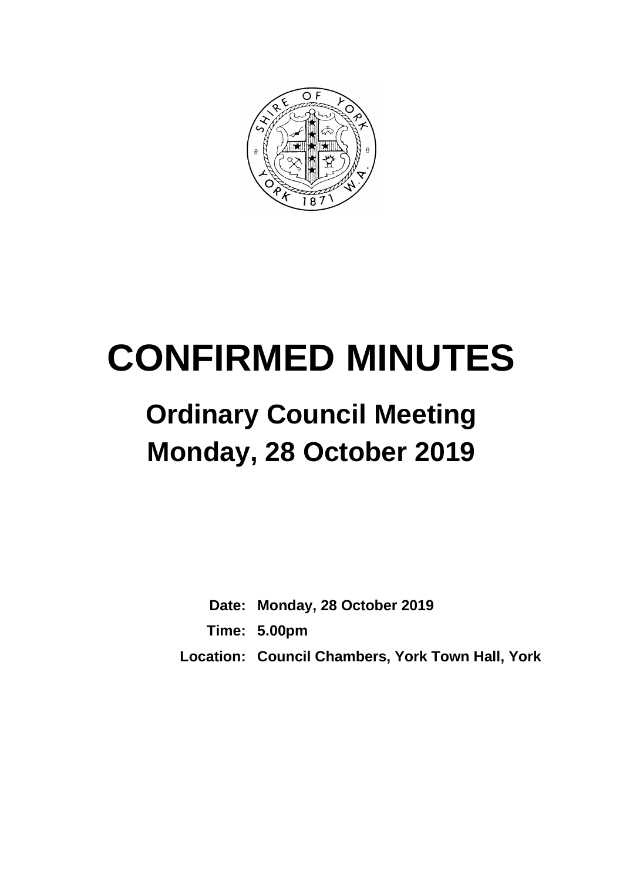# CONFIRMED MINUTES

## Ordinary Council Meeting

## Monday, 28 October 2019

**Date:** Monday, 28 October 2019

**Time:** 5.00pm

**Location:** Council Chambers, York Town Hall, York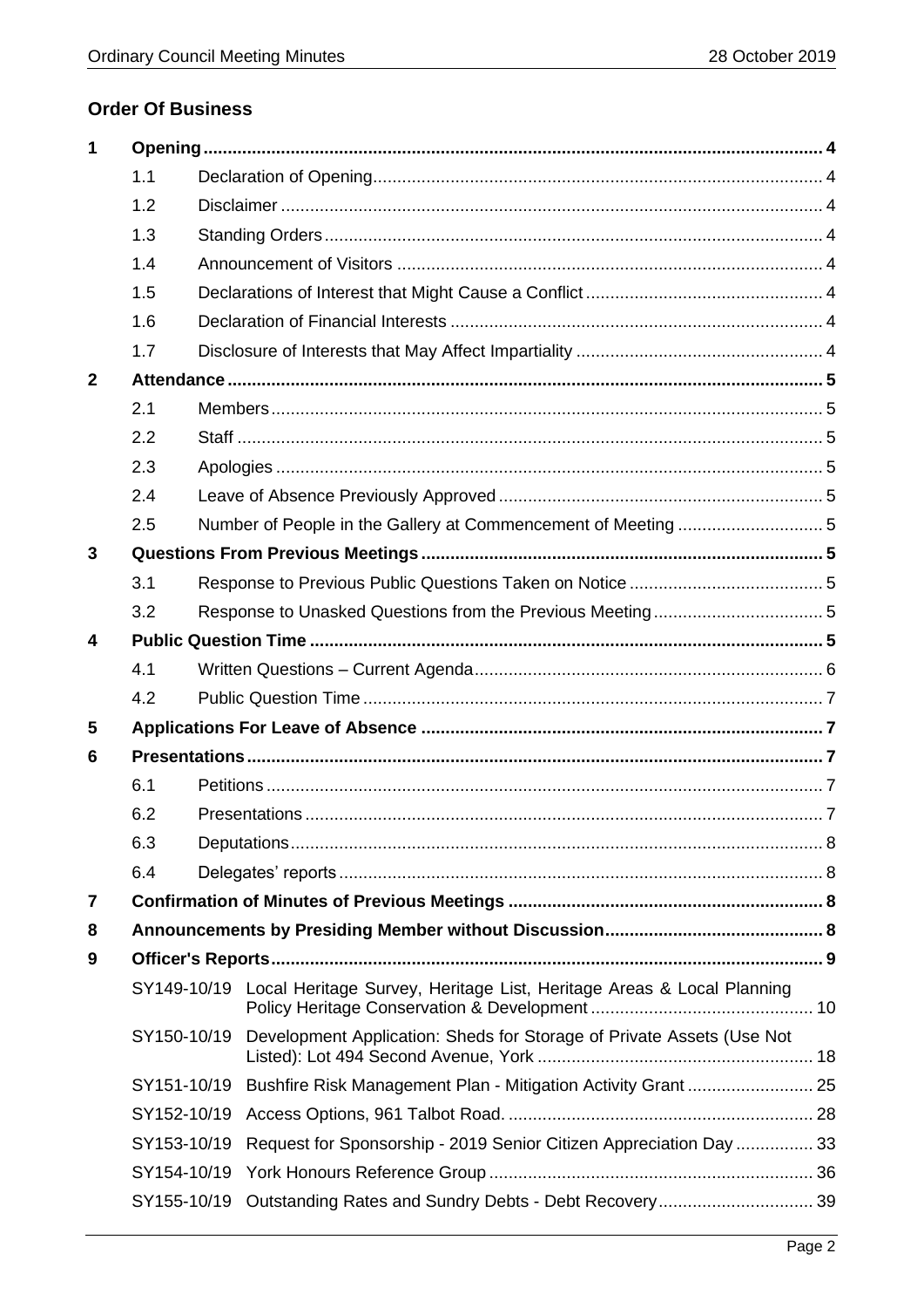## Order Of Business

| | | | |
|---|---|---|---|
| **1** | **Opening** | | **4** |
| | 1.1 | Declaration of Opening | 4 |
| | 1.2 | Disclaimer | 4 |
| | 1.3 | Standing Orders | 4 |
| | 1.4 | Announcement of Visitors | 4 |
| | 1.5 | Declarations of Interest that Might Cause a Conflict | 4 |
| | 1.6 | Declaration of Financial Interests | 4 |
| | 1.7 | Disclosure of Interests that May Affect Impartiality | 4 |
| **2** | **Attendance** | | **5** |
| | 2.1 | Members | 5 |
| | 2.2 | Staff | 5 |
| | 2.3 | Apologies | 5 |
| | 2.4 | Leave of Absence Previously Approved | 5 |
| | 2.5 | Number of People in the Gallery at Commencement of Meeting | 5 |
| **3** | **Questions From Previous Meetings** | | **5** |
| | 3.1 | Response to Previous Public Questions Taken on Notice | 5 |
| | 3.2 | Response to Unasked Questions from the Previous Meeting | 5 |
| **4** | **Public Question Time** | | **5** |
| | 4.1 | Written Questions – Current Agenda | 6 |
| | 4.2 | Public Question Time | 7 |
| **5** | **Applications For Leave of Absence** | | **7** |
| **6** | **Presentations** | | **7** |
| | 6.1 | Petitions | 7 |
| | 6.2 | Presentations | 7 |
| | 6.3 | Deputations | 8 |
| | 6.4 | Delegates' reports | 8 |
| **7** | **Confirmation of Minutes of Previous Meetings** | | **8** |
| **8** | **Announcements by Presiding Member without Discussion** | | **8** |
| **9** | **Officer's Reports** | | **9** |
| | SY149-10/19 | Local Heritage Survey, Heritage List, Heritage Areas & Local Planning Policy Heritage Conservation & Development | 10 |
| | SY150-10/19 | Development Application: Sheds for Storage of Private Assets (Use Not Listed): Lot 494 Second Avenue, York | 18 |
| | SY151-10/19 | Bushfire Risk Management Plan - Mitigation Activity Grant | 25 |
| | SY152-10/19 | Access Options, 961 Talbot Road. | 28 |
| | SY153-10/19 | Request for Sponsorship - 2019 Senior Citizen Appreciation Day | 33 |
| | SY154-10/19 | York Honours Reference Group | 36 |
| | SY155-10/19 | Outstanding Rates and Sundry Debts - Debt Recovery | 39 |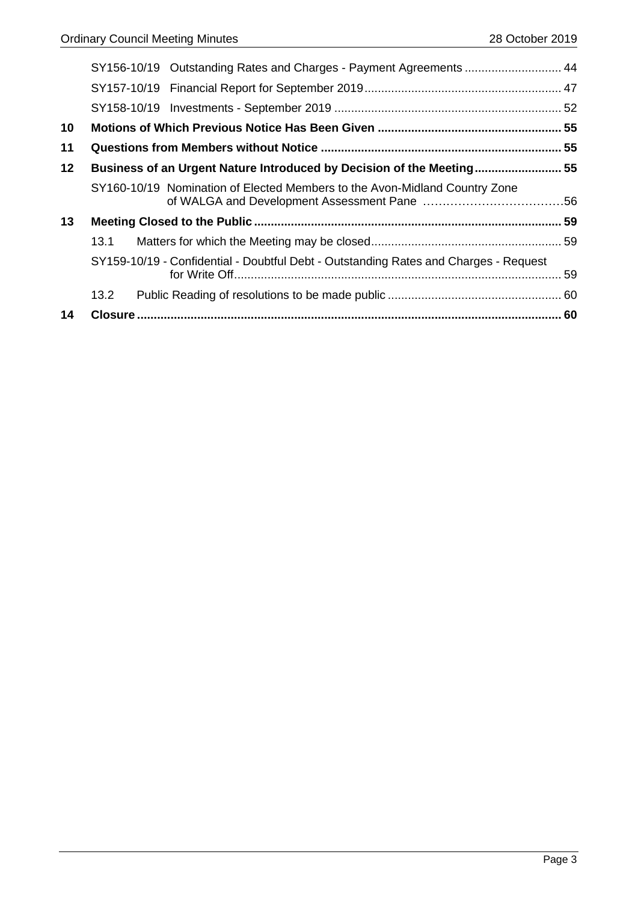| | | |
|---|---|---|
| | SY156-10/19 Outstanding Rates and Charges - Payment Agreements | 44 |
| | SY157-10/19 Financial Report for September 2019 | 47 |
| | SY158-10/19 Investments - September 2019 | 52 |
| **10** | **Motions of Which Previous Notice Has Been Given** | **55** |
| **11** | **Questions from Members without Notice** | **55** |
| **12** | **Business of an Urgent Nature Introduced by Decision of the Meeting** | **55** |
| | SY160-10/19 Nomination of Elected Members to the Avon-Midland Country Zone of WALGA and Development Assessment Pane | 56 |
| **13** | **Meeting Closed to the Public** | **59** |
| | 13.1 Matters for which the Meeting may be closed | 59 |
| | SY159-10/19 - Confidential - Doubtful Debt - Outstanding Rates and Charges - Request for Write Off | 59 |
| | 13.2 Public Reading of resolutions to be made public | 60 |
| **14** | **Closure** | **60** |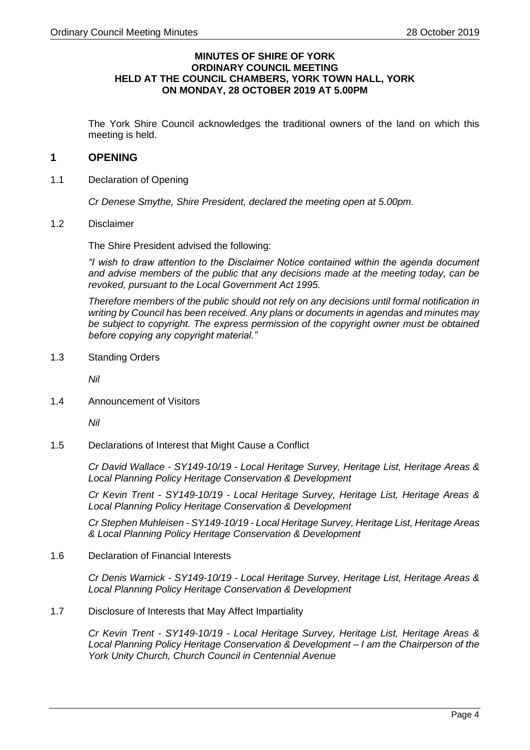**MINUTES OF SHIRE OF YORK**
**ORDINARY COUNCIL MEETING**
**HELD AT THE COUNCIL CHAMBERS, YORK TOWN HALL, YORK**
**ON MONDAY, 28 OCTOBER 2019 AT 5.00PM**

The York Shire Council acknowledges the traditional owners of the land on which this meeting is held.

## 1 OPENING

1.1 Declaration of Opening

*Cr Denese Smythe, Shire President, declared the meeting open at 5.00pm*.

1.2 Disclaimer

The Shire President advised the following:

*"I wish to draw attention to the Disclaimer Notice contained within the agenda document and advise members of the public that any decisions made at the meeting today, can be revoked, pursuant to the Local Government Act 1995.*

*Therefore members of the public should not rely on any decisions until formal notification in writing by Council has been received. Any plans or documents in agendas and minutes may be subject to copyright. The express permission of the copyright owner must be obtained before copying any copyright material."*

1.3 Standing Orders

*Nil*

1.4 Announcement of Visitors

*Nil*

1.5 Declarations of Interest that Might Cause a Conflict

*Cr David Wallace - SY149-10/19 - Local Heritage Survey, Heritage List, Heritage Areas & Local Planning Policy Heritage Conservation & Development*

*Cr Kevin Trent - SY149-10/19 - Local Heritage Survey, Heritage List, Heritage Areas & Local Planning Policy Heritage Conservation & Development*

*Cr Stephen Muhleisen - SY149-10/19 - Local Heritage Survey, Heritage List, Heritage Areas & Local Planning Policy Heritage Conservation & Development*

1.6 Declaration of Financial Interests

*Cr Denis Warnick - SY149-10/19 - Local Heritage Survey, Heritage List, Heritage Areas & Local Planning Policy Heritage Conservation & Development*

1.7 Disclosure of Interests that May Affect Impartiality

*Cr Kevin Trent - SY149-10/19 - Local Heritage Survey, Heritage List, Heritage Areas & Local Planning Policy Heritage Conservation & Development – I am the Chairperson of the York Unity Church, Church Council in Centennial Avenue*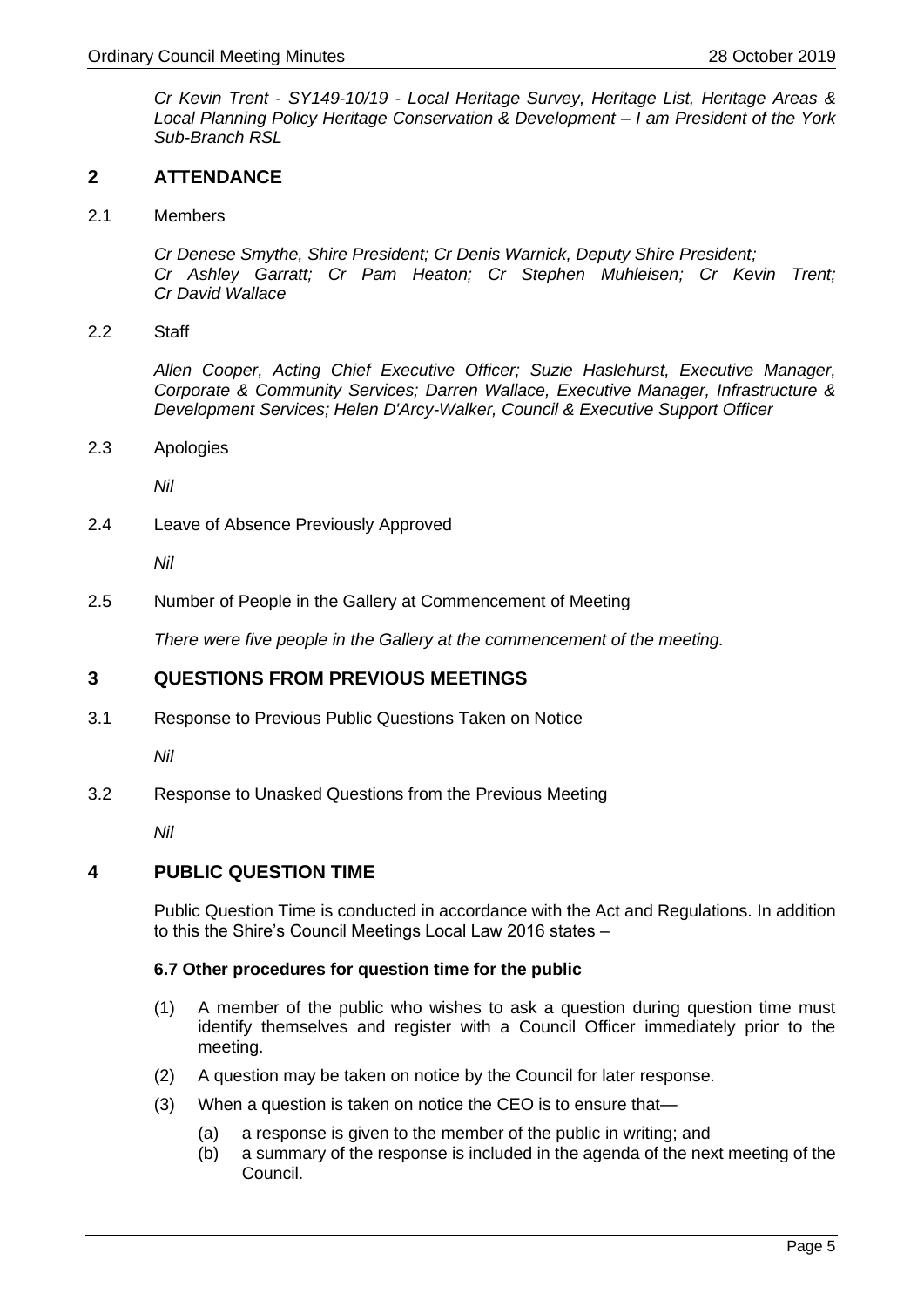*Cr Kevin Trent - SY149-10/19 - Local Heritage Survey, Heritage List, Heritage Areas & Local Planning Policy Heritage Conservation & Development – I am President of the York Sub-Branch RSL*

## 2 ATTENDANCE

2.1 Members

*Cr Denese Smythe, Shire President; Cr Denis Warnick, Deputy Shire President; Cr Ashley Garratt; Cr Pam Heaton; Cr Stephen Muhleisen; Cr Kevin Trent; Cr David Wallace*

2.2 Staff

*Allen Cooper, Acting Chief Executive Officer; Suzie Haslehurst, Executive Manager, Corporate & Community Services; Darren Wallace, Executive Manager, Infrastructure & Development Services; Helen D'Arcy-Walker, Council & Executive Support Officer*

2.3 Apologies

*Nil*

2.4 Leave of Absence Previously Approved

*Nil*

2.5 Number of People in the Gallery at Commencement of Meeting

*There were five people in the Gallery at the commencement of the meeting.*

## 3 QUESTIONS FROM PREVIOUS MEETINGS

3.1 Response to Previous Public Questions Taken on Notice

*Nil*

3.2 Response to Unasked Questions from the Previous Meeting

*Nil*

## 4 PUBLIC QUESTION TIME

Public Question Time is conducted in accordance with the Act and Regulations. In addition to this the Shire's Council Meetings Local Law 2016 states –

**6.7 Other procedures for question time for the public**

(1) A member of the public who wishes to ask a question during question time must identify themselves and register with a Council Officer immediately prior to the meeting.

(2) A question may be taken on notice by the Council for later response.

(3) When a question is taken on notice the CEO is to ensure that—

- (a) a response is given to the member of the public in writing; and
- (b) a summary of the response is included in the agenda of the next meeting of the Council.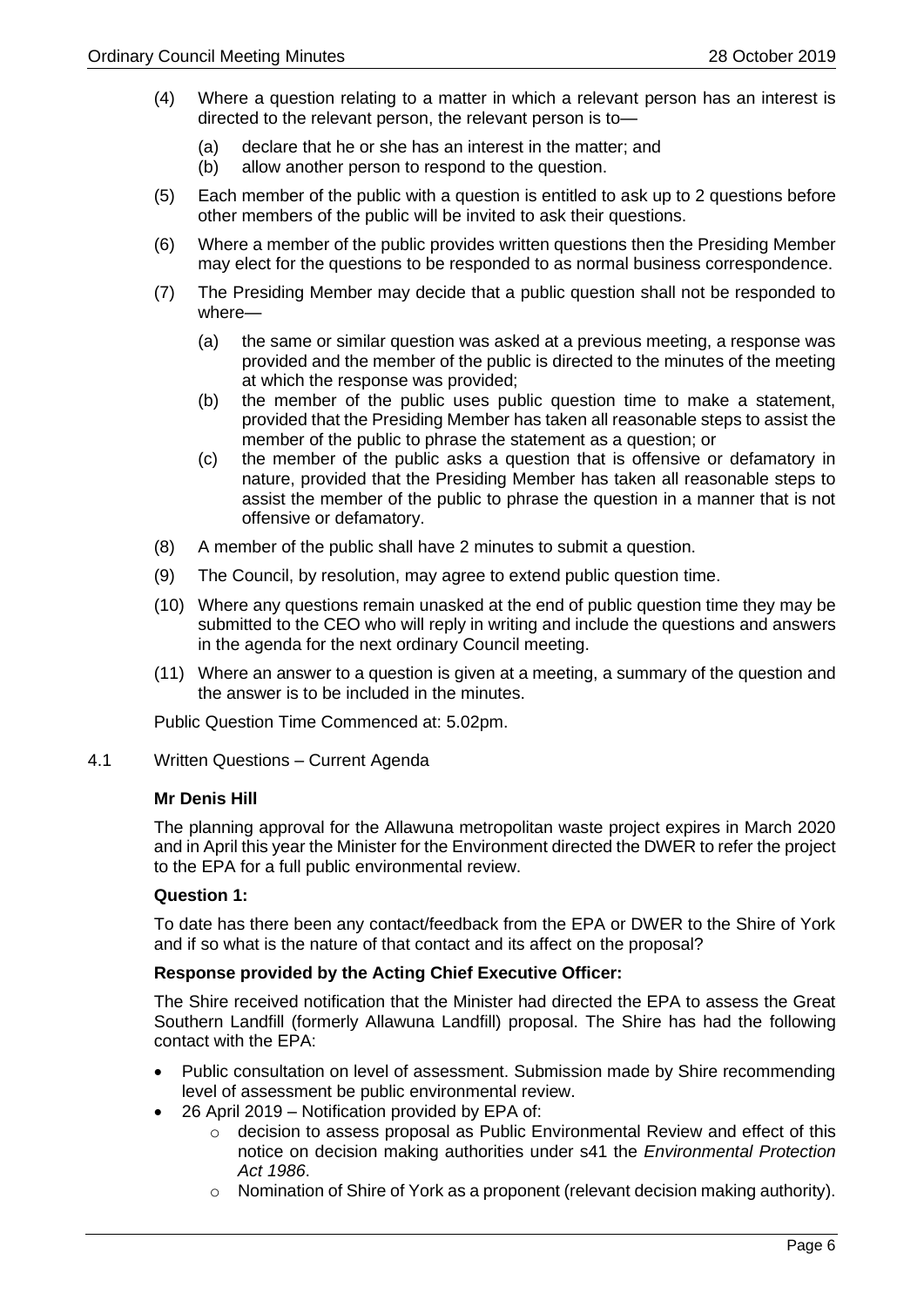(4) Where a question relating to a matter in which a relevant person has an interest is directed to the relevant person, the relevant person is to—

   (a) declare that he or she has an interest in the matter; and
   (b) allow another person to respond to the question.

(5) Each member of the public with a question is entitled to ask up to 2 questions before other members of the public will be invited to ask their questions.

(6) Where a member of the public provides written questions then the Presiding Member may elect for the questions to be responded to as normal business correspondence.

(7) The Presiding Member may decide that a public question shall not be responded to where—

   (a) the same or similar question was asked at a previous meeting, a response was provided and the member of the public is directed to the minutes of the meeting at which the response was provided;
   (b) the member of the public uses public question time to make a statement, provided that the Presiding Member has taken all reasonable steps to assist the member of the public to phrase the statement as a question; or
   (c) the member of the public asks a question that is offensive or defamatory in nature, provided that the Presiding Member has taken all reasonable steps to assist the member of the public to phrase the question in a manner that is not offensive or defamatory.

(8) A member of the public shall have 2 minutes to submit a question.

(9) The Council, by resolution, may agree to extend public question time.

(10) Where any questions remain unasked at the end of public question time they may be submitted to the CEO who will reply in writing and include the questions and answers in the agenda for the next ordinary Council meeting.

(11) Where an answer to a question is given at a meeting, a summary of the question and the answer is to be included in the minutes.

Public Question Time Commenced at: 5.02pm.

4.1 Written Questions – Current Agenda

**Mr Denis Hill**

The planning approval for the Allawuna metropolitan waste project expires in March 2020 and in April this year the Minister for the Environment directed the DWER to refer the project to the EPA for a full public environmental review.

**Question 1:**

To date has there been any contact/feedback from the EPA or DWER to the Shire of York and if so what is the nature of that contact and its affect on the proposal?

**Response provided by the Acting Chief Executive Officer:**

The Shire received notification that the Minister had directed the EPA to assess the Great Southern Landfill (formerly Allawuna Landfill) proposal. The Shire has had the following contact with the EPA:

- Public consultation on level of assessment. Submission made by Shire recommending level of assessment be public environmental review.
- 26 April 2019 – Notification provided by EPA of:
  - decision to assess proposal as Public Environmental Review and effect of this notice on decision making authorities under s41 the *Environmental Protection Act 1986*.
  - Nomination of Shire of York as a proponent (relevant decision making authority).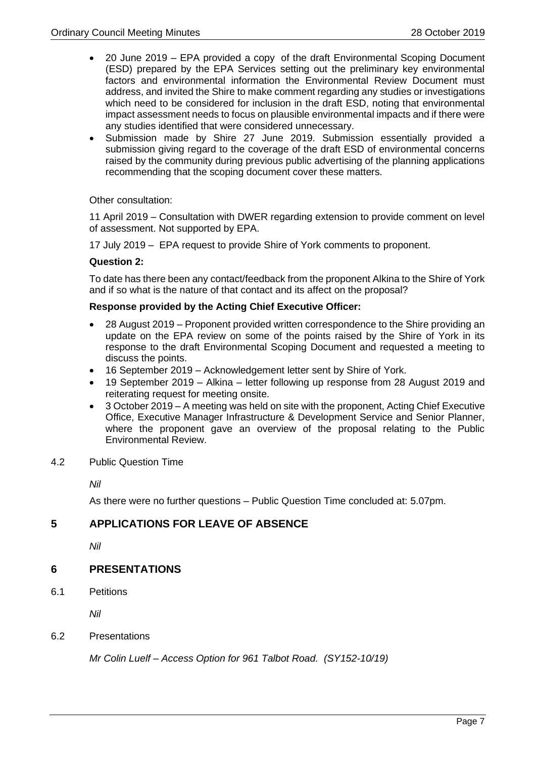- 20 June 2019 – EPA provided a copy of the draft Environmental Scoping Document (ESD) prepared by the EPA Services setting out the preliminary key environmental factors and environmental information the Environmental Review Document must address, and invited the Shire to make comment regarding any studies or investigations which need to be considered for inclusion in the draft ESD, noting that environmental impact assessment needs to focus on plausible environmental impacts and if there were any studies identified that were considered unnecessary.
- Submission made by Shire 27 June 2019. Submission essentially provided a submission giving regard to the coverage of the draft ESD of environmental concerns raised by the community during previous public advertising of the planning applications recommending that the scoping document cover these matters.

Other consultation:

11 April 2019 – Consultation with DWER regarding extension to provide comment on level of assessment. Not supported by EPA.

17 July 2019 – EPA request to provide Shire of York comments to proponent.

**Question 2:**

To date has there been any contact/feedback from the proponent Alkina to the Shire of York and if so what is the nature of that contact and its affect on the proposal?

**Response provided by the Acting Chief Executive Officer:**

- 28 August 2019 – Proponent provided written correspondence to the Shire providing an update on the EPA review on some of the points raised by the Shire of York in its response to the draft Environmental Scoping Document and requested a meeting to discuss the points.
- 16 September 2019 – Acknowledgement letter sent by Shire of York.
- 19 September 2019 – Alkina – letter following up response from 28 August 2019 and reiterating request for meeting onsite.
- 3 October 2019 – A meeting was held on site with the proponent, Acting Chief Executive Office, Executive Manager Infrastructure & Development Service and Senior Planner, where the proponent gave an overview of the proposal relating to the Public Environmental Review.

4.2 Public Question Time

*Nil*

As there were no further questions – Public Question Time concluded at: 5.07pm.

## 5 APPLICATIONS FOR LEAVE OF ABSENCE

*Nil*

## 6 PRESENTATIONS

6.1 Petitions

*Nil*

6.2 Presentations

*Mr Colin Luelf – Access Option for 961 Talbot Road. (SY152-10/19)*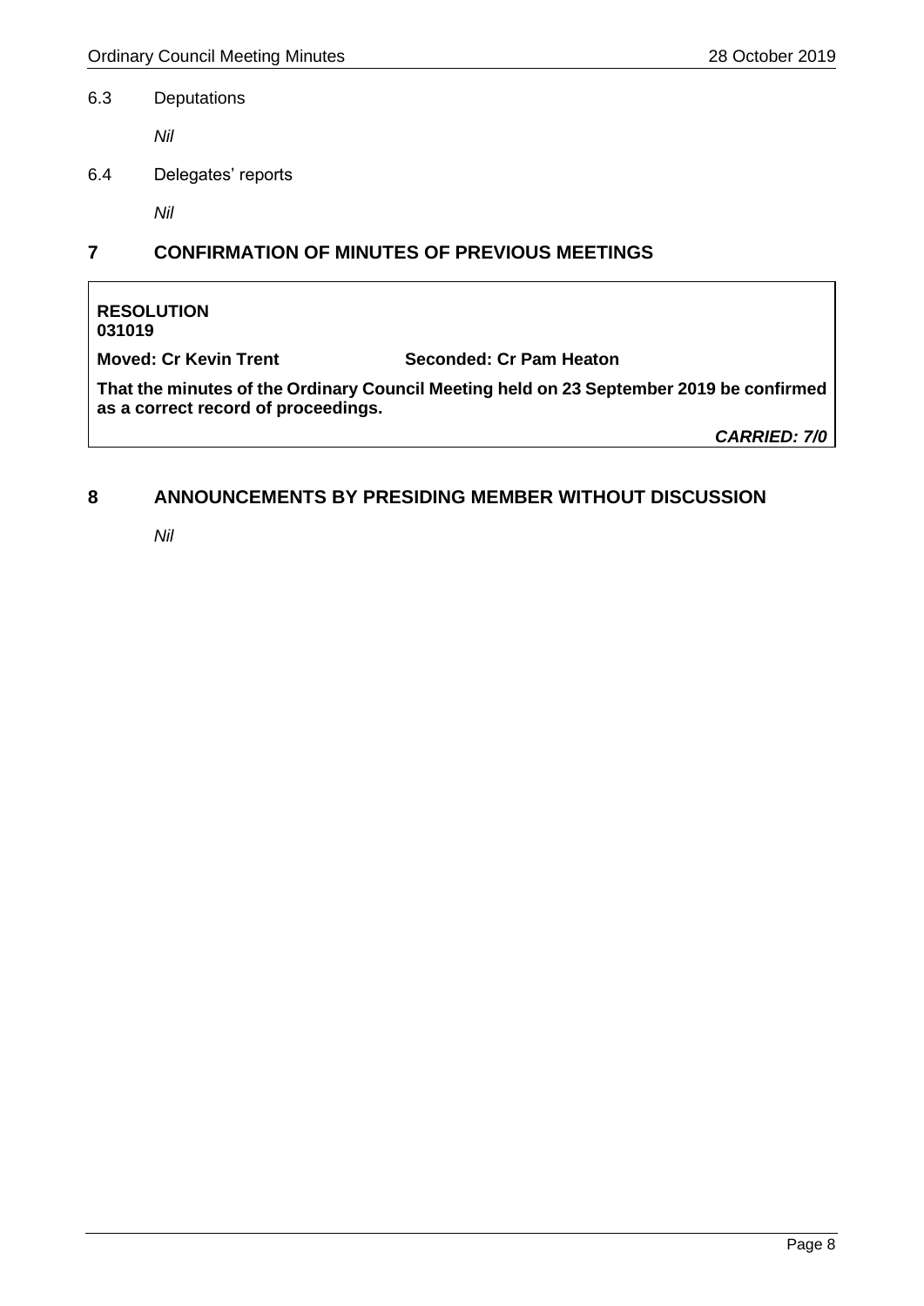6.3 Deputations

*Nil*

6.4 Delegates' reports

*Nil*

## 7 CONFIRMATION OF MINUTES OF PREVIOUS MEETINGS

**RESOLUTION**
**031019**

**Moved: Cr Kevin Trent** **Seconded: Cr Pam Heaton**

**That the minutes of the Ordinary Council Meeting held on 23 September 2019 be confirmed as a correct record of proceedings.**

***CARRIED: 7/0***

## 8 ANNOUNCEMENTS BY PRESIDING MEMBER WITHOUT DISCUSSION

*Nil*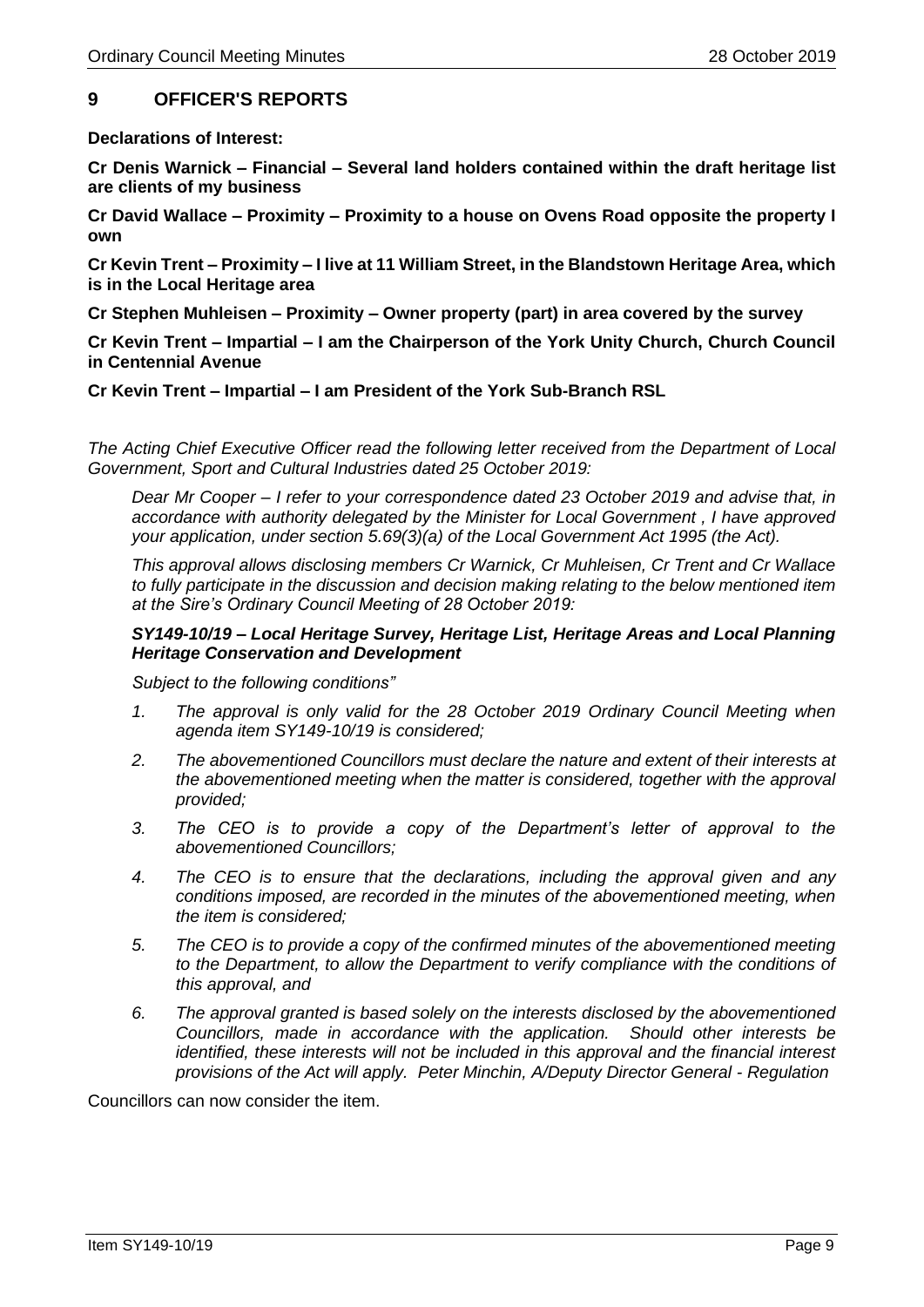## 9 OFFICER'S REPORTS

**Declarations of Interest:**

**Cr Denis Warnick – Financial – Several land holders contained within the draft heritage list are clients of my business**

**Cr David Wallace – Proximity – Proximity to a house on Ovens Road opposite the property I own**

**Cr Kevin Trent – Proximity – I live at 11 William Street, in the Blandstown Heritage Area, which is in the Local Heritage area**

**Cr Stephen Muhleisen – Proximity – Owner property (part) in area covered by the survey**

**Cr Kevin Trent – Impartial – I am the Chairperson of the York Unity Church, Church Council in Centennial Avenue**

**Cr Kevin Trent – Impartial – I am President of the York Sub-Branch RSL**

*The Acting Chief Executive Officer read the following letter received from the Department of Local Government, Sport and Cultural Industries dated 25 October 2019:*

> *Dear Mr Cooper – I refer to your correspondence dated 23 October 2019 and advise that, in accordance with authority delegated by the Minister for Local Government , I have approved your application, under section 5.69(3)(a) of the Local Government Act 1995 (the Act).*
>
> *This approval allows disclosing members Cr Warnick, Cr Muhleisen, Cr Trent and Cr Wallace to fully participate in the discussion and decision making relating to the below mentioned item at the Sire's Ordinary Council Meeting of 28 October 2019:*
>
> ***SY149-10/19 – Local Heritage Survey, Heritage List, Heritage Areas and Local Planning Heritage Conservation and Development***
>
> *Subject to the following conditions"*
>
> 1. *The approval is only valid for the 28 October 2019 Ordinary Council Meeting when agenda item SY149-10/19 is considered;*
> 2. *The abovementioned Councillors must declare the nature and extent of their interests at the abovementioned meeting when the matter is considered, together with the approval provided;*
> 3. *The CEO is to provide a copy of the Department's letter of approval to the abovementioned Councillors;*
> 4. *The CEO is to ensure that the declarations, including the approval given and any conditions imposed, are recorded in the minutes of the abovementioned meeting, when the item is considered;*
> 5. *The CEO is to provide a copy of the confirmed minutes of the abovementioned meeting to the Department, to allow the Department to verify compliance with the conditions of this approval, and*
> 6. *The approval granted is based solely on the interests disclosed by the abovementioned Councillors, made in accordance with the application. Should other interests be identified, these interests will not be included in this approval and the financial interest provisions of the Act will apply. Peter Minchin, A/Deputy Director General - Regulation*

Councillors can now consider the item.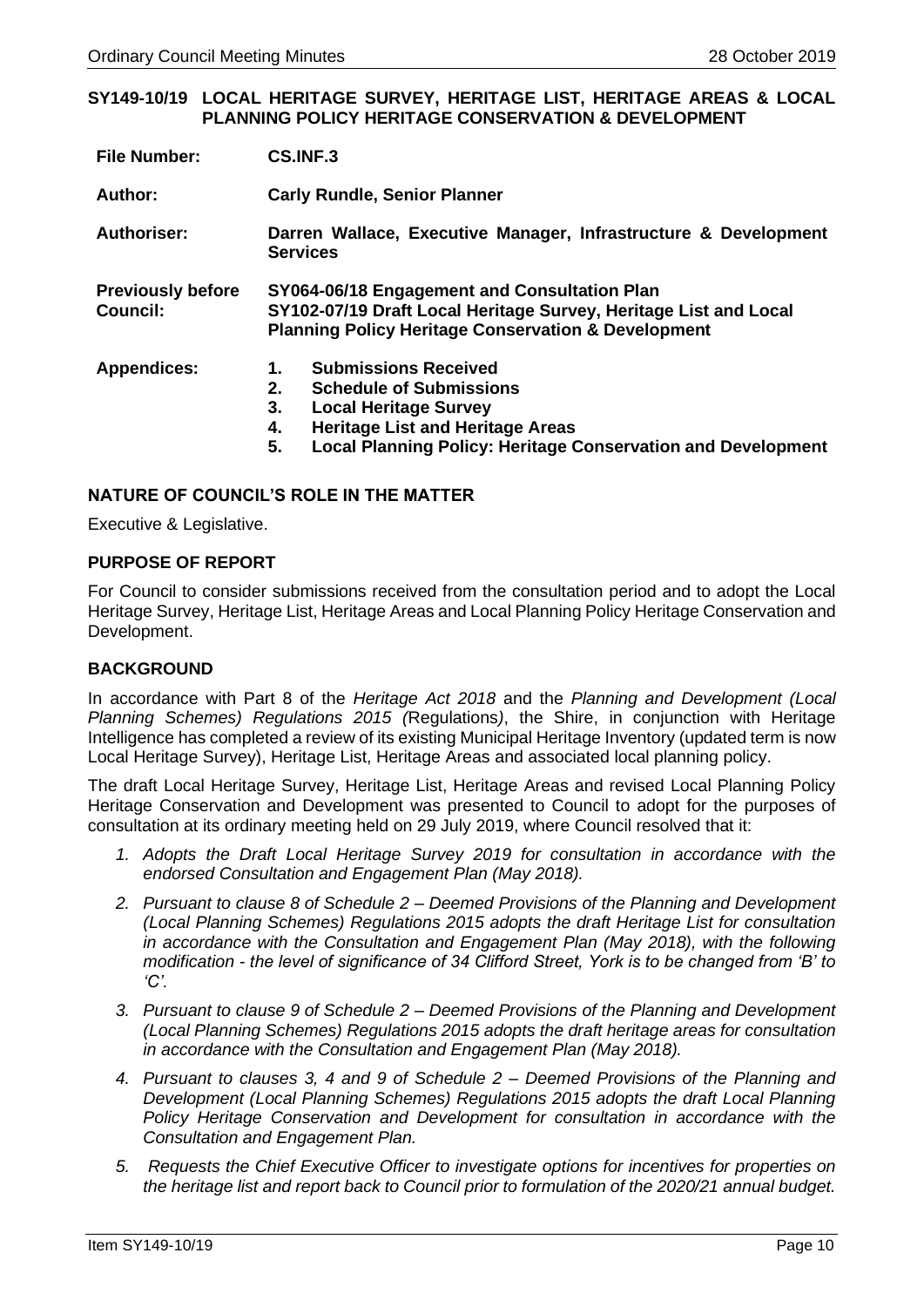**SY149-10/19 LOCAL HERITAGE SURVEY, HERITAGE LIST, HERITAGE AREAS & LOCAL PLANNING POLICY HERITAGE CONSERVATION & DEVELOPMENT**

| | |
|---|---|
| **File Number:** | **CS.INF.3** |
| **Author:** | **Carly Rundle, Senior Planner** |
| **Authoriser:** | **Darren Wallace, Executive Manager, Infrastructure & Development Services** |
| **Previously before Council:** | **SY064-06/18 Engagement and Consultation Plan**<br>**SY102-07/19 Draft Local Heritage Survey, Heritage List and Local Planning Policy Heritage Conservation & Development** |
| **Appendices:** | **1. Submissions Received**<br>**2. Schedule of Submissions**<br>**3. Local Heritage Survey**<br>**4. Heritage List and Heritage Areas**<br>**5. Local Planning Policy: Heritage Conservation and Development** |

## NATURE OF COUNCIL'S ROLE IN THE MATTER

Executive & Legislative.

## PURPOSE OF REPORT

For Council to consider submissions received from the consultation period and to adopt the Local Heritage Survey, Heritage List, Heritage Areas and Local Planning Policy Heritage Conservation and Development.

## BACKGROUND

In accordance with Part 8 of the *Heritage Act 2018* and the *Planning and Development (Local Planning Schemes) Regulations 2015 (*Regulations*)*, the Shire, in conjunction with Heritage Intelligence has completed a review of its existing Municipal Heritage Inventory (updated term is now Local Heritage Survey), Heritage List, Heritage Areas and associated local planning policy.

The draft Local Heritage Survey, Heritage List, Heritage Areas and revised Local Planning Policy Heritage Conservation and Development was presented to Council to adopt for the purposes of consultation at its ordinary meeting held on 29 July 2019, where Council resolved that it:

1. *Adopts the Draft Local Heritage Survey 2019 for consultation in accordance with the endorsed Consultation and Engagement Plan (May 2018).*
2. *Pursuant to clause 8 of Schedule 2 – Deemed Provisions of the Planning and Development (Local Planning Schemes) Regulations 2015 adopts the draft Heritage List for consultation in accordance with the Consultation and Engagement Plan (May 2018), with the following modification - the level of significance of 34 Clifford Street, York is to be changed from 'B' to 'C'.*
3. *Pursuant to clause 9 of Schedule 2 – Deemed Provisions of the Planning and Development (Local Planning Schemes) Regulations 2015 adopts the draft heritage areas for consultation in accordance with the Consultation and Engagement Plan (May 2018).*
4. *Pursuant to clauses 3, 4 and 9 of Schedule 2 – Deemed Provisions of the Planning and Development (Local Planning Schemes) Regulations 2015 adopts the draft Local Planning Policy Heritage Conservation and Development for consultation in accordance with the Consultation and Engagement Plan.*
5. *Requests the Chief Executive Officer to investigate options for incentives for properties on the heritage list and report back to Council prior to formulation of the 2020/21 annual budget.*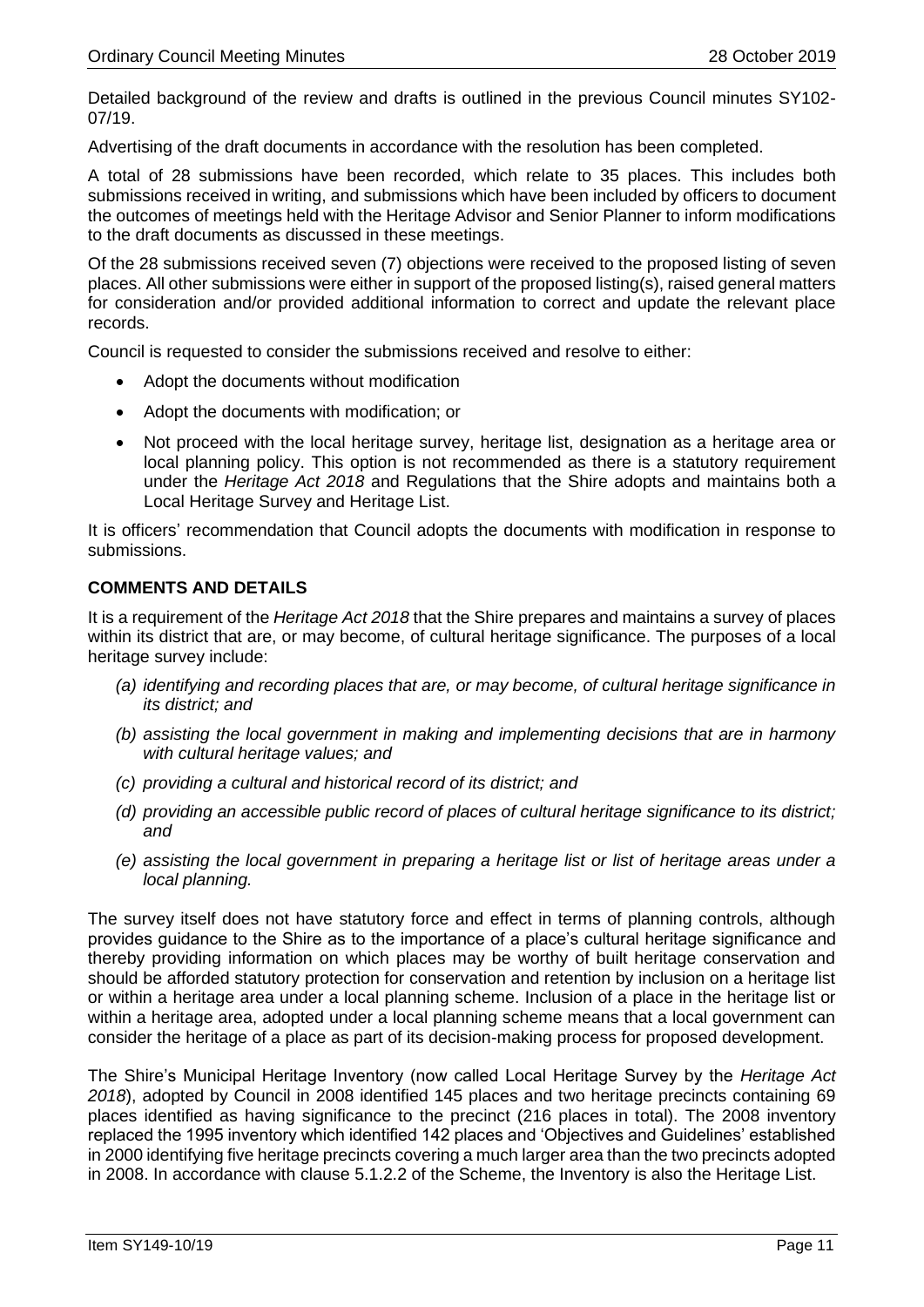Detailed background of the review and drafts is outlined in the previous Council minutes SY102-07/19.

Advertising of the draft documents in accordance with the resolution has been completed.

A total of 28 submissions have been recorded, which relate to 35 places. This includes both submissions received in writing, and submissions which have been included by officers to document the outcomes of meetings held with the Heritage Advisor and Senior Planner to inform modifications to the draft documents as discussed in these meetings.

Of the 28 submissions received seven (7) objections were received to the proposed listing of seven places. All other submissions were either in support of the proposed listing(s), raised general matters for consideration and/or provided additional information to correct and update the relevant place records.

Council is requested to consider the submissions received and resolve to either:

- Adopt the documents without modification
- Adopt the documents with modification; or
- Not proceed with the local heritage survey, heritage list, designation as a heritage area or local planning policy. This option is not recommended as there is a statutory requirement under the *Heritage Act 2018* and Regulations that the Shire adopts and maintains both a Local Heritage Survey and Heritage List.

It is officers' recommendation that Council adopts the documents with modification in response to submissions.

## COMMENTS AND DETAILS

It is a requirement of the *Heritage Act 2018* that the Shire prepares and maintains a survey of places within its district that are, or may become, of cultural heritage significance. The purposes of a local heritage survey include:

*(a) identifying and recording places that are, or may become, of cultural heritage significance in its district; and*

*(b) assisting the local government in making and implementing decisions that are in harmony with cultural heritage values; and*

*(c) providing a cultural and historical record of its district; and*

*(d) providing an accessible public record of places of cultural heritage significance to its district; and*

*(e) assisting the local government in preparing a heritage list or list of heritage areas under a local planning.*

The survey itself does not have statutory force and effect in terms of planning controls, although provides guidance to the Shire as to the importance of a place's cultural heritage significance and thereby providing information on which places may be worthy of built heritage conservation and should be afforded statutory protection for conservation and retention by inclusion on a heritage list or within a heritage area under a local planning scheme. Inclusion of a place in the heritage list or within a heritage area, adopted under a local planning scheme means that a local government can consider the heritage of a place as part of its decision-making process for proposed development.

The Shire's Municipal Heritage Inventory (now called Local Heritage Survey by the *Heritage Act 2018*), adopted by Council in 2008 identified 145 places and two heritage precincts containing 69 places identified as having significance to the precinct (216 places in total). The 2008 inventory replaced the 1995 inventory which identified 142 places and 'Objectives and Guidelines' established in 2000 identifying five heritage precincts covering a much larger area than the two precincts adopted in 2008. In accordance with clause 5.1.2.2 of the Scheme, the Inventory is also the Heritage List.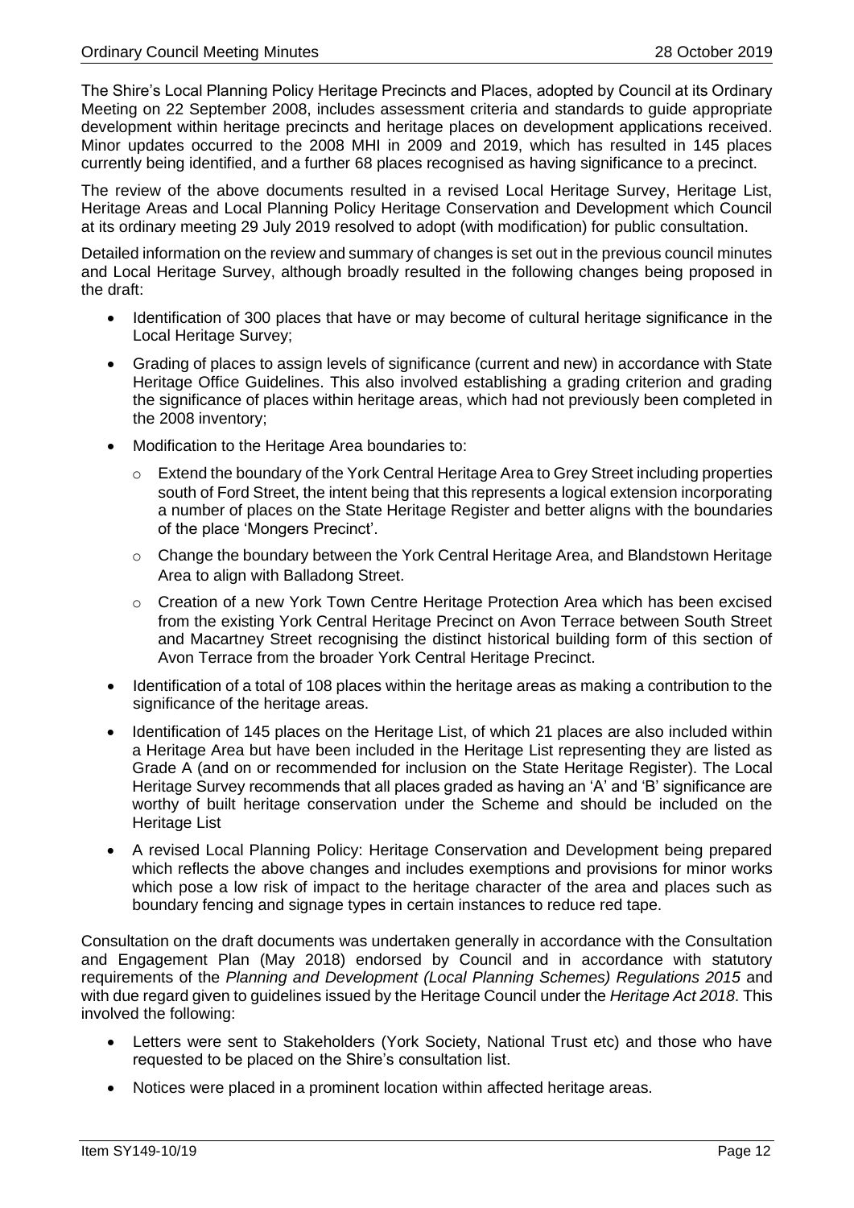The Shire's Local Planning Policy Heritage Precincts and Places, adopted by Council at its Ordinary Meeting on 22 September 2008, includes assessment criteria and standards to guide appropriate development within heritage precincts and heritage places on development applications received. Minor updates occurred to the 2008 MHI in 2009 and 2019, which has resulted in 145 places currently being identified, and a further 68 places recognised as having significance to a precinct.

The review of the above documents resulted in a revised Local Heritage Survey, Heritage List, Heritage Areas and Local Planning Policy Heritage Conservation and Development which Council at its ordinary meeting 29 July 2019 resolved to adopt (with modification) for public consultation.

Detailed information on the review and summary of changes is set out in the previous council minutes and Local Heritage Survey, although broadly resulted in the following changes being proposed in the draft:

- Identification of 300 places that have or may become of cultural heritage significance in the Local Heritage Survey;
- Grading of places to assign levels of significance (current and new) in accordance with State Heritage Office Guidelines. This also involved establishing a grading criterion and grading the significance of places within heritage areas, which had not previously been completed in the 2008 inventory;
- Modification to the Heritage Area boundaries to:
  - Extend the boundary of the York Central Heritage Area to Grey Street including properties south of Ford Street, the intent being that this represents a logical extension incorporating a number of places on the State Heritage Register and better aligns with the boundaries of the place 'Mongers Precinct'.
  - Change the boundary between the York Central Heritage Area, and Blandstown Heritage Area to align with Balladong Street.
  - Creation of a new York Town Centre Heritage Protection Area which has been excised from the existing York Central Heritage Precinct on Avon Terrace between South Street and Macartney Street recognising the distinct historical building form of this section of Avon Terrace from the broader York Central Heritage Precinct.
- Identification of a total of 108 places within the heritage areas as making a contribution to the significance of the heritage areas.
- Identification of 145 places on the Heritage List, of which 21 places are also included within a Heritage Area but have been included in the Heritage List representing they are listed as Grade A (and on or recommended for inclusion on the State Heritage Register). The Local Heritage Survey recommends that all places graded as having an 'A' and 'B' significance are worthy of built heritage conservation under the Scheme and should be included on the Heritage List
- A revised Local Planning Policy: Heritage Conservation and Development being prepared which reflects the above changes and includes exemptions and provisions for minor works which pose a low risk of impact to the heritage character of the area and places such as boundary fencing and signage types in certain instances to reduce red tape.

Consultation on the draft documents was undertaken generally in accordance with the Consultation and Engagement Plan (May 2018) endorsed by Council and in accordance with statutory requirements of the *Planning and Development (Local Planning Schemes) Regulations 2015* and with due regard given to guidelines issued by the Heritage Council under the *Heritage Act 2018*. This involved the following:

- Letters were sent to Stakeholders (York Society, National Trust etc) and those who have requested to be placed on the Shire's consultation list.
- Notices were placed in a prominent location within affected heritage areas.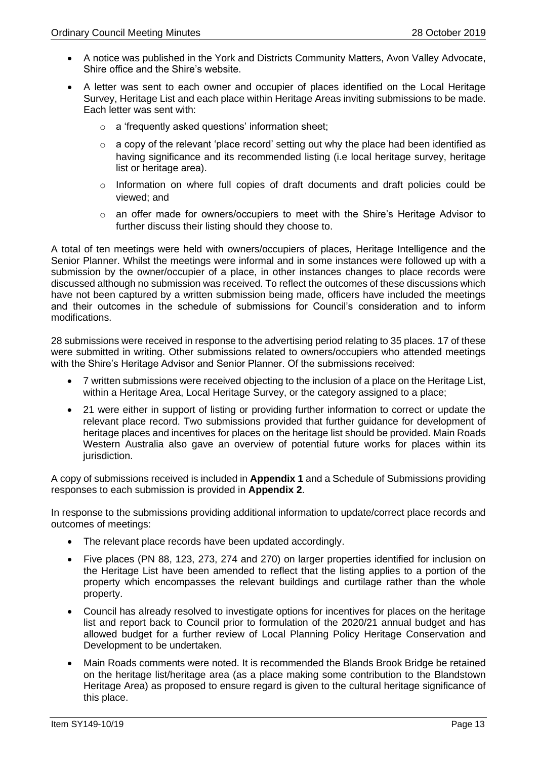- A notice was published in the York and Districts Community Matters, Avon Valley Advocate, Shire office and the Shire's website.
- A letter was sent to each owner and occupier of places identified on the Local Heritage Survey, Heritage List and each place within Heritage Areas inviting submissions to be made. Each letter was sent with:
  - a 'frequently asked questions' information sheet;
  - a copy of the relevant 'place record' setting out why the place had been identified as having significance and its recommended listing (i.e local heritage survey, heritage list or heritage area).
  - Information on where full copies of draft documents and draft policies could be viewed; and
  - an offer made for owners/occupiers to meet with the Shire's Heritage Advisor to further discuss their listing should they choose to.

A total of ten meetings were held with owners/occupiers of places, Heritage Intelligence and the Senior Planner. Whilst the meetings were informal and in some instances were followed up with a submission by the owner/occupier of a place, in other instances changes to place records were discussed although no submission was received. To reflect the outcomes of these discussions which have not been captured by a written submission being made, officers have included the meetings and their outcomes in the schedule of submissions for Council's consideration and to inform modifications.

28 submissions were received in response to the advertising period relating to 35 places. 17 of these were submitted in writing. Other submissions related to owners/occupiers who attended meetings with the Shire's Heritage Advisor and Senior Planner. Of the submissions received:

- 7 written submissions were received objecting to the inclusion of a place on the Heritage List, within a Heritage Area, Local Heritage Survey, or the category assigned to a place;
- 21 were either in support of listing or providing further information to correct or update the relevant place record. Two submissions provided that further guidance for development of heritage places and incentives for places on the heritage list should be provided. Main Roads Western Australia also gave an overview of potential future works for places within its jurisdiction.

A copy of submissions received is included in **Appendix 1** and a Schedule of Submissions providing responses to each submission is provided in **Appendix 2**.

In response to the submissions providing additional information to update/correct place records and outcomes of meetings:

- The relevant place records have been updated accordingly.
- Five places (PN 88, 123, 273, 274 and 270) on larger properties identified for inclusion on the Heritage List have been amended to reflect that the listing applies to a portion of the property which encompasses the relevant buildings and curtilage rather than the whole property.
- Council has already resolved to investigate options for incentives for places on the heritage list and report back to Council prior to formulation of the 2020/21 annual budget and has allowed budget for a further review of Local Planning Policy Heritage Conservation and Development to be undertaken.
- Main Roads comments were noted. It is recommended the Blands Brook Bridge be retained on the heritage list/heritage area (as a place making some contribution to the Blandstown Heritage Area) as proposed to ensure regard is given to the cultural heritage significance of this place.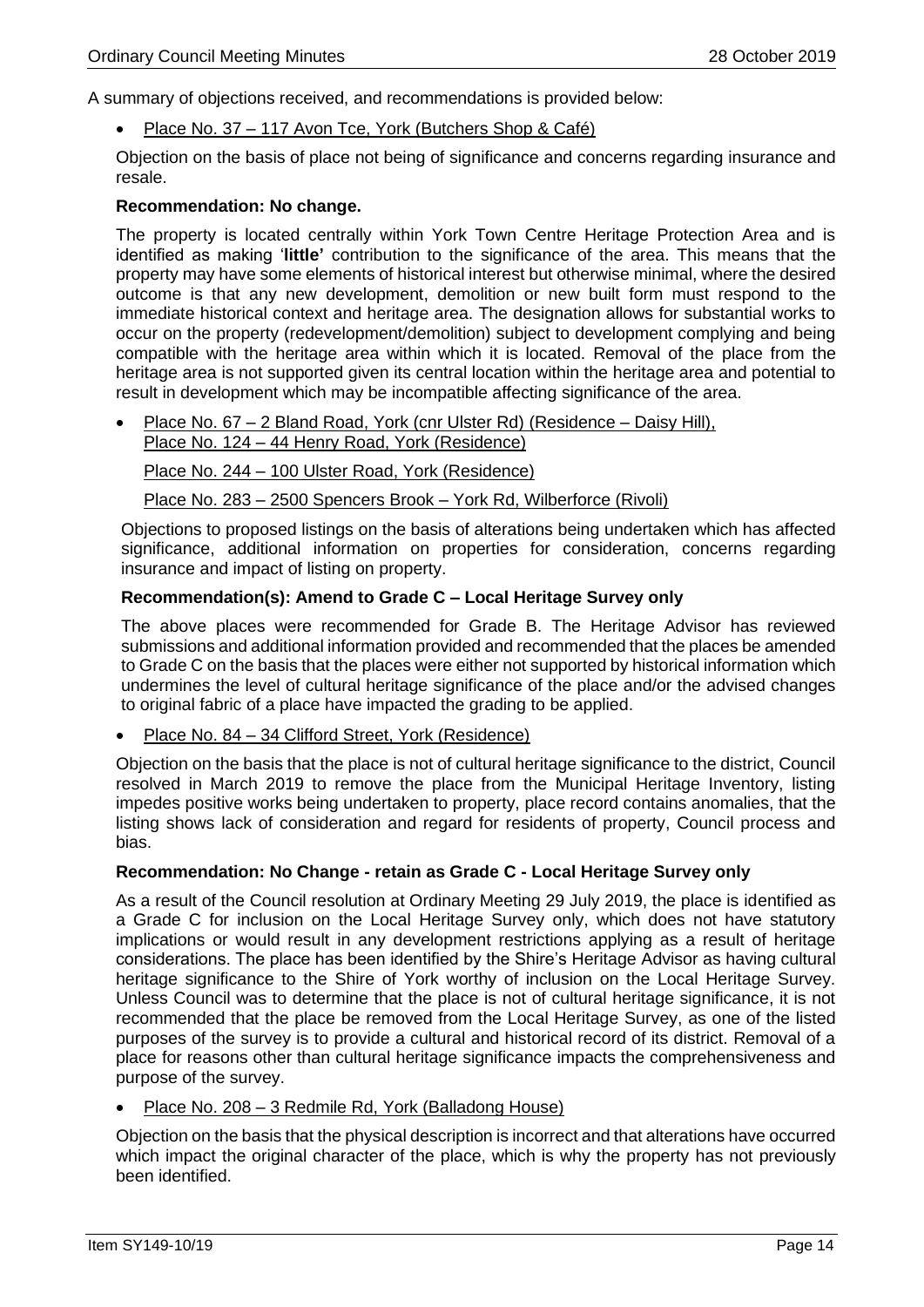A summary of objections received, and recommendations is provided below:

- Place No. 37 – 117 Avon Tce, York (Butchers Shop & Café)

Objection on the basis of place not being of significance and concerns regarding insurance and resale.

**Recommendation: No change.**

The property is located centrally within York Town Centre Heritage Protection Area and is identified as making '**little'** contribution to the significance of the area. This means that the property may have some elements of historical interest but otherwise minimal, where the desired outcome is that any new development, demolition or new built form must respond to the immediate historical context and heritage area. The designation allows for substantial works to occur on the property (redevelopment/demolition) subject to development complying and being compatible with the heritage area within which it is located. Removal of the place from the heritage area is not supported given its central location within the heritage area and potential to result in development which may be incompatible affecting significance of the area.

- Place No. 67 – 2 Bland Road, York (cnr Ulster Rd) (Residence – Daisy Hill),
  Place No. 124 – 44 Henry Road, York (Residence)

  Place No. 244 – 100 Ulster Road, York (Residence)

  Place No. 283 – 2500 Spencers Brook – York Rd, Wilberforce (Rivoli)

Objections to proposed listings on the basis of alterations being undertaken which has affected significance, additional information on properties for consideration, concerns regarding insurance and impact of listing on property.

**Recommendation(s): Amend to Grade C – Local Heritage Survey only**

The above places were recommended for Grade B. The Heritage Advisor has reviewed submissions and additional information provided and recommended that the places be amended to Grade C on the basis that the places were either not supported by historical information which undermines the level of cultural heritage significance of the place and/or the advised changes to original fabric of a place have impacted the grading to be applied.

- Place No. 84 – 34 Clifford Street, York (Residence)

Objection on the basis that the place is not of cultural heritage significance to the district, Council resolved in March 2019 to remove the place from the Municipal Heritage Inventory, listing impedes positive works being undertaken to property, place record contains anomalies, that the listing shows lack of consideration and regard for residents of property, Council process and bias.

**Recommendation: No Change - retain as Grade C - Local Heritage Survey only**

As a result of the Council resolution at Ordinary Meeting 29 July 2019, the place is identified as a Grade C for inclusion on the Local Heritage Survey only, which does not have statutory implications or would result in any development restrictions applying as a result of heritage considerations. The place has been identified by the Shire's Heritage Advisor as having cultural heritage significance to the Shire of York worthy of inclusion on the Local Heritage Survey. Unless Council was to determine that the place is not of cultural heritage significance, it is not recommended that the place be removed from the Local Heritage Survey, as one of the listed purposes of the survey is to provide a cultural and historical record of its district. Removal of a place for reasons other than cultural heritage significance impacts the comprehensiveness and purpose of the survey.

- Place No. 208 – 3 Redmile Rd, York (Balladong House)

Objection on the basis that the physical description is incorrect and that alterations have occurred which impact the original character of the place, which is why the property has not previously been identified.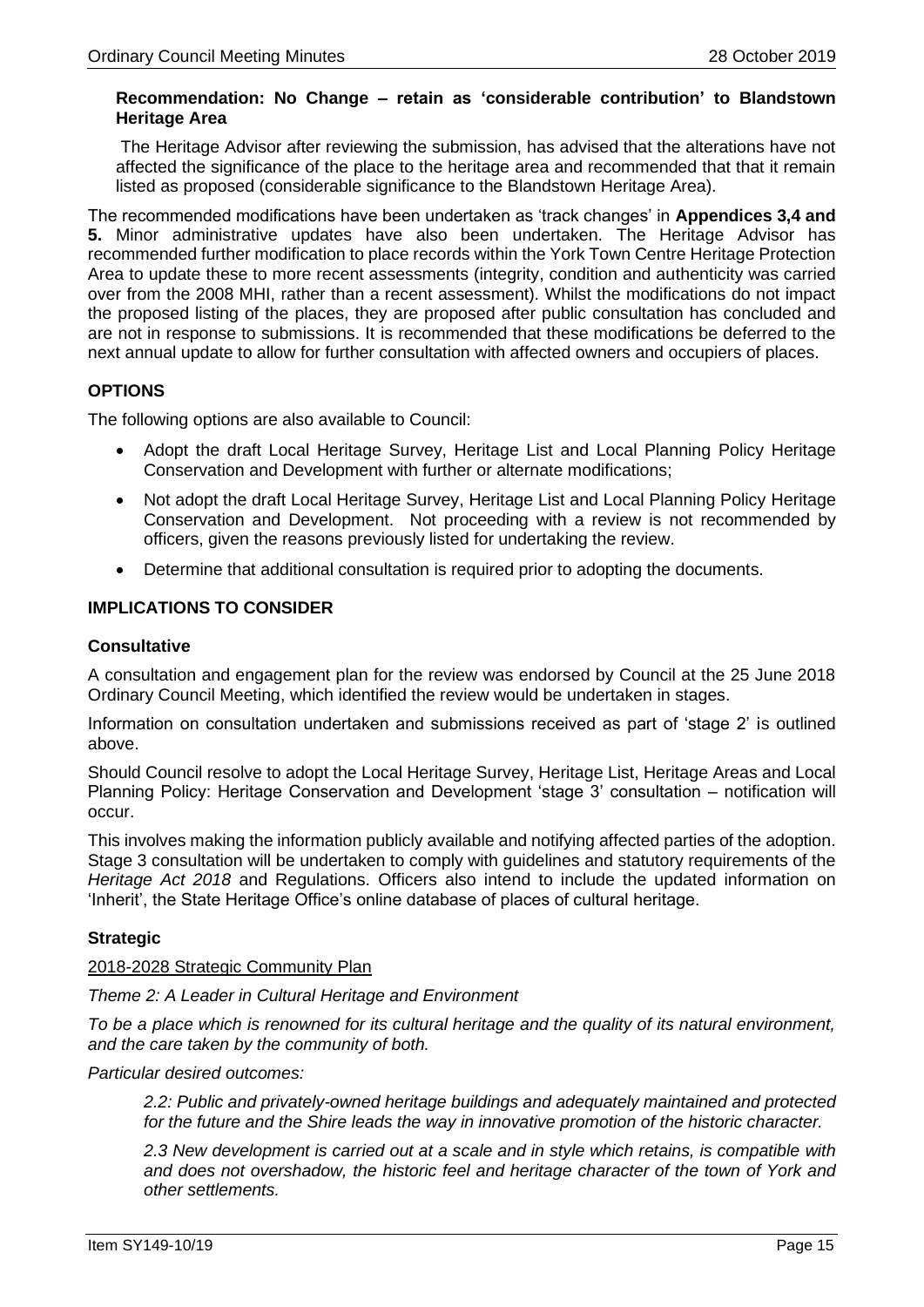**Recommendation: No Change – retain as 'considerable contribution' to Blandstown Heritage Area**

The Heritage Advisor after reviewing the submission, has advised that the alterations have not affected the significance of the place to the heritage area and recommended that that it remain listed as proposed (considerable significance to the Blandstown Heritage Area).

The recommended modifications have been undertaken as 'track changes' in **Appendices 3,4 and 5.** Minor administrative updates have also been undertaken. The Heritage Advisor has recommended further modification to place records within the York Town Centre Heritage Protection Area to update these to more recent assessments (integrity, condition and authenticity was carried over from the 2008 MHI, rather than a recent assessment). Whilst the modifications do not impact the proposed listing of the places, they are proposed after public consultation has concluded and are not in response to submissions. It is recommended that these modifications be deferred to the next annual update to allow for further consultation with affected owners and occupiers of places.

## OPTIONS

The following options are also available to Council:

- Adopt the draft Local Heritage Survey, Heritage List and Local Planning Policy Heritage Conservation and Development with further or alternate modifications;
- Not adopt the draft Local Heritage Survey, Heritage List and Local Planning Policy Heritage Conservation and Development. Not proceeding with a review is not recommended by officers, given the reasons previously listed for undertaking the review.
- Determine that additional consultation is required prior to adopting the documents.

## IMPLICATIONS TO CONSIDER

### Consultative

A consultation and engagement plan for the review was endorsed by Council at the 25 June 2018 Ordinary Council Meeting, which identified the review would be undertaken in stages.

Information on consultation undertaken and submissions received as part of 'stage 2' is outlined above.

Should Council resolve to adopt the Local Heritage Survey, Heritage List, Heritage Areas and Local Planning Policy: Heritage Conservation and Development 'stage 3' consultation – notification will occur.

This involves making the information publicly available and notifying affected parties of the adoption. Stage 3 consultation will be undertaken to comply with guidelines and statutory requirements of the *Heritage Act 2018* and Regulations. Officers also intend to include the updated information on 'Inherit', the State Heritage Office's online database of places of cultural heritage.

### Strategic

2018-2028 Strategic Community Plan

*Theme 2: A Leader in Cultural Heritage and Environment*

*To be a place which is renowned for its cultural heritage and the quality of its natural environment, and the care taken by the community of both.*

*Particular desired outcomes:*

> *2.2: Public and privately-owned heritage buildings and adequately maintained and protected for the future and the Shire leads the way in innovative promotion of the historic character.*
>
> *2.3 New development is carried out at a scale and in style which retains, is compatible with and does not overshadow, the historic feel and heritage character of the town of York and other settlements.*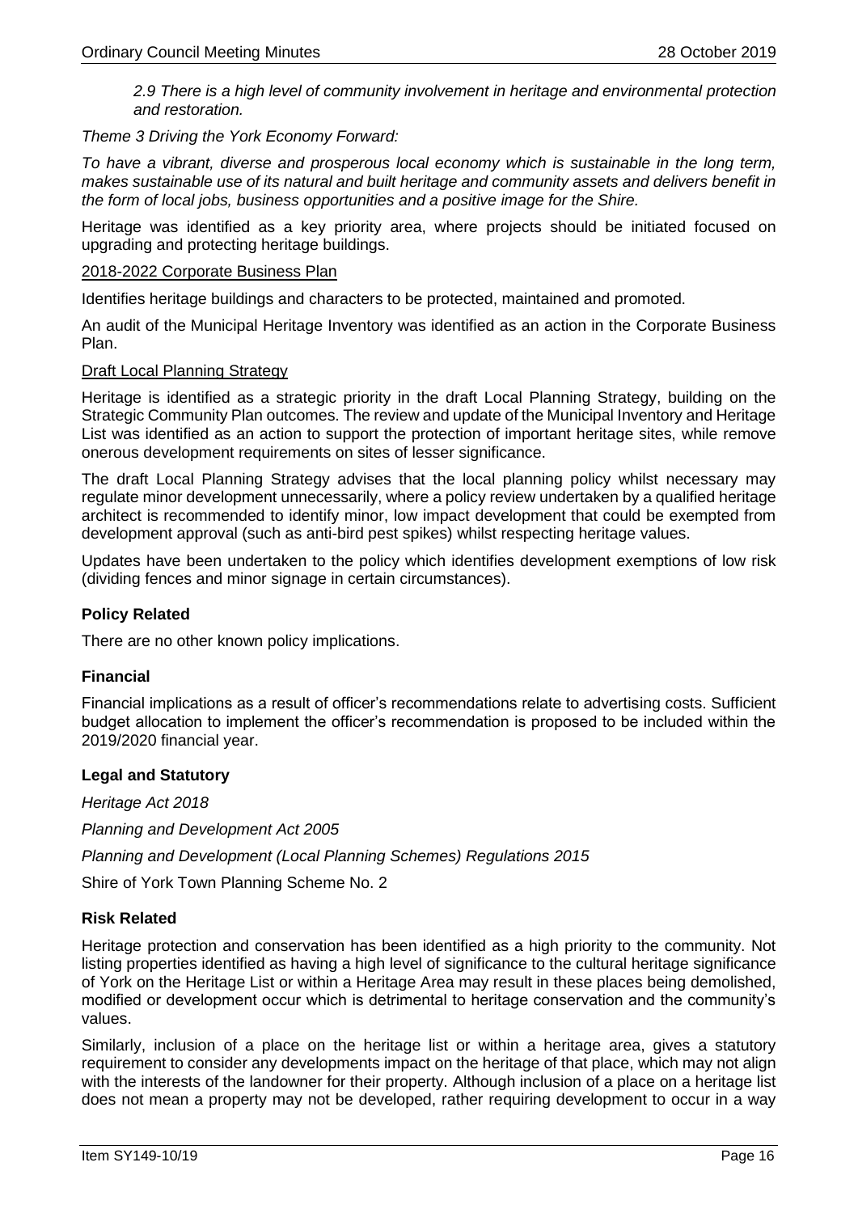*2.9 There is a high level of community involvement in heritage and environmental protection and restoration.*

*Theme 3 Driving the York Economy Forward:*

*To have a vibrant, diverse and prosperous local economy which is sustainable in the long term, makes sustainable use of its natural and built heritage and community assets and delivers benefit in the form of local jobs, business opportunities and a positive image for the Shire.*

Heritage was identified as a key priority area, where projects should be initiated focused on upgrading and protecting heritage buildings.

2018-2022 Corporate Business Plan

Identifies heritage buildings and characters to be protected, maintained and promoted.

An audit of the Municipal Heritage Inventory was identified as an action in the Corporate Business Plan.

Draft Local Planning Strategy

Heritage is identified as a strategic priority in the draft Local Planning Strategy, building on the Strategic Community Plan outcomes. The review and update of the Municipal Inventory and Heritage List was identified as an action to support the protection of important heritage sites, while remove onerous development requirements on sites of lesser significance.

The draft Local Planning Strategy advises that the local planning policy whilst necessary may regulate minor development unnecessarily, where a policy review undertaken by a qualified heritage architect is recommended to identify minor, low impact development that could be exempted from development approval (such as anti-bird pest spikes) whilst respecting heritage values.

Updates have been undertaken to the policy which identifies development exemptions of low risk (dividing fences and minor signage in certain circumstances).

**Policy Related**

There are no other known policy implications.

**Financial**

Financial implications as a result of officer's recommendations relate to advertising costs. Sufficient budget allocation to implement the officer's recommendation is proposed to be included within the 2019/2020 financial year.

**Legal and Statutory**

*Heritage Act 2018*

*Planning and Development Act 2005*

*Planning and Development (Local Planning Schemes) Regulations 2015*

Shire of York Town Planning Scheme No. 2

**Risk Related**

Heritage protection and conservation has been identified as a high priority to the community. Not listing properties identified as having a high level of significance to the cultural heritage significance of York on the Heritage List or within a Heritage Area may result in these places being demolished, modified or development occur which is detrimental to heritage conservation and the community's values.

Similarly, inclusion of a place on the heritage list or within a heritage area, gives a statutory requirement to consider any developments impact on the heritage of that place, which may not align with the interests of the landowner for their property. Although inclusion of a place on a heritage list does not mean a property may not be developed, rather requiring development to occur in a way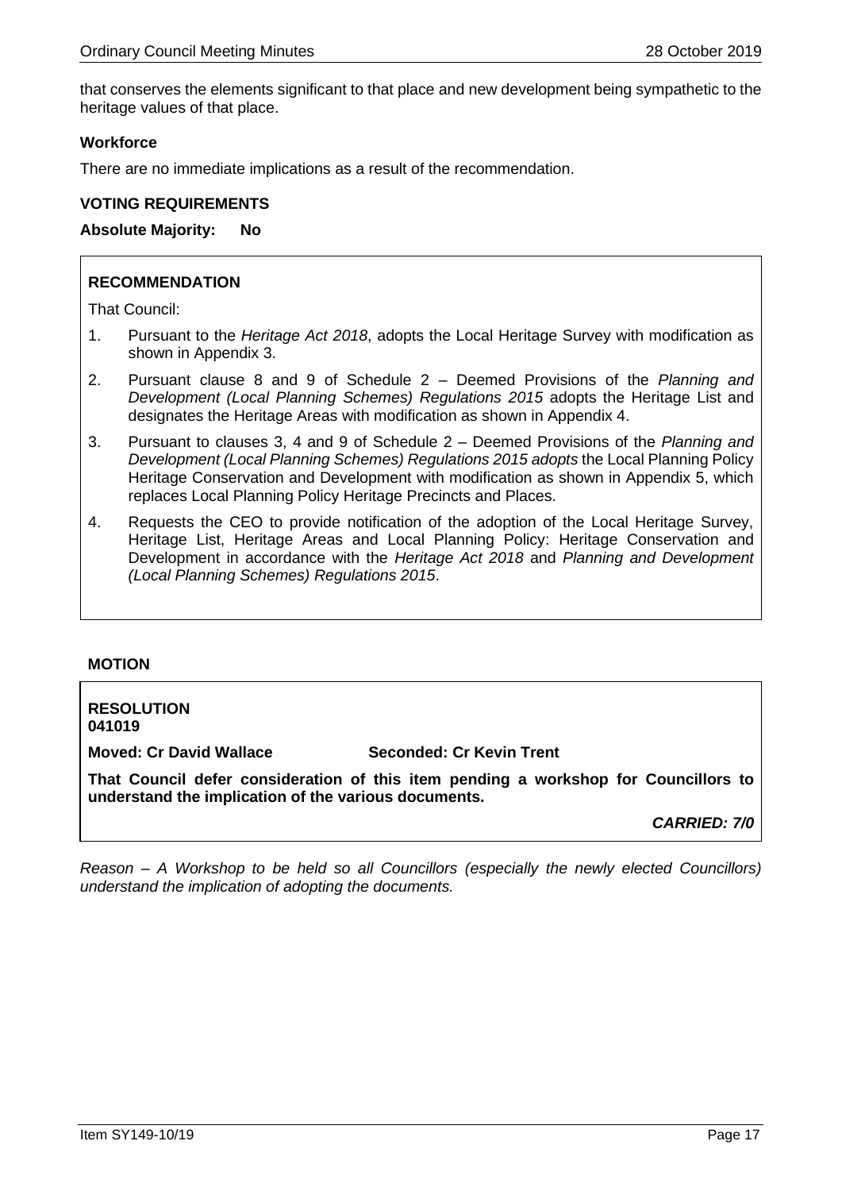that conserves the elements significant to that place and new development being sympathetic to the heritage values of that place.

**Workforce**

There are no immediate implications as a result of the recommendation.

**VOTING REQUIREMENTS**

**Absolute Majority: No**

**RECOMMENDATION**

That Council:

1. Pursuant to the *Heritage Act 2018*, adopts the Local Heritage Survey with modification as shown in Appendix 3.
2. Pursuant clause 8 and 9 of Schedule 2 – Deemed Provisions of the *Planning and Development (Local Planning Schemes) Regulations 2015* adopts the Heritage List and designates the Heritage Areas with modification as shown in Appendix 4.
3. Pursuant to clauses 3, 4 and 9 of Schedule 2 – Deemed Provisions of the *Planning and Development (Local Planning Schemes) Regulations 2015 adopts* the Local Planning Policy Heritage Conservation and Development with modification as shown in Appendix 5, which replaces Local Planning Policy Heritage Precincts and Places.
4. Requests the CEO to provide notification of the adoption of the Local Heritage Survey, Heritage List, Heritage Areas and Local Planning Policy: Heritage Conservation and Development in accordance with the *Heritage Act 2018* and *Planning and Development (Local Planning Schemes) Regulations 2015*.

**MOTION**

**RESOLUTION**
**041019**

**Moved: Cr David Wallace Seconded: Cr Kevin Trent**

**That Council defer consideration of this item pending a workshop for Councillors to understand the implication of the various documents.**

***CARRIED: 7/0***

*Reason – A Workshop to be held so all Councillors (especially the newly elected Councillors) understand the implication of adopting the documents.*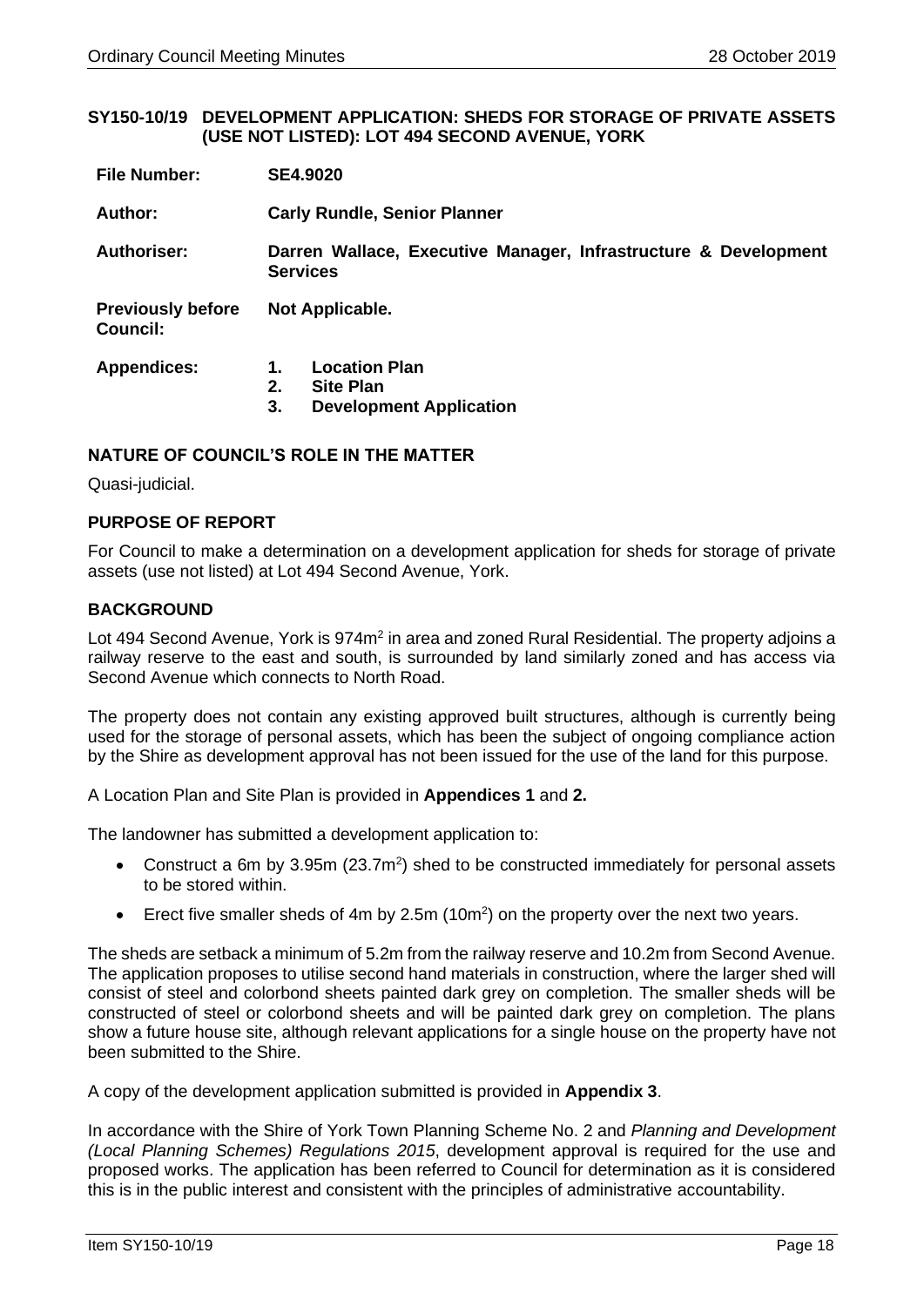## SY150-10/19 DEVELOPMENT APPLICATION: SHEDS FOR STORAGE OF PRIVATE ASSETS (USE NOT LISTED): LOT 494 SECOND AVENUE, YORK

| | |
|---|---|
| **File Number:** | **SE4.9020** |
| **Author:** | **Carly Rundle, Senior Planner** |
| **Authoriser:** | **Darren Wallace, Executive Manager, Infrastructure & Development Services** |
| **Previously before Council:** | **Not Applicable.** |
| **Appendices:** | **1. Location Plan**<br>**2. Site Plan**<br>**3. Development Application** |

### NATURE OF COUNCIL'S ROLE IN THE MATTER

Quasi-judicial.

### PURPOSE OF REPORT

For Council to make a determination on a development application for sheds for storage of private assets (use not listed) at Lot 494 Second Avenue, York.

### BACKGROUND

Lot 494 Second Avenue, York is 974m$^2$ in area and zoned Rural Residential. The property adjoins a railway reserve to the east and south, is surrounded by land similarly zoned and has access via Second Avenue which connects to North Road.

The property does not contain any existing approved built structures, although is currently being used for the storage of personal assets, which has been the subject of ongoing compliance action by the Shire as development approval has not been issued for the use of the land for this purpose.

A Location Plan and Site Plan is provided in **Appendices 1** and **2.**

The landowner has submitted a development application to:

- Construct a 6m by 3.95m (23.7m$^2$) shed to be constructed immediately for personal assets to be stored within.
- Erect five smaller sheds of 4m by 2.5m (10m$^2$) on the property over the next two years.

The sheds are setback a minimum of 5.2m from the railway reserve and 10.2m from Second Avenue. The application proposes to utilise second hand materials in construction, where the larger shed will consist of steel and colorbond sheets painted dark grey on completion. The smaller sheds will be constructed of steel or colorbond sheets and will be painted dark grey on completion. The plans show a future house site, although relevant applications for a single house on the property have not been submitted to the Shire.

A copy of the development application submitted is provided in **Appendix 3**.

In accordance with the Shire of York Town Planning Scheme No. 2 and *Planning and Development (Local Planning Schemes) Regulations 2015*, development approval is required for the use and proposed works. The application has been referred to Council for determination as it is considered this is in the public interest and consistent with the principles of administrative accountability.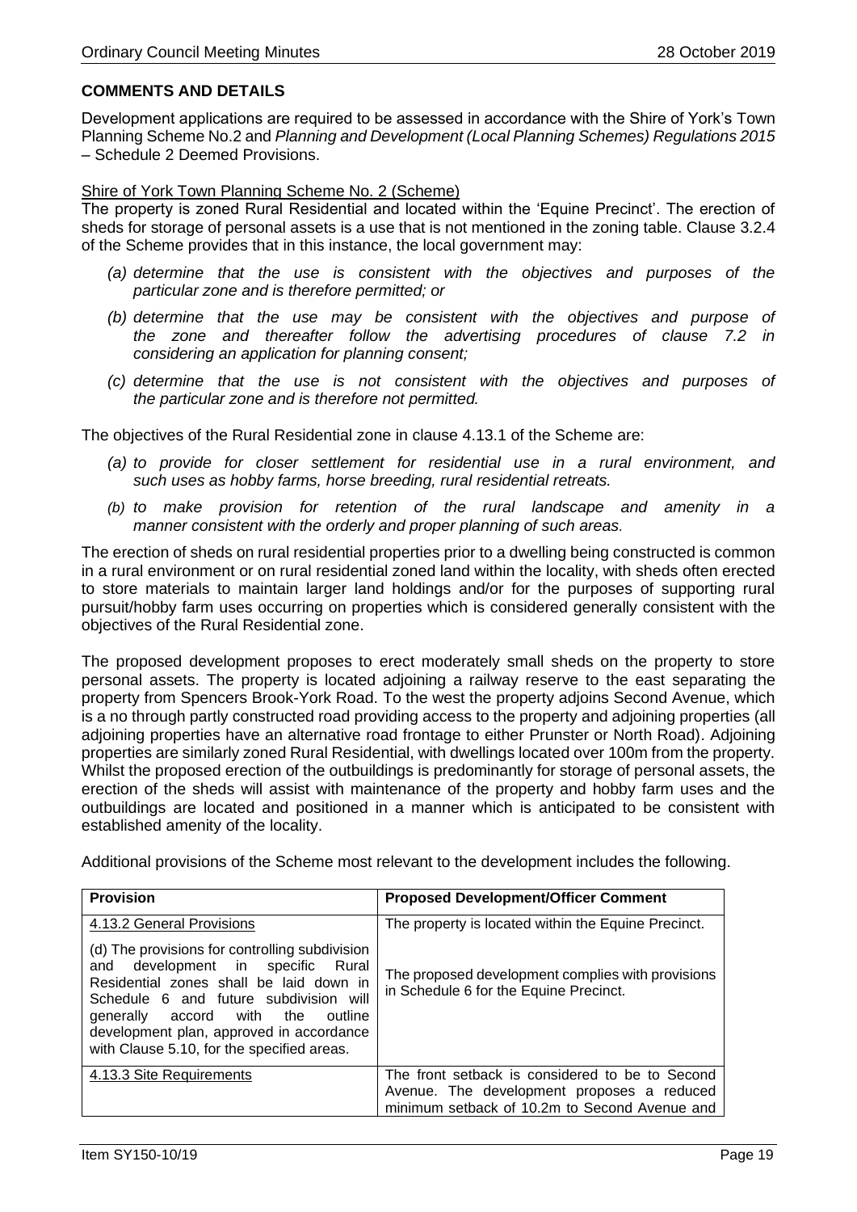## COMMENTS AND DETAILS

Development applications are required to be assessed in accordance with the Shire of York's Town Planning Scheme No.2 and *Planning and Development (Local Planning Schemes) Regulations 2015* – Schedule 2 Deemed Provisions.

Shire of York Town Planning Scheme No. 2 (Scheme)

The property is zoned Rural Residential and located within the 'Equine Precinct'. The erection of sheds for storage of personal assets is a use that is not mentioned in the zoning table. Clause 3.2.4 of the Scheme provides that in this instance, the local government may:

*(a) determine that the use is consistent with the objectives and purposes of the particular zone and is therefore permitted; or*

*(b) determine that the use may be consistent with the objectives and purpose of the zone and thereafter follow the advertising procedures of clause 7.2 in considering an application for planning consent;*

*(c) determine that the use is not consistent with the objectives and purposes of the particular zone and is therefore not permitted.*

The objectives of the Rural Residential zone in clause 4.13.1 of the Scheme are:

*(a) to provide for closer settlement for residential use in a rural environment, and such uses as hobby farms, horse breeding, rural residential retreats.*

*(b) to make provision for retention of the rural landscape and amenity in a manner consistent with the orderly and proper planning of such areas.*

The erection of sheds on rural residential properties prior to a dwelling being constructed is common in a rural environment or on rural residential zoned land within the locality, with sheds often erected to store materials to maintain larger land holdings and/or for the purposes of supporting rural pursuit/hobby farm uses occurring on properties which is considered generally consistent with the objectives of the Rural Residential zone.

The proposed development proposes to erect moderately small sheds on the property to store personal assets. The property is located adjoining a railway reserve to the east separating the property from Spencers Brook-York Road. To the west the property adjoins Second Avenue, which is a no through partly constructed road providing access to the property and adjoining properties (all adjoining properties have an alternative road frontage to either Prunster or North Road). Adjoining properties are similarly zoned Rural Residential, with dwellings located over 100m from the property. Whilst the proposed erection of the outbuildings is predominantly for storage of personal assets, the erection of the sheds will assist with maintenance of the property and hobby farm uses and the outbuildings are located and positioned in a manner which is anticipated to be consistent with established amenity of the locality.

Additional provisions of the Scheme most relevant to the development includes the following.

| Provision | Proposed Development/Officer Comment |
|---|---|
| 4.13.2 General Provisions<br><br>(d) The provisions for controlling subdivision and development in specific Rural Residential zones shall be laid down in Schedule 6 and future subdivision will generally accord with the outline development plan, approved in accordance with Clause 5.10, for the specified areas. | The property is located within the Equine Precinct.<br><br>The proposed development complies with provisions in Schedule 6 for the Equine Precinct. |
| 4.13.3 Site Requirements | The front setback is considered to be to Second Avenue. The development proposes a reduced minimum setback of 10.2m to Second Avenue and |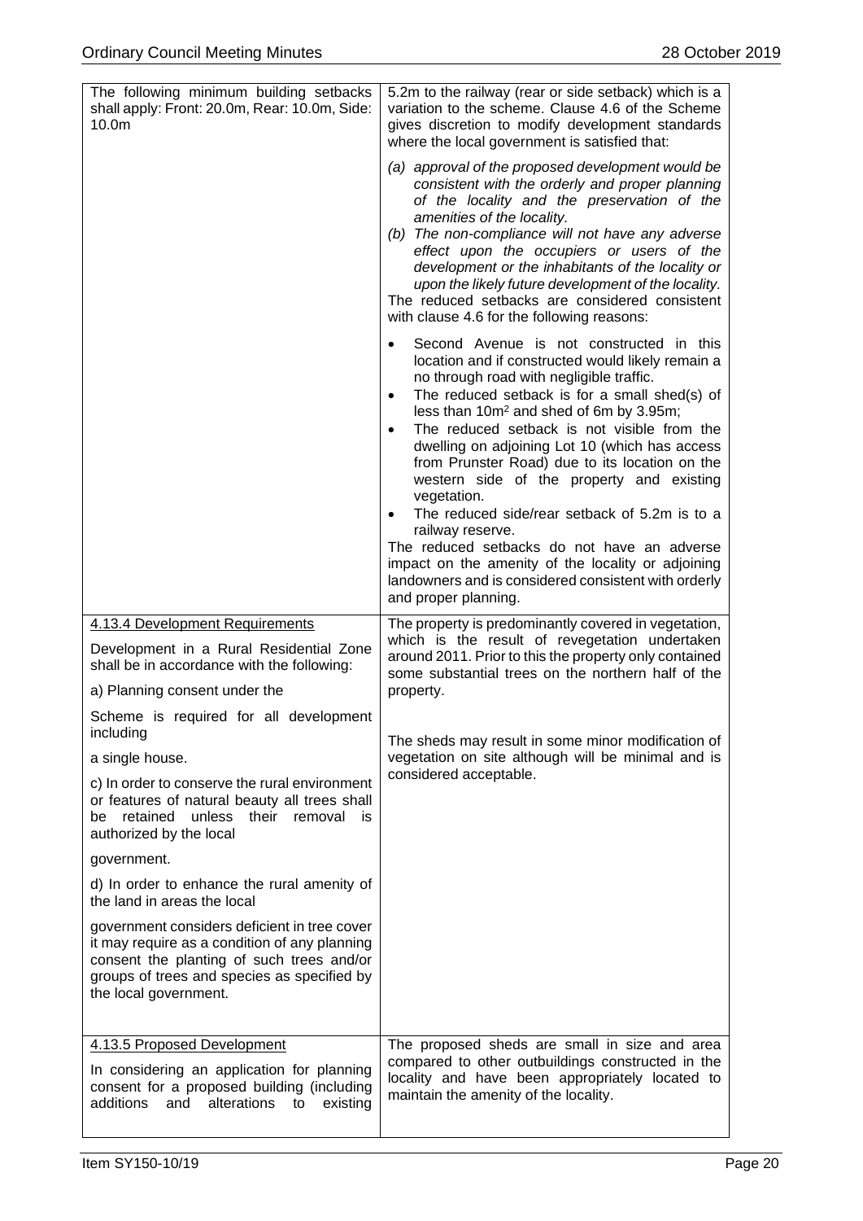| | |
|---|---|
| The following minimum building setbacks shall apply: Front: 20.0m, Rear: 10.0m, Side: 10.0m | 5.2m to the railway (rear or side setback) which is a variation to the scheme. Clause 4.6 of the Scheme gives discretion to modify development standards where the local government is satisfied that:<br><br>*(a) approval of the proposed development would be consistent with the orderly and proper planning of the locality and the preservation of the amenities of the locality.*<br>*(b) The non-compliance will not have any adverse effect upon the occupiers or users of the development or the inhabitants of the locality or upon the likely future development of the locality.*<br>The reduced setbacks are considered consistent with clause 4.6 for the following reasons:<br><br>• Second Avenue is not constructed in this location and if constructed would likely remain a no through road with negligible traffic.<br>• The reduced setback is for a small shed(s) of less than 10m² and shed of 6m by 3.95m;<br>• The reduced setback is not visible from the dwelling on adjoining Lot 10 (which has access from Prunster Road) due to its location on the western side of the property and existing vegetation.<br>• The reduced side/rear setback of 5.2m is to a railway reserve.<br>The reduced setbacks do not have an adverse impact on the amenity of the locality or adjoining landowners and is considered consistent with orderly and proper planning. |
| <u>4.13.4 Development Requirements</u><br><br>Development in a Rural Residential Zone shall be in accordance with the following:<br><br>a) Planning consent under the<br><br>Scheme is required for all development including<br><br>a single house.<br><br>c) In order to conserve the rural environment or features of natural beauty all trees shall be retained unless their removal is authorized by the local<br><br>government.<br><br>d) In order to enhance the rural amenity of the land in areas the local<br><br>government considers deficient in tree cover it may require as a condition of any planning consent the planting of such trees and/or groups of trees and species as specified by the local government. | The property is predominantly covered in vegetation, which is the result of revegetation undertaken around 2011. Prior to this the property only contained some substantial trees on the northern half of the property.<br><br>The sheds may result in some minor modification of vegetation on site although will be minimal and is considered acceptable. |
| <u>4.13.5 Proposed Development</u><br><br>In considering an application for planning consent for a proposed building (including additions and alterations to existing | The proposed sheds are small in size and area compared to other outbuildings constructed in the locality and have been appropriately located to maintain the amenity of the locality. |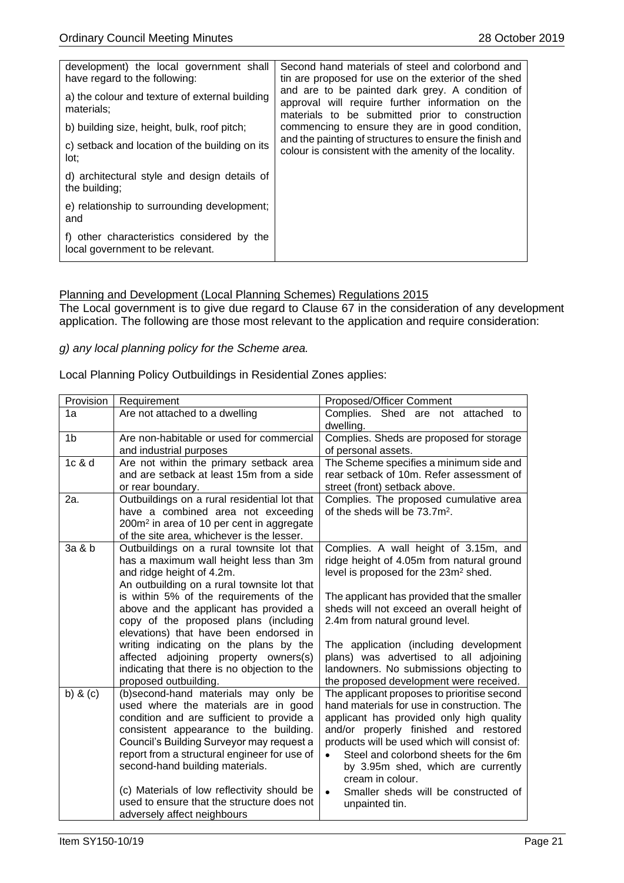| | |
|---|---|
| development) the local government shall have regard to the following:<br><br>a) the colour and texture of external building materials;<br><br>b) building size, height, bulk, roof pitch;<br><br>c) setback and location of the building on its lot;<br><br>d) architectural style and design details of the building;<br><br>e) relationship to surrounding development; and<br><br>f) other characteristics considered by the local government to be relevant. | Second hand materials of steel and colorbond and tin are proposed for use on the exterior of the shed and are to be painted dark grey. A condition of approval will require further information on the materials to be submitted prior to construction commencing to ensure they are in good condition, and the painting of structures to ensure the finish and colour is consistent with the amenity of the locality. |

Planning and Development (Local Planning Schemes) Regulations 2015

The Local government is to give due regard to Clause 67 in the consideration of any development application. The following are those most relevant to the application and require consideration:

*g) any local planning policy for the Scheme area.*

Local Planning Policy Outbuildings in Residential Zones applies:

| Provision | Requirement | Proposed/Officer Comment |
|---|---|---|
| 1a | Are not attached to a dwelling | Complies. Shed are not attached to dwelling. |
| 1b | Are non-habitable or used for commercial and industrial purposes | Complies. Sheds are proposed for storage of personal assets. |
| 1c & d | Are not within the primary setback area and are setback at least 15m from a side or rear boundary. | The Scheme specifies a minimum side and rear setback of 10m. Refer assessment of street (front) setback above. |
| 2a. | Outbuildings on a rural residential lot that have a combined area not exceeding 200m² in area of 10 per cent in aggregate of the site area, whichever is the lesser. | Complies. The proposed cumulative area of the sheds will be 73.7m². |
| 3a & b | Outbuildings on a rural townsite lot that has a maximum wall height less than 3m and ridge height of 4.2m.<br>An outbuilding on a rural townsite lot that is within 5% of the requirements of the above and the applicant has provided a copy of the proposed plans (including elevations) that have been endorsed in writing indicating on the plans by the affected adjoining property owners(s) indicating that there is no objection to the proposed outbuilding. | Complies. A wall height of 3.15m, and ridge height of 4.05m from natural ground level is proposed for the 23m² shed.<br><br>The applicant has provided that the smaller sheds will not exceed an overall height of 2.4m from natural ground level.<br><br>The application (including development plans) was advertised to all adjoining landowners. No submissions objecting to the proposed development were received. |
| b) & (c) | (b)second-hand materials may only be used where the materials are in good condition and are sufficient to provide a consistent appearance to the building. Council's Building Surveyor may request a report from a structural engineer for use of second-hand building materials.<br><br>(c) Materials of low reflectivity should be used to ensure that the structure does not adversely affect neighbours | The applicant proposes to prioritise second hand materials for use in construction. The applicant has provided only high quality and/or properly finished and restored products will be used which will consist of:<br>• Steel and colorbond sheets for the 6m by 3.95m shed, which are currently cream in colour.<br>• Smaller sheds will be constructed of unpainted tin. |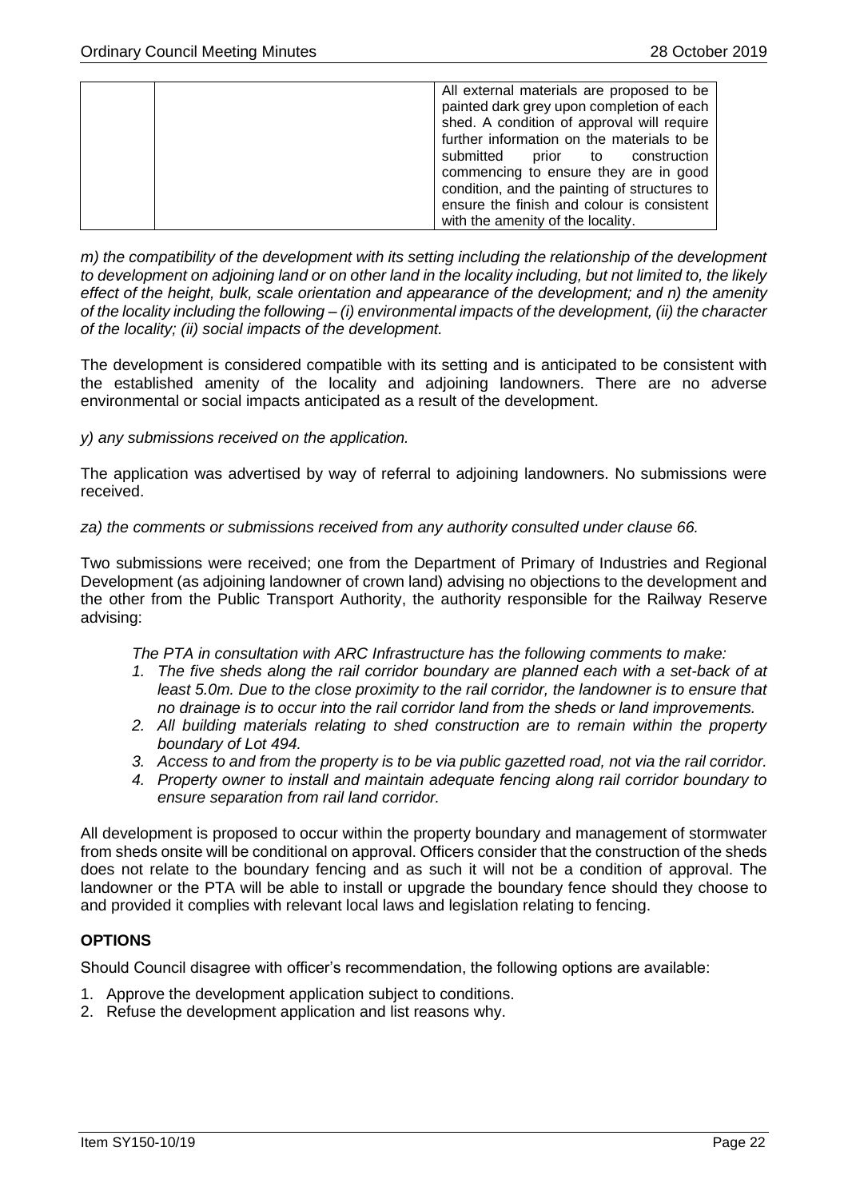| | | All external materials are proposed to be painted dark grey upon completion of each shed. A condition of approval will require further information on the materials to be submitted prior to construction commencing to ensure they are in good condition, and the painting of structures to ensure the finish and colour is consistent with the amenity of the locality. |
|---|---|---|

*m) the compatibility of the development with its setting including the relationship of the development to development on adjoining land or on other land in the locality including, but not limited to, the likely effect of the height, bulk, scale orientation and appearance of the development; and n) the amenity of the locality including the following – (i) environmental impacts of the development, (ii) the character of the locality; (ii) social impacts of the development.*

The development is considered compatible with its setting and is anticipated to be consistent with the established amenity of the locality and adjoining landowners. There are no adverse environmental or social impacts anticipated as a result of the development.

*y) any submissions received on the application.*

The application was advertised by way of referral to adjoining landowners. No submissions were received.

*za) the comments or submissions received from any authority consulted under clause 66.*

Two submissions were received; one from the Department of Primary of Industries and Regional Development (as adjoining landowner of crown land) advising no objections to the development and the other from the Public Transport Authority, the authority responsible for the Railway Reserve advising:

*The PTA in consultation with ARC Infrastructure has the following comments to make:*

1. *The five sheds along the rail corridor boundary are planned each with a set-back of at least 5.0m. Due to the close proximity to the rail corridor, the landowner is to ensure that no drainage is to occur into the rail corridor land from the sheds or land improvements.*
2. *All building materials relating to shed construction are to remain within the property boundary of Lot 494.*
3. *Access to and from the property is to be via public gazetted road, not via the rail corridor.*
4. *Property owner to install and maintain adequate fencing along rail corridor boundary to ensure separation from rail land corridor.*

All development is proposed to occur within the property boundary and management of stormwater from sheds onsite will be conditional on approval. Officers consider that the construction of the sheds does not relate to the boundary fencing and as such it will not be a condition of approval. The landowner or the PTA will be able to install or upgrade the boundary fence should they choose to and provided it complies with relevant local laws and legislation relating to fencing.

## OPTIONS

Should Council disagree with officer's recommendation, the following options are available:

1. Approve the development application subject to conditions.
2. Refuse the development application and list reasons why.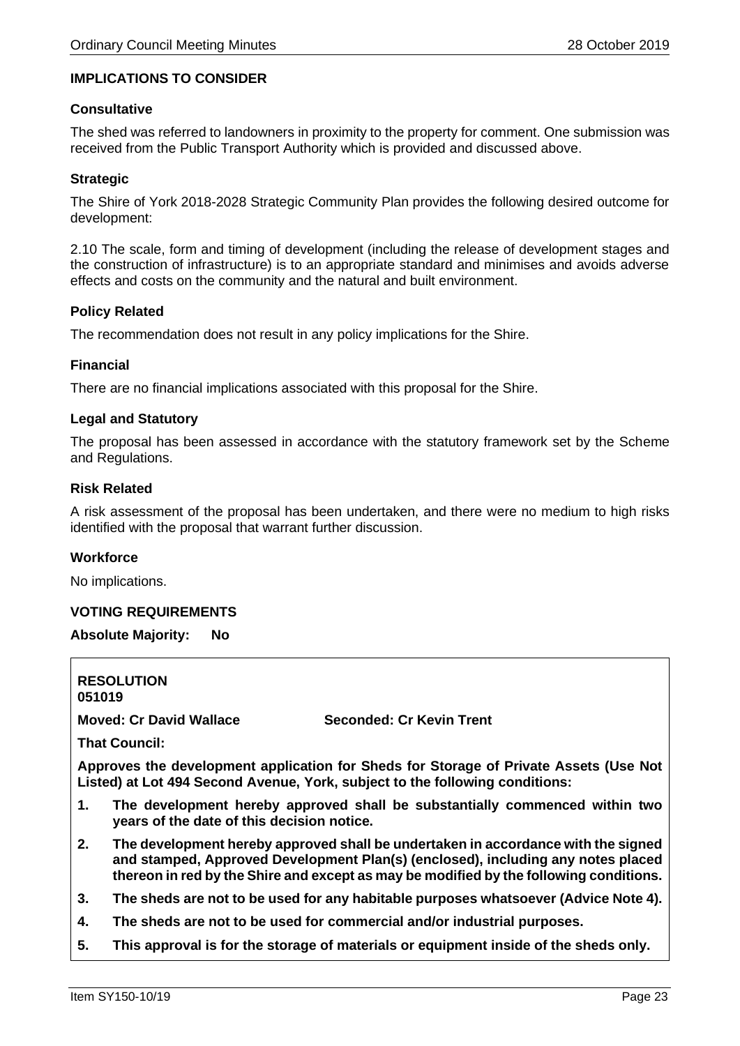## IMPLICATIONS TO CONSIDER

### Consultative

The shed was referred to landowners in proximity to the property for comment. One submission was received from the Public Transport Authority which is provided and discussed above.

### Strategic

The Shire of York 2018-2028 Strategic Community Plan provides the following desired outcome for development:

2.10 The scale, form and timing of development (including the release of development stages and the construction of infrastructure) is to an appropriate standard and minimises and avoids adverse effects and costs on the community and the natural and built environment.

### Policy Related

The recommendation does not result in any policy implications for the Shire.

### Financial

There are no financial implications associated with this proposal for the Shire.

### Legal and Statutory

The proposal has been assessed in accordance with the statutory framework set by the Scheme and Regulations.

### Risk Related

A risk assessment of the proposal has been undertaken, and there were no medium to high risks identified with the proposal that warrant further discussion.

### Workforce

No implications.

## VOTING REQUIREMENTS

**Absolute Majority: No**

**RESOLUTION**
**051019**

**Moved: Cr David Wallace** **Seconded: Cr Kevin Trent**

**That Council:**

**Approves the development application for Sheds for Storage of Private Assets (Use Not Listed) at Lot 494 Second Avenue, York, subject to the following conditions:**

1. **The development hereby approved shall be substantially commenced within two years of the date of this decision notice.**
2. **The development hereby approved shall be undertaken in accordance with the signed and stamped, Approved Development Plan(s) (enclosed), including any notes placed thereon in red by the Shire and except as may be modified by the following conditions.**
3. **The sheds are not to be used for any habitable purposes whatsoever (Advice Note 4).**
4. **The sheds are not to be used for commercial and/or industrial purposes.**
5. **This approval is for the storage of materials or equipment inside of the sheds only.**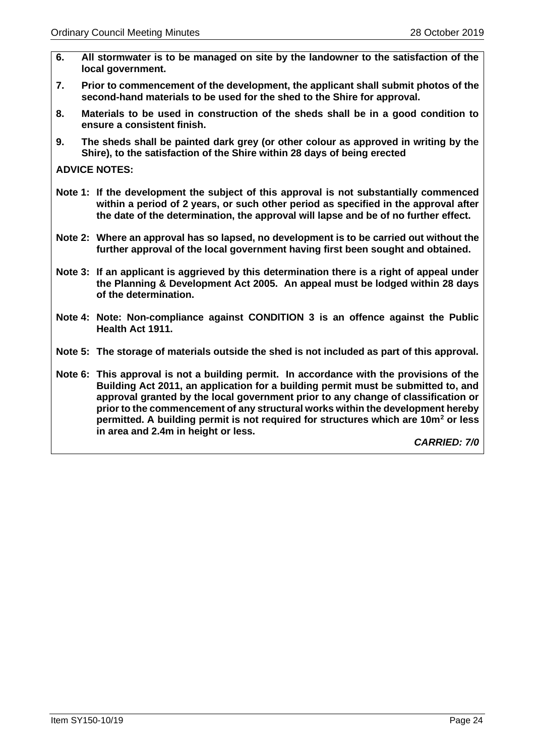**6. All stormwater is to be managed on site by the landowner to the satisfaction of the local government.**

**7. Prior to commencement of the development, the applicant shall submit photos of the second-hand materials to be used for the shed to the Shire for approval.**

**8. Materials to be used in construction of the sheds shall be in a good condition to ensure a consistent finish.**

**9. The sheds shall be painted dark grey (or other colour as approved in writing by the Shire), to the satisfaction of the Shire within 28 days of being erected**

**ADVICE NOTES:**

**Note 1: If the development the subject of this approval is not substantially commenced within a period of 2 years, or such other period as specified in the approval after the date of the determination, the approval will lapse and be of no further effect.**

**Note 2: Where an approval has so lapsed, no development is to be carried out without the further approval of the local government having first been sought and obtained.**

**Note 3: If an applicant is aggrieved by this determination there is a right of appeal under the Planning & Development Act 2005. An appeal must be lodged within 28 days of the determination.**

**Note 4: Note: Non-compliance against CONDITION 3 is an offence against the Public Health Act 1911.**

**Note 5: The storage of materials outside the shed is not included as part of this approval.**

**Note 6: This approval is not a building permit. In accordance with the provisions of the Building Act 2011, an application for a building permit must be submitted to, and approval granted by the local government prior to any change of classification or prior to the commencement of any structural works within the development hereby permitted. A building permit is not required for structures which are 10m$^2$ or less in area and 2.4m in height or less.**

***CARRIED: 7/0***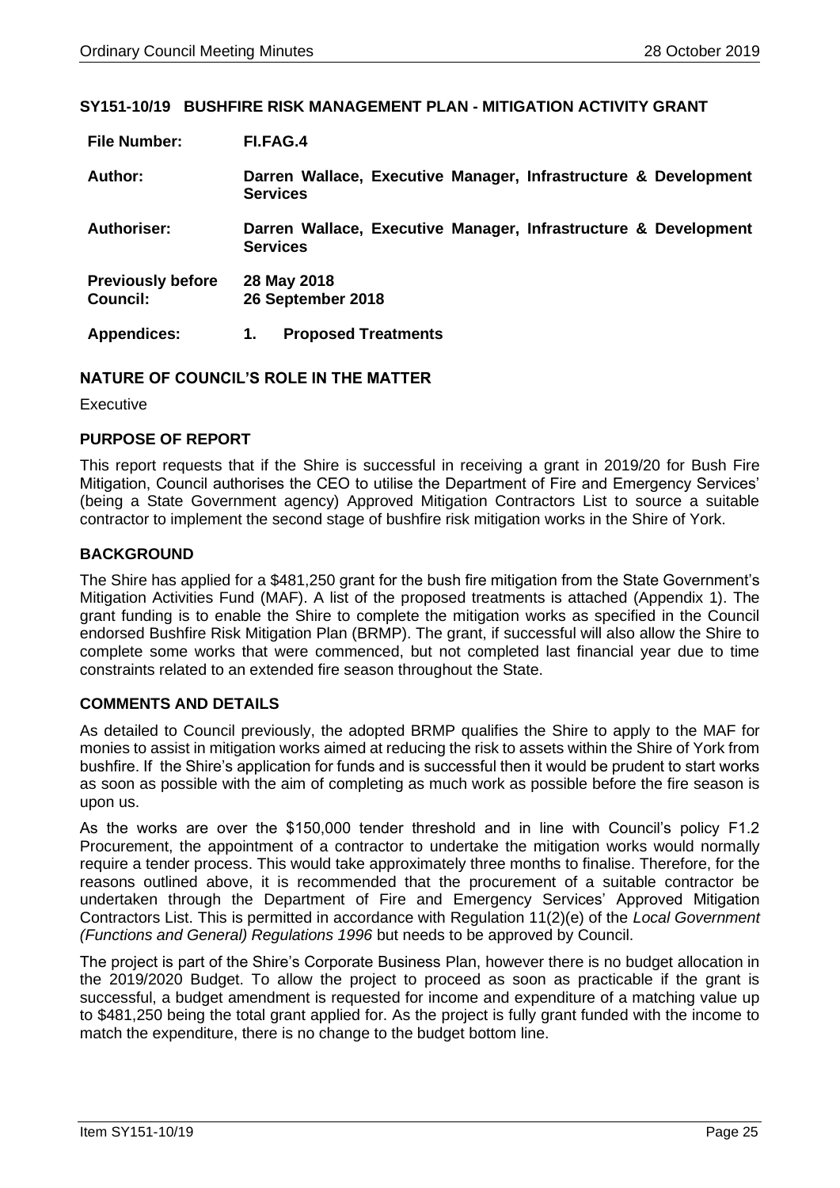## SY151-10/19 BUSHFIRE RISK MANAGEMENT PLAN - MITIGATION ACTIVITY GRANT

| | |
|---|---|
| **File Number:** | **FI.FAG.4** |
| **Author:** | **Darren Wallace, Executive Manager, Infrastructure & Development Services** |
| **Authoriser:** | **Darren Wallace, Executive Manager, Infrastructure & Development Services** |
| **Previously before Council:** | **28 May 2018**<br>**26 September 2018** |
| **Appendices:** | **1. Proposed Treatments** |

### NATURE OF COUNCIL'S ROLE IN THE MATTER

Executive

### PURPOSE OF REPORT

This report requests that if the Shire is successful in receiving a grant in 2019/20 for Bush Fire Mitigation, Council authorises the CEO to utilise the Department of Fire and Emergency Services' (being a State Government agency) Approved Mitigation Contractors List to source a suitable contractor to implement the second stage of bushfire risk mitigation works in the Shire of York.

### BACKGROUND

The Shire has applied for a $481,250 grant for the bush fire mitigation from the State Government's Mitigation Activities Fund (MAF). A list of the proposed treatments is attached (Appendix 1). The grant funding is to enable the Shire to complete the mitigation works as specified in the Council endorsed Bushfire Risk Mitigation Plan (BRMP). The grant, if successful will also allow the Shire to complete some works that were commenced, but not completed last financial year due to time constraints related to an extended fire season throughout the State.

### COMMENTS AND DETAILS

As detailed to Council previously, the adopted BRMP qualifies the Shire to apply to the MAF for monies to assist in mitigation works aimed at reducing the risk to assets within the Shire of York from bushfire. If the Shire's application for funds and is successful then it would be prudent to start works as soon as possible with the aim of completing as much work as possible before the fire season is upon us.

As the works are over the $150,000 tender threshold and in line with Council's policy F1.2 Procurement, the appointment of a contractor to undertake the mitigation works would normally require a tender process. This would take approximately three months to finalise. Therefore, for the reasons outlined above, it is recommended that the procurement of a suitable contractor be undertaken through the Department of Fire and Emergency Services' Approved Mitigation Contractors List. This is permitted in accordance with Regulation 11(2)(e) of the *Local Government (Functions and General) Regulations 1996* but needs to be approved by Council.

The project is part of the Shire's Corporate Business Plan, however there is no budget allocation in the 2019/2020 Budget. To allow the project to proceed as soon as practicable if the grant is successful, a budget amendment is requested for income and expenditure of a matching value up to $481,250 being the total grant applied for. As the project is fully grant funded with the income to match the expenditure, there is no change to the budget bottom line.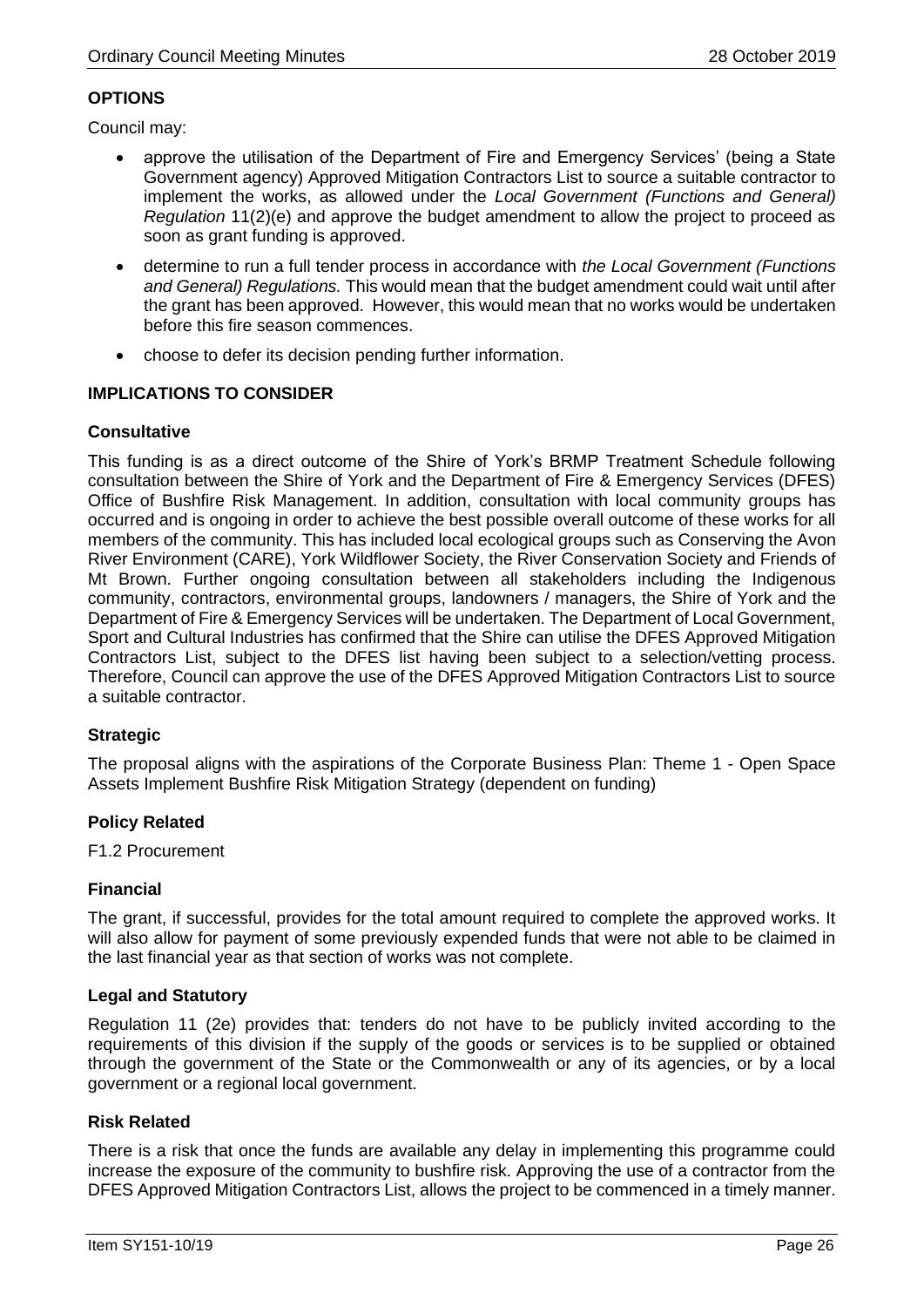**OPTIONS**

Council may:

- approve the utilisation of the Department of Fire and Emergency Services' (being a State Government agency) Approved Mitigation Contractors List to source a suitable contractor to implement the works, as allowed under the *Local Government (Functions and General) Regulation* 11(2)(e) and approve the budget amendment to allow the project to proceed as soon as grant funding is approved.
- determine to run a full tender process in accordance with *the Local Government (Functions and General) Regulations.* This would mean that the budget amendment could wait until after the grant has been approved. However, this would mean that no works would be undertaken before this fire season commences.
- choose to defer its decision pending further information.

**IMPLICATIONS TO CONSIDER**

**Consultative**

This funding is as a direct outcome of the Shire of York's BRMP Treatment Schedule following consultation between the Shire of York and the Department of Fire & Emergency Services (DFES) Office of Bushfire Risk Management. In addition, consultation with local community groups has occurred and is ongoing in order to achieve the best possible overall outcome of these works for all members of the community. This has included local ecological groups such as Conserving the Avon River Environment (CARE), York Wildflower Society, the River Conservation Society and Friends of Mt Brown. Further ongoing consultation between all stakeholders including the Indigenous community, contractors, environmental groups, landowners / managers, the Shire of York and the Department of Fire & Emergency Services will be undertaken. The Department of Local Government, Sport and Cultural Industries has confirmed that the Shire can utilise the DFES Approved Mitigation Contractors List, subject to the DFES list having been subject to a selection/vetting process. Therefore, Council can approve the use of the DFES Approved Mitigation Contractors List to source a suitable contractor.

**Strategic**

The proposal aligns with the aspirations of the Corporate Business Plan: Theme 1 - Open Space Assets Implement Bushfire Risk Mitigation Strategy (dependent on funding)

**Policy Related**

F1.2 Procurement

**Financial**

The grant, if successful, provides for the total amount required to complete the approved works. It will also allow for payment of some previously expended funds that were not able to be claimed in the last financial year as that section of works was not complete.

**Legal and Statutory**

Regulation 11 (2e) provides that: tenders do not have to be publicly invited according to the requirements of this division if the supply of the goods or services is to be supplied or obtained through the government of the State or the Commonwealth or any of its agencies, or by a local government or a regional local government.

**Risk Related**

There is a risk that once the funds are available any delay in implementing this programme could increase the exposure of the community to bushfire risk. Approving the use of a contractor from the DFES Approved Mitigation Contractors List, allows the project to be commenced in a timely manner.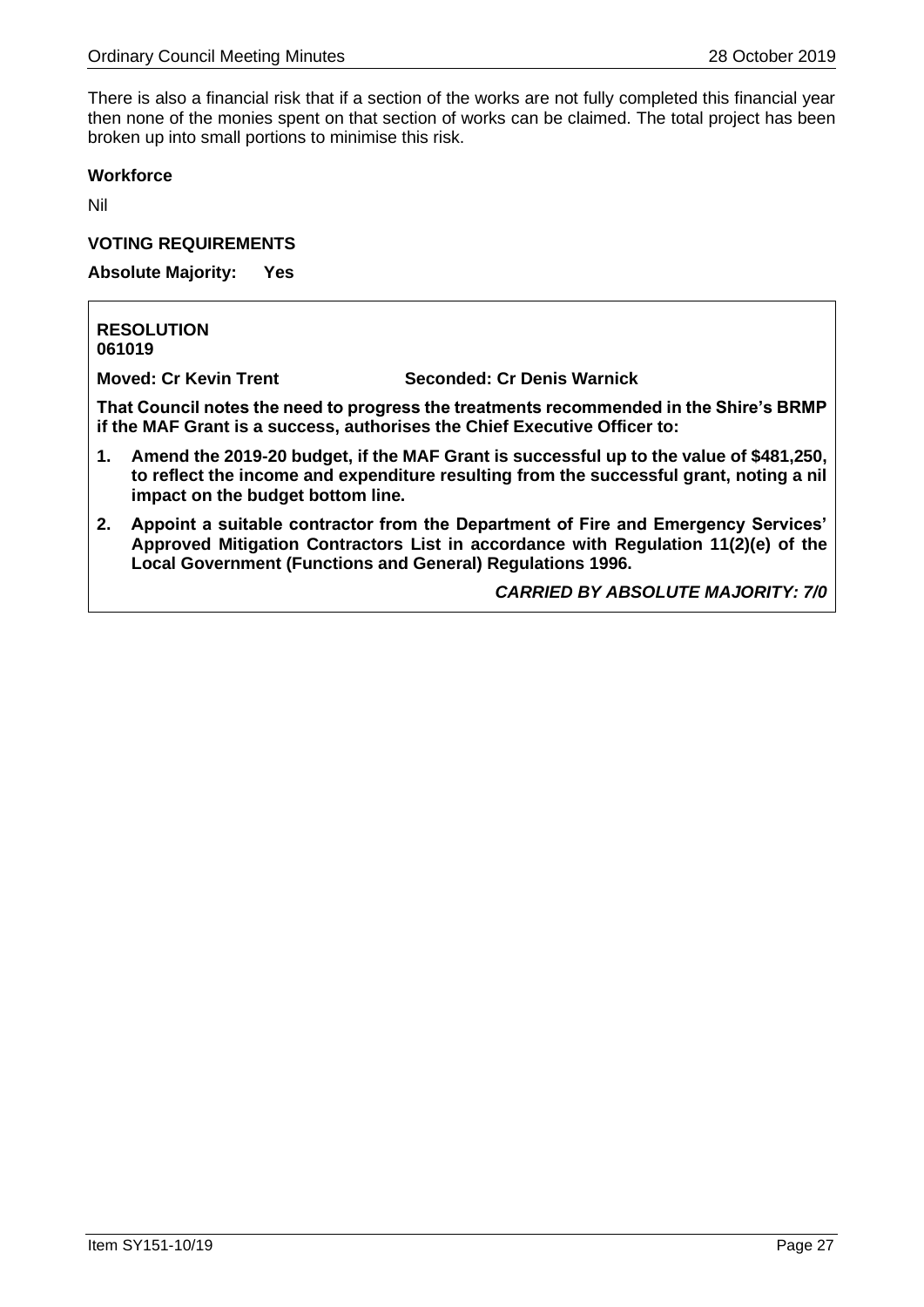There is also a financial risk that if a section of the works are not fully completed this financial year then none of the monies spent on that section of works can be claimed. The total project has been broken up into small portions to minimise this risk.

**Workforce**

Nil

**VOTING REQUIREMENTS**

**Absolute Majority: Yes**

**RESOLUTION**
**061019**

**Moved: Cr Kevin Trent** **Seconded: Cr Denis Warnick**

**That Council notes the need to progress the treatments recommended in the Shire's BRMP if the MAF Grant is a success, authorises the Chief Executive Officer to:**

1. **Amend the 2019-20 budget, if the MAF Grant is successful up to the value of $481,250, to reflect the income and expenditure resulting from the successful grant, noting a nil impact on the budget bottom line.**
2. **Appoint a suitable contractor from the Department of Fire and Emergency Services' Approved Mitigation Contractors List in accordance with Regulation 11(2)(e) of the Local Government (Functions and General) Regulations 1996.**

***CARRIED BY ABSOLUTE MAJORITY: 7/0***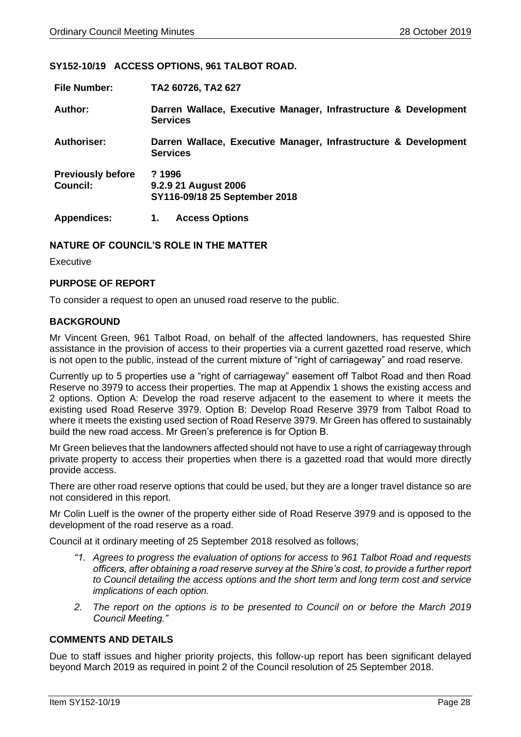**SY152-10/19 ACCESS OPTIONS, 961 TALBOT ROAD.**

| | |
|---|---|
| **File Number:** | **TA2 60726, TA2 627** |
| **Author:** | **Darren Wallace, Executive Manager, Infrastructure & Development Services** |
| **Authoriser:** | **Darren Wallace, Executive Manager, Infrastructure & Development Services** |
| **Previously before Council:** | **? 1996**<br>**9.2.9 21 August 2006**<br>**SY116-09/18 25 September 2018** |
| **Appendices:** | **1. Access Options** |

## NATURE OF COUNCIL'S ROLE IN THE MATTER

Executive

## PURPOSE OF REPORT

To consider a request to open an unused road reserve to the public.

## BACKGROUND

Mr Vincent Green, 961 Talbot Road, on behalf of the affected landowners, has requested Shire assistance in the provision of access to their properties via a current gazetted road reserve, which is not open to the public, instead of the current mixture of "right of carriageway" and road reserve.

Currently up to 5 properties use a "right of carriageway" easement off Talbot Road and then Road Reserve no 3979 to access their properties. The map at Appendix 1 shows the existing access and 2 options. Option A: Develop the road reserve adjacent to the easement to where it meets the existing used Road Reserve 3979. Option B: Develop Road Reserve 3979 from Talbot Road to where it meets the existing used section of Road Reserve 3979. Mr Green has offered to sustainably build the new road access. Mr Green's preference is for Option B.

Mr Green believes that the landowners affected should not have to use a right of carriageway through private property to access their properties when there is a gazetted road that would more directly provide access.

There are other road reserve options that could be used, but they are a longer travel distance so are not considered in this report.

Mr Colin Luelf is the owner of the property either side of Road Reserve 3979 and is opposed to the development of the road reserve as a road.

Council at it ordinary meeting of 25 September 2018 resolved as follows;

> *"1. Agrees to progress the evaluation of options for access to 961 Talbot Road and requests officers, after obtaining a road reserve survey at the Shire's cost, to provide a further report to Council detailing the access options and the short term and long term cost and service implications of each option.*
>
> *2. The report on the options is to be presented to Council on or before the March 2019 Council Meeting."*

## COMMENTS AND DETAILS

Due to staff issues and higher priority projects, this follow-up report has been significant delayed beyond March 2019 as required in point 2 of the Council resolution of 25 September 2018.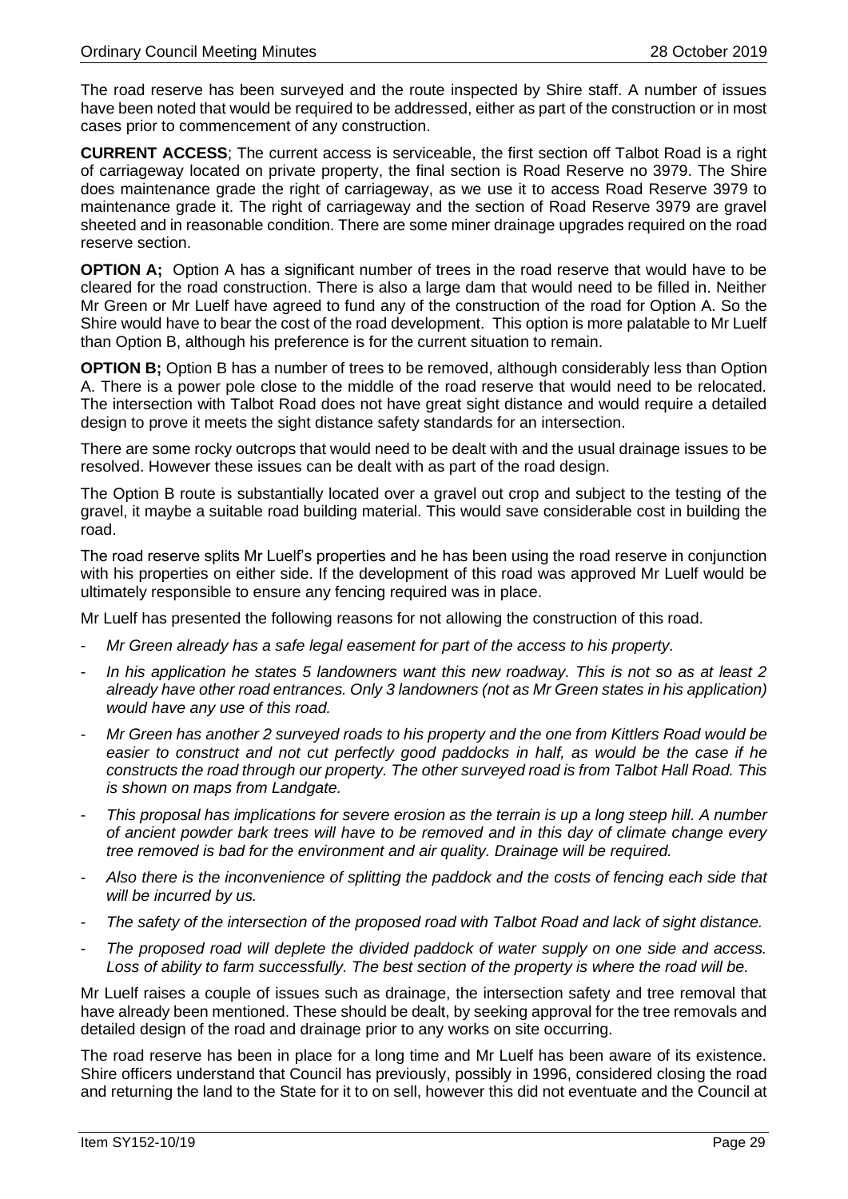The road reserve has been surveyed and the route inspected by Shire staff. A number of issues have been noted that would be required to be addressed, either as part of the construction or in most cases prior to commencement of any construction.

**CURRENT ACCESS**; The current access is serviceable, the first section off Talbot Road is a right of carriageway located on private property, the final section is Road Reserve no 3979. The Shire does maintenance grade the right of carriageway, as we use it to access Road Reserve 3979 to maintenance grade it. The right of carriageway and the section of Road Reserve 3979 are gravel sheeted and in reasonable condition. There are some miner drainage upgrades required on the road reserve section.

**OPTION A;** Option A has a significant number of trees in the road reserve that would have to be cleared for the road construction. There is also a large dam that would need to be filled in. Neither Mr Green or Mr Luelf have agreed to fund any of the construction of the road for Option A. So the Shire would have to bear the cost of the road development. This option is more palatable to Mr Luelf than Option B, although his preference is for the current situation to remain.

**OPTION B;** Option B has a number of trees to be removed, although considerably less than Option A. There is a power pole close to the middle of the road reserve that would need to be relocated. The intersection with Talbot Road does not have great sight distance and would require a detailed design to prove it meets the sight distance safety standards for an intersection.

There are some rocky outcrops that would need to be dealt with and the usual drainage issues to be resolved. However these issues can be dealt with as part of the road design.

The Option B route is substantially located over a gravel out crop and subject to the testing of the gravel, it maybe a suitable road building material. This would save considerable cost in building the road.

The road reserve splits Mr Luelf's properties and he has been using the road reserve in conjunction with his properties on either side. If the development of this road was approved Mr Luelf would be ultimately responsible to ensure any fencing required was in place.

Mr Luelf has presented the following reasons for not allowing the construction of this road.

- *Mr Green already has a safe legal easement for part of the access to his property.*
- *In his application he states 5 landowners want this new roadway. This is not so as at least 2 already have other road entrances. Only 3 landowners (not as Mr Green states in his application) would have any use of this road.*
- *Mr Green has another 2 surveyed roads to his property and the one from Kittlers Road would be easier to construct and not cut perfectly good paddocks in half, as would be the case if he constructs the road through our property. The other surveyed road is from Talbot Hall Road. This is shown on maps from Landgate.*
- *This proposal has implications for severe erosion as the terrain is up a long steep hill. A number of ancient powder bark trees will have to be removed and in this day of climate change every tree removed is bad for the environment and air quality. Drainage will be required.*
- *Also there is the inconvenience of splitting the paddock and the costs of fencing each side that will be incurred by us.*
- *The safety of the intersection of the proposed road with Talbot Road and lack of sight distance.*
- *The proposed road will deplete the divided paddock of water supply on one side and access. Loss of ability to farm successfully. The best section of the property is where the road will be.*

Mr Luelf raises a couple of issues such as drainage, the intersection safety and tree removal that have already been mentioned. These should be dealt, by seeking approval for the tree removals and detailed design of the road and drainage prior to any works on site occurring.

The road reserve has been in place for a long time and Mr Luelf has been aware of its existence. Shire officers understand that Council has previously, possibly in 1996, considered closing the road and returning the land to the State for it to on sell, however this did not eventuate and the Council at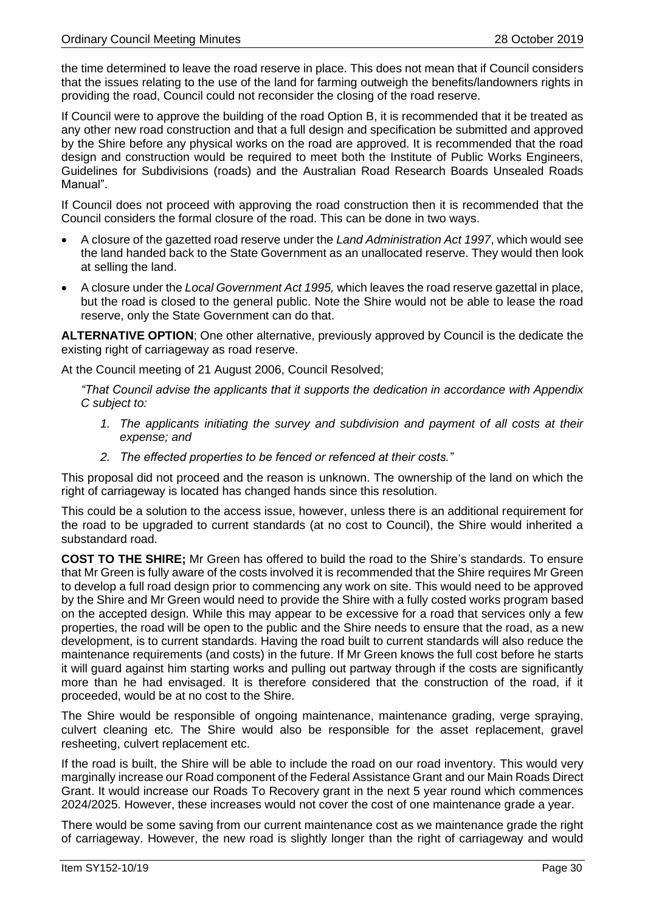the time determined to leave the road reserve in place. This does not mean that if Council considers that the issues relating to the use of the land for farming outweigh the benefits/landowners rights in providing the road, Council could not reconsider the closing of the road reserve.

If Council were to approve the building of the road Option B, it is recommended that it be treated as any other new road construction and that a full design and specification be submitted and approved by the Shire before any physical works on the road are approved. It is recommended that the road design and construction would be required to meet both the Institute of Public Works Engineers, Guidelines for Subdivisions (roads) and the Australian Road Research Boards Unsealed Roads Manual".

If Council does not proceed with approving the road construction then it is recommended that the Council considers the formal closure of the road. This can be done in two ways.

- A closure of the gazetted road reserve under the *Land Administration Act 1997*, which would see the land handed back to the State Government as an unallocated reserve. They would then look at selling the land.
- A closure under the *Local Government Act 1995,* which leaves the road reserve gazettal in place, but the road is closed to the general public. Note the Shire would not be able to lease the road reserve, only the State Government can do that.

**ALTERNATIVE OPTION**; One other alternative, previously approved by Council is the dedicate the existing right of carriageway as road reserve.

At the Council meeting of 21 August 2006, Council Resolved;

> *"That Council advise the applicants that it supports the dedication in accordance with Appendix C subject to:*
>
> 1. *The applicants initiating the survey and subdivision and payment of all costs at their expense; and*
> 2. *The effected properties to be fenced or refenced at their costs."*

This proposal did not proceed and the reason is unknown. The ownership of the land on which the right of carriageway is located has changed hands since this resolution.

This could be a solution to the access issue, however, unless there is an additional requirement for the road to be upgraded to current standards (at no cost to Council), the Shire would inherited a substandard road.

**COST TO THE SHIRE;** Mr Green has offered to build the road to the Shire's standards. To ensure that Mr Green is fully aware of the costs involved it is recommended that the Shire requires Mr Green to develop a full road design prior to commencing any work on site. This would need to be approved by the Shire and Mr Green would need to provide the Shire with a fully costed works program based on the accepted design. While this may appear to be excessive for a road that services only a few properties, the road will be open to the public and the Shire needs to ensure that the road, as a new development, is to current standards. Having the road built to current standards will also reduce the maintenance requirements (and costs) in the future. If Mr Green knows the full cost before he starts it will guard against him starting works and pulling out partway through if the costs are significantly more than he had envisaged. It is therefore considered that the construction of the road, if it proceeded, would be at no cost to the Shire.

The Shire would be responsible of ongoing maintenance, maintenance grading, verge spraying, culvert cleaning etc. The Shire would also be responsible for the asset replacement, gravel resheeting, culvert replacement etc.

If the road is built, the Shire will be able to include the road on our road inventory. This would very marginally increase our Road component of the Federal Assistance Grant and our Main Roads Direct Grant. It would increase our Roads To Recovery grant in the next 5 year round which commences 2024/2025. However, these increases would not cover the cost of one maintenance grade a year.

There would be some saving from our current maintenance cost as we maintenance grade the right of carriageway. However, the new road is slightly longer than the right of carriageway and would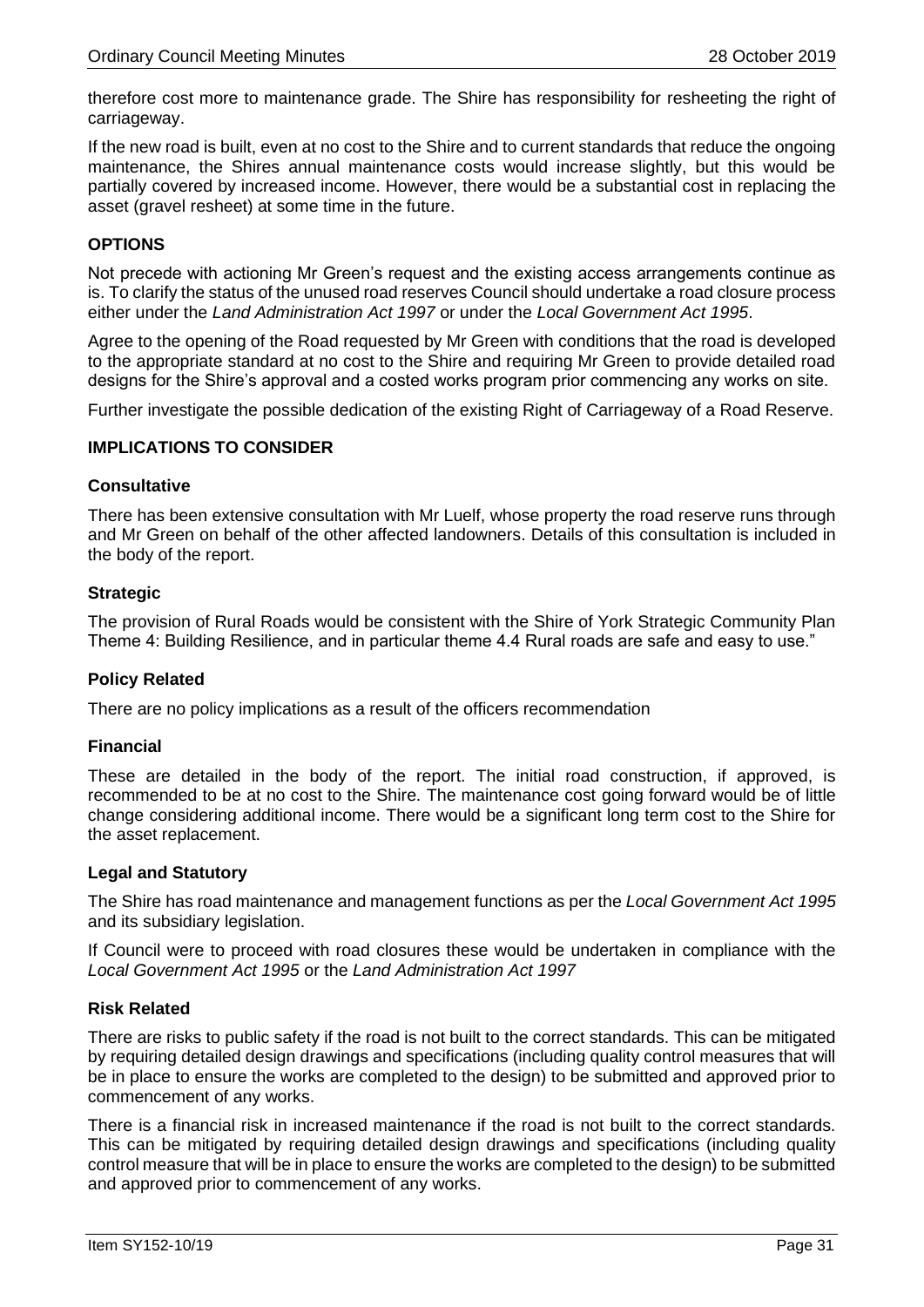therefore cost more to maintenance grade. The Shire has responsibility for resheeting the right of carriageway.

If the new road is built, even at no cost to the Shire and to current standards that reduce the ongoing maintenance, the Shires annual maintenance costs would increase slightly, but this would be partially covered by increased income. However, there would be a substantial cost in replacing the asset (gravel resheet) at some time in the future.

### OPTIONS

Not precede with actioning Mr Green's request and the existing access arrangements continue as is. To clarify the status of the unused road reserves Council should undertake a road closure process either under the *Land Administration Act 1997* or under the *Local Government Act 1995*.

Agree to the opening of the Road requested by Mr Green with conditions that the road is developed to the appropriate standard at no cost to the Shire and requiring Mr Green to provide detailed road designs for the Shire's approval and a costed works program prior commencing any works on site.

Further investigate the possible dedication of the existing Right of Carriageway of a Road Reserve.

### IMPLICATIONS TO CONSIDER

#### Consultative

There has been extensive consultation with Mr Luelf, whose property the road reserve runs through and Mr Green on behalf of the other affected landowners. Details of this consultation is included in the body of the report.

#### Strategic

The provision of Rural Roads would be consistent with the Shire of York Strategic Community Plan Theme 4: Building Resilience, and in particular theme 4.4 Rural roads are safe and easy to use."

#### Policy Related

There are no policy implications as a result of the officers recommendation

#### Financial

These are detailed in the body of the report. The initial road construction, if approved, is recommended to be at no cost to the Shire. The maintenance cost going forward would be of little change considering additional income. There would be a significant long term cost to the Shire for the asset replacement.

#### Legal and Statutory

The Shire has road maintenance and management functions as per the *Local Government Act 1995* and its subsidiary legislation.

If Council were to proceed with road closures these would be undertaken in compliance with the *Local Government Act 1995* or the *Land Administration Act 1997*

#### Risk Related

There are risks to public safety if the road is not built to the correct standards. This can be mitigated by requiring detailed design drawings and specifications (including quality control measures that will be in place to ensure the works are completed to the design) to be submitted and approved prior to commencement of any works.

There is a financial risk in increased maintenance if the road is not built to the correct standards. This can be mitigated by requiring detailed design drawings and specifications (including quality control measure that will be in place to ensure the works are completed to the design) to be submitted and approved prior to commencement of any works.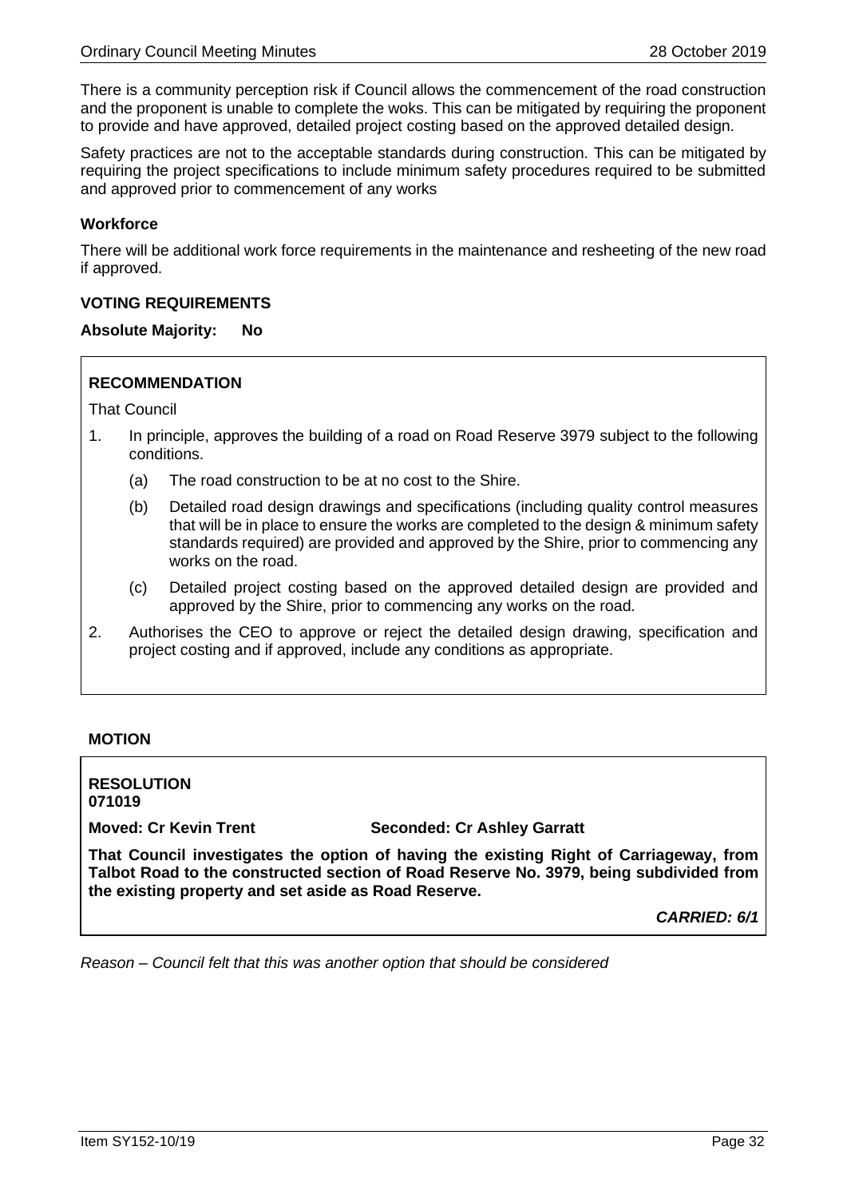There is a community perception risk if Council allows the commencement of the road construction and the proponent is unable to complete the woks. This can be mitigated by requiring the proponent to provide and have approved, detailed project costing based on the approved detailed design.

Safety practices are not to the acceptable standards during construction. This can be mitigated by requiring the project specifications to include minimum safety procedures required to be submitted and approved prior to commencement of any works

### Workforce

There will be additional work force requirements in the maintenance and resheeting of the new road if approved.

### VOTING REQUIREMENTS

**Absolute Majority: No**

### RECOMMENDATION

That Council

1. In principle, approves the building of a road on Road Reserve 3979 subject to the following conditions.
   (a) The road construction to be at no cost to the Shire.
   (b) Detailed road design drawings and specifications (including quality control measures that will be in place to ensure the works are completed to the design & minimum safety standards required) are provided and approved by the Shire, prior to commencing any works on the road.
   (c) Detailed project costing based on the approved detailed design are provided and approved by the Shire, prior to commencing any works on the road.
2. Authorises the CEO to approve or reject the detailed design drawing, specification and project costing and if approved, include any conditions as appropriate.

### MOTION

**RESOLUTION**
**071019**

**Moved: Cr Kevin Trent** **Seconded: Cr Ashley Garratt**

**That Council investigates the option of having the existing Right of Carriageway, from Talbot Road to the constructed section of Road Reserve No. 3979, being subdivided from the existing property and set aside as Road Reserve.**

***CARRIED: 6/1***

*Reason – Council felt that this was another option that should be considered*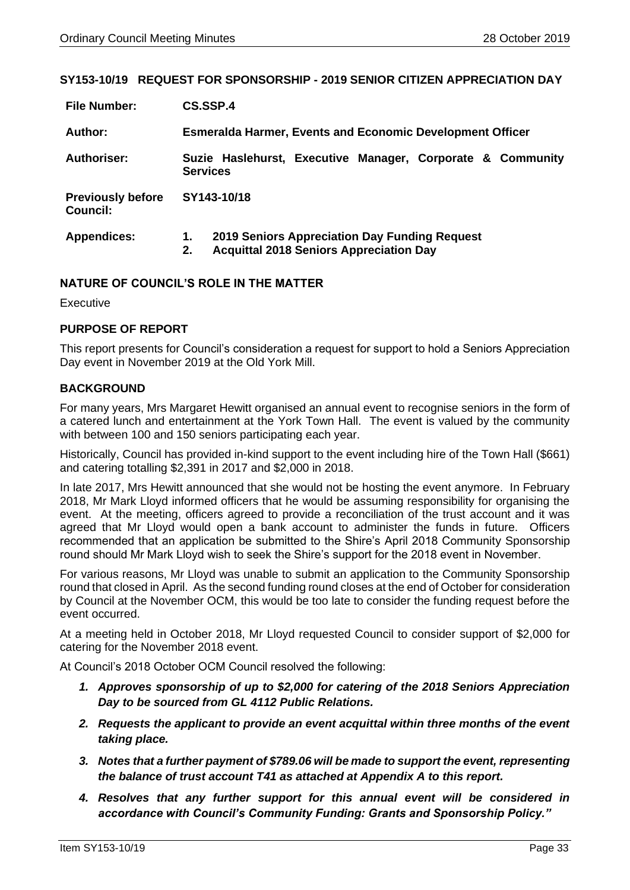## SY153-10/19 REQUEST FOR SPONSORSHIP - 2019 SENIOR CITIZEN APPRECIATION DAY

| | |
|---|---|
| **File Number:** | **CS.SSP.4** |
| **Author:** | **Esmeralda Harmer, Events and Economic Development Officer** |
| **Authoriser:** | **Suzie Haslehurst, Executive Manager, Corporate & Community Services** |
| **Previously before Council:** | **SY143-10/18** |
| **Appendices:** | **1. 2019 Seniors Appreciation Day Funding Request**<br>**2. Acquittal 2018 Seniors Appreciation Day** |

### NATURE OF COUNCIL'S ROLE IN THE MATTER

Executive

### PURPOSE OF REPORT

This report presents for Council's consideration a request for support to hold a Seniors Appreciation Day event in November 2019 at the Old York Mill.

### BACKGROUND

For many years, Mrs Margaret Hewitt organised an annual event to recognise seniors in the form of a catered lunch and entertainment at the York Town Hall. The event is valued by the community with between 100 and 150 seniors participating each year.

Historically, Council has provided in-kind support to the event including hire of the Town Hall ($661) and catering totalling $2,391 in 2017 and $2,000 in 2018.

In late 2017, Mrs Hewitt announced that she would not be hosting the event anymore. In February 2018, Mr Mark Lloyd informed officers that he would be assuming responsibility for organising the event. At the meeting, officers agreed to provide a reconciliation of the trust account and it was agreed that Mr Lloyd would open a bank account to administer the funds in future. Officers recommended that an application be submitted to the Shire's April 2018 Community Sponsorship round should Mr Mark Lloyd wish to seek the Shire's support for the 2018 event in November.

For various reasons, Mr Lloyd was unable to submit an application to the Community Sponsorship round that closed in April. As the second funding round closes at the end of October for consideration by Council at the November OCM, this would be too late to consider the funding request before the event occurred.

At a meeting held in October 2018, Mr Lloyd requested Council to consider support of $2,000 for catering for the November 2018 event.

At Council's 2018 October OCM Council resolved the following:

1. ***Approves sponsorship of up to $2,000 for catering of the 2018 Seniors Appreciation Day to be sourced from GL 4112 Public Relations.***
2. ***Requests the applicant to provide an event acquittal within three months of the event taking place.***
3. ***Notes that a further payment of $789.06 will be made to support the event, representing the balance of trust account T41 as attached at Appendix A to this report.***
4. ***Resolves that any further support for this annual event will be considered in accordance with Council's Community Funding: Grants and Sponsorship Policy."***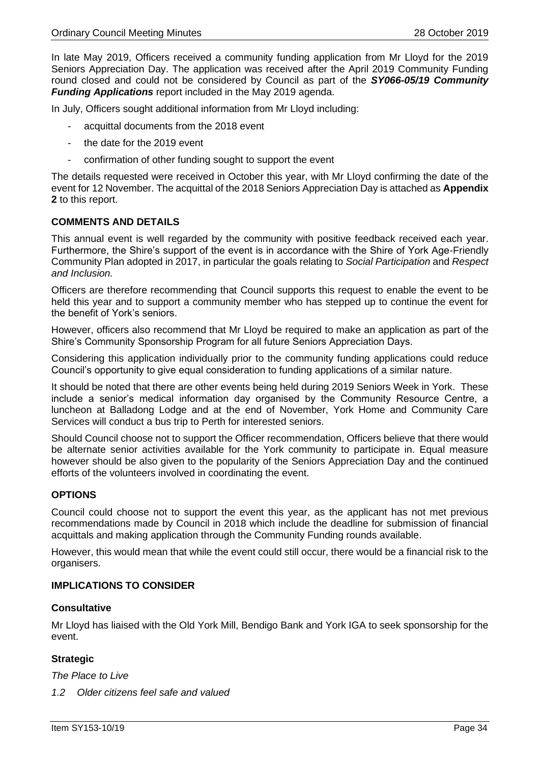In late May 2019, Officers received a community funding application from Mr Lloyd for the 2019 Seniors Appreciation Day. The application was received after the April 2019 Community Funding round closed and could not be considered by Council as part of the ***SY066-05/19 Community Funding Applications*** report included in the May 2019 agenda.

In July, Officers sought additional information from Mr Lloyd including:

- acquittal documents from the 2018 event
- the date for the 2019 event
- confirmation of other funding sought to support the event

The details requested were received in October this year, with Mr Lloyd confirming the date of the event for 12 November. The acquittal of the 2018 Seniors Appreciation Day is attached as **Appendix 2** to this report.

**COMMENTS AND DETAILS**

This annual event is well regarded by the community with positive feedback received each year. Furthermore, the Shire's support of the event is in accordance with the Shire of York Age-Friendly Community Plan adopted in 2017, in particular the goals relating to *Social Participation* and *Respect and Inclusion.*

Officers are therefore recommending that Council supports this request to enable the event to be held this year and to support a community member who has stepped up to continue the event for the benefit of York's seniors.

However, officers also recommend that Mr Lloyd be required to make an application as part of the Shire's Community Sponsorship Program for all future Seniors Appreciation Days.

Considering this application individually prior to the community funding applications could reduce Council's opportunity to give equal consideration to funding applications of a similar nature.

It should be noted that there are other events being held during 2019 Seniors Week in York. These include a senior's medical information day organised by the Community Resource Centre, a luncheon at Balladong Lodge and at the end of November, York Home and Community Care Services will conduct a bus trip to Perth for interested seniors.

Should Council choose not to support the Officer recommendation, Officers believe that there would be alternate senior activities available for the York community to participate in. Equal measure however should be also given to the popularity of the Seniors Appreciation Day and the continued efforts of the volunteers involved in coordinating the event.

**OPTIONS**

Council could choose not to support the event this year, as the applicant has not met previous recommendations made by Council in 2018 which include the deadline for submission of financial acquittals and making application through the Community Funding rounds available.

However, this would mean that while the event could still occur, there would be a financial risk to the organisers.

**IMPLICATIONS TO CONSIDER**

**Consultative**

Mr Lloyd has liaised with the Old York Mill, Bendigo Bank and York IGA to seek sponsorship for the event.

**Strategic**

*The Place to Live*

*1.2 Older citizens feel safe and valued*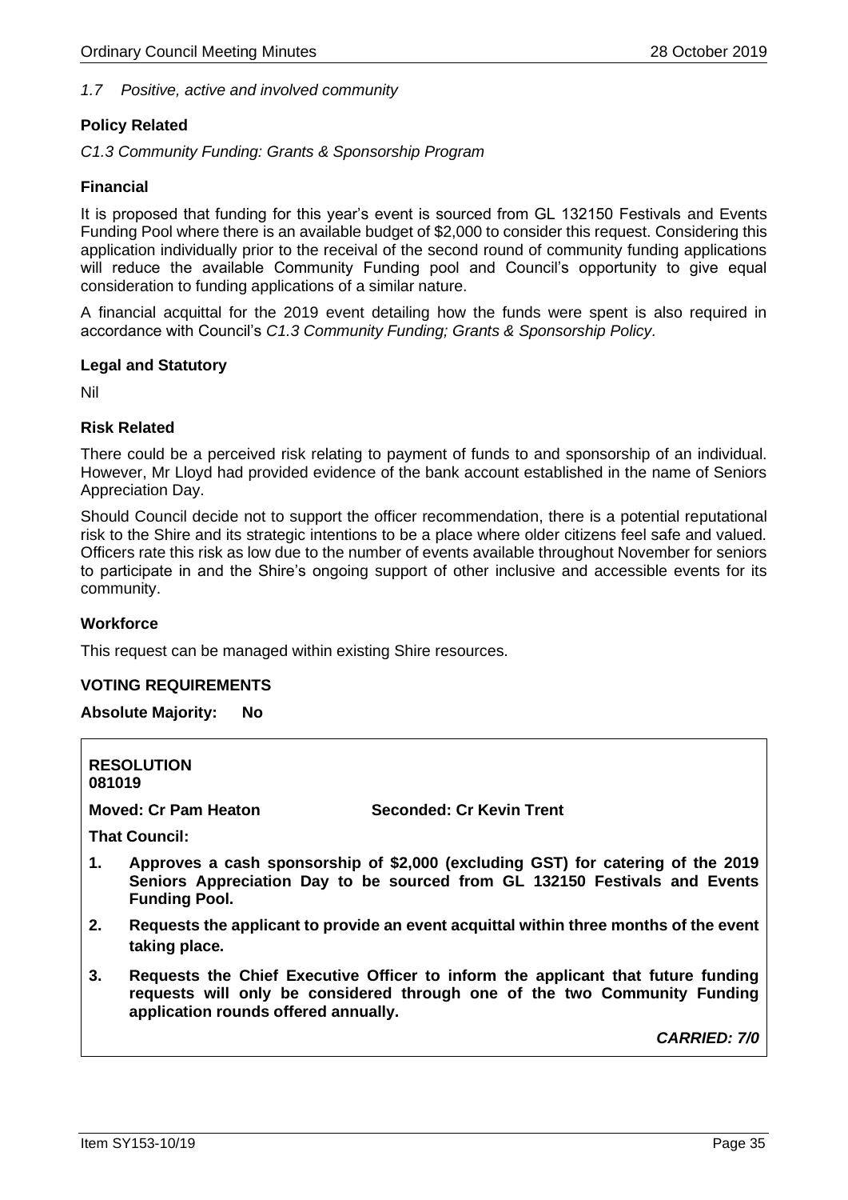*1.7 Positive, active and involved community*

**Policy Related**

*C1.3 Community Funding: Grants & Sponsorship Program*

**Financial**

It is proposed that funding for this year's event is sourced from GL 132150 Festivals and Events Funding Pool where there is an available budget of $2,000 to consider this request. Considering this application individually prior to the receival of the second round of community funding applications will reduce the available Community Funding pool and Council's opportunity to give equal consideration to funding applications of a similar nature.

A financial acquittal for the 2019 event detailing how the funds were spent is also required in accordance with Council's *C1.3 Community Funding; Grants & Sponsorship Policy.*

**Legal and Statutory**

Nil

**Risk Related**

There could be a perceived risk relating to payment of funds to and sponsorship of an individual. However, Mr Lloyd had provided evidence of the bank account established in the name of Seniors Appreciation Day.

Should Council decide not to support the officer recommendation, there is a potential reputational risk to the Shire and its strategic intentions to be a place where older citizens feel safe and valued. Officers rate this risk as low due to the number of events available throughout November for seniors to participate in and the Shire's ongoing support of other inclusive and accessible events for its community.

**Workforce**

This request can be managed within existing Shire resources.

**VOTING REQUIREMENTS**

**Absolute Majority: No**

**RESOLUTION**
**081019**

**Moved: Cr Pam Heaton Seconded: Cr Kevin Trent**

**That Council:**

1. **Approves a cash sponsorship of $2,000 (excluding GST) for catering of the 2019 Seniors Appreciation Day to be sourced from GL 132150 Festivals and Events Funding Pool.**
2. **Requests the applicant to provide an event acquittal within three months of the event taking place.**
3. **Requests the Chief Executive Officer to inform the applicant that future funding requests will only be considered through one of the two Community Funding application rounds offered annually.**

***CARRIED: 7/0***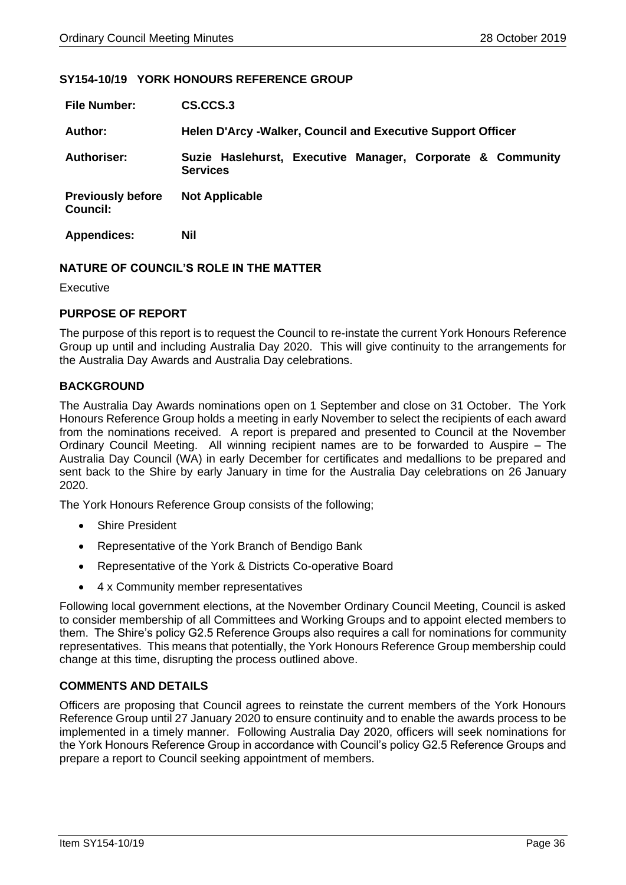## SY154-10/19 YORK HONOURS REFERENCE GROUP

| | |
|---|---|
| **File Number:** | **CS.CCS.3** |
| **Author:** | **Helen D'Arcy -Walker, Council and Executive Support Officer** |
| **Authoriser:** | **Suzie Haslehurst, Executive Manager, Corporate & Community Services** |
| **Previously before Council:** | **Not Applicable** |
| **Appendices:** | **Nil** |

### NATURE OF COUNCIL'S ROLE IN THE MATTER

Executive

### PURPOSE OF REPORT

The purpose of this report is to request the Council to re-instate the current York Honours Reference Group up until and including Australia Day 2020. This will give continuity to the arrangements for the Australia Day Awards and Australia Day celebrations.

### BACKGROUND

The Australia Day Awards nominations open on 1 September and close on 31 October. The York Honours Reference Group holds a meeting in early November to select the recipients of each award from the nominations received. A report is prepared and presented to Council at the November Ordinary Council Meeting. All winning recipient names are to be forwarded to Auspire – The Australia Day Council (WA) in early December for certificates and medallions to be prepared and sent back to the Shire by early January in time for the Australia Day celebrations on 26 January 2020.

The York Honours Reference Group consists of the following;

- Shire President
- Representative of the York Branch of Bendigo Bank
- Representative of the York & Districts Co-operative Board
- 4 x Community member representatives

Following local government elections, at the November Ordinary Council Meeting, Council is asked to consider membership of all Committees and Working Groups and to appoint elected members to them. The Shire's policy G2.5 Reference Groups also requires a call for nominations for community representatives. This means that potentially, the York Honours Reference Group membership could change at this time, disrupting the process outlined above.

### COMMENTS AND DETAILS

Officers are proposing that Council agrees to reinstate the current members of the York Honours Reference Group until 27 January 2020 to ensure continuity and to enable the awards process to be implemented in a timely manner. Following Australia Day 2020, officers will seek nominations for the York Honours Reference Group in accordance with Council's policy G2.5 Reference Groups and prepare a report to Council seeking appointment of members.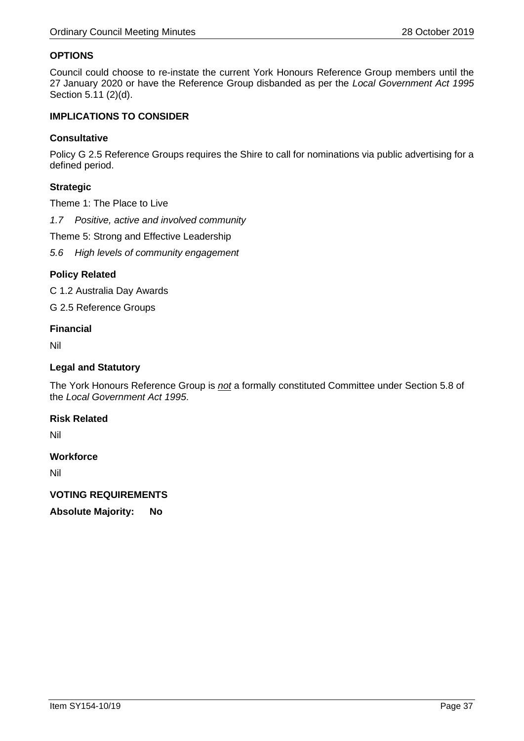## OPTIONS

Council could choose to re-instate the current York Honours Reference Group members until the 27 January 2020 or have the Reference Group disbanded as per the *Local Government Act 1995* Section 5.11 (2)(d).

## IMPLICATIONS TO CONSIDER

### Consultative

Policy G 2.5 Reference Groups requires the Shire to call for nominations via public advertising for a defined period.

### Strategic

Theme 1: The Place to Live

*1.7 Positive, active and involved community*

Theme 5: Strong and Effective Leadership

*5.6 High levels of community engagement*

### Policy Related

C 1.2 Australia Day Awards

G 2.5 Reference Groups

### Financial

Nil

### Legal and Statutory

The York Honours Reference Group is ***not*** a formally constituted Committee under Section 5.8 of the *Local Government Act 1995*.

### Risk Related

Nil

### Workforce

Nil

## VOTING REQUIREMENTS

**Absolute Majority: No**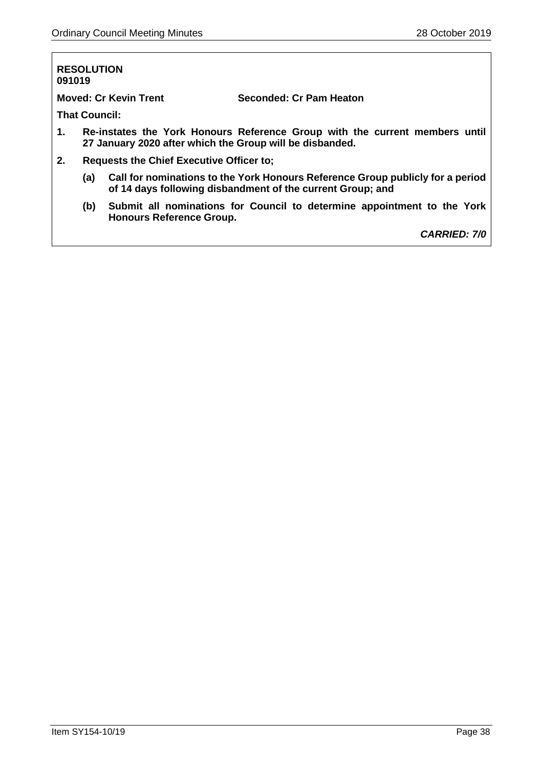**RESOLUTION**
**091019**

**Moved: Cr Kevin Trent** **Seconded: Cr Pam Heaton**

**That Council:**

1. **Re-instates the York Honours Reference Group with the current members until 27 January 2020 after which the Group will be disbanded.**
2. **Requests the Chief Executive Officer to;**
   - **(a) Call for nominations to the York Honours Reference Group publicly for a period of 14 days following disbandment of the current Group; and**
   - **(b) Submit all nominations for Council to determine appointment to the York Honours Reference Group.**

***CARRIED: 7/0***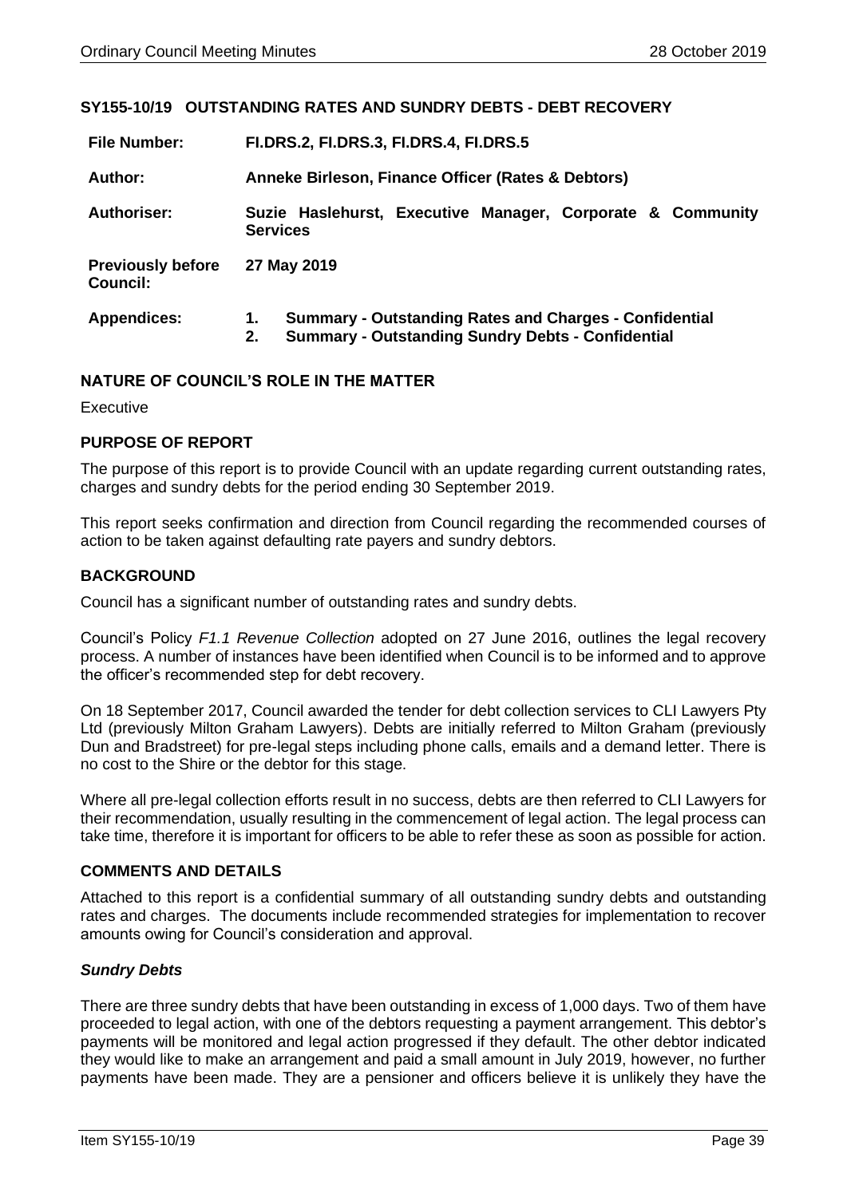## SY155-10/19 OUTSTANDING RATES AND SUNDRY DEBTS - DEBT RECOVERY

| | |
|---|---|
| **File Number:** | **FI.DRS.2, FI.DRS.3, FI.DRS.4, FI.DRS.5** |
| **Author:** | **Anneke Birleson, Finance Officer (Rates & Debtors)** |
| **Authoriser:** | **Suzie Haslehurst, Executive Manager, Corporate & Community Services** |
| **Previously before Council:** | **27 May 2019** |
| **Appendices:** | **1. Summary - Outstanding Rates and Charges - Confidential**<br>**2. Summary - Outstanding Sundry Debts - Confidential** |

### NATURE OF COUNCIL'S ROLE IN THE MATTER

Executive

### PURPOSE OF REPORT

The purpose of this report is to provide Council with an update regarding current outstanding rates, charges and sundry debts for the period ending 30 September 2019.

This report seeks confirmation and direction from Council regarding the recommended courses of action to be taken against defaulting rate payers and sundry debtors.

### BACKGROUND

Council has a significant number of outstanding rates and sundry debts.

Council's Policy *F1.1 Revenue Collection* adopted on 27 June 2016, outlines the legal recovery process. A number of instances have been identified when Council is to be informed and to approve the officer's recommended step for debt recovery.

On 18 September 2017, Council awarded the tender for debt collection services to CLI Lawyers Pty Ltd (previously Milton Graham Lawyers). Debts are initially referred to Milton Graham (previously Dun and Bradstreet) for pre-legal steps including phone calls, emails and a demand letter. There is no cost to the Shire or the debtor for this stage.

Where all pre-legal collection efforts result in no success, debts are then referred to CLI Lawyers for their recommendation, usually resulting in the commencement of legal action. The legal process can take time, therefore it is important for officers to be able to refer these as soon as possible for action.

### COMMENTS AND DETAILS

Attached to this report is a confidential summary of all outstanding sundry debts and outstanding rates and charges. The documents include recommended strategies for implementation to recover amounts owing for Council's consideration and approval.

#### *Sundry Debts*

There are three sundry debts that have been outstanding in excess of 1,000 days. Two of them have proceeded to legal action, with one of the debtors requesting a payment arrangement. This debtor's payments will be monitored and legal action progressed if they default. The other debtor indicated they would like to make an arrangement and paid a small amount in July 2019, however, no further payments have been made. They are a pensioner and officers believe it is unlikely they have the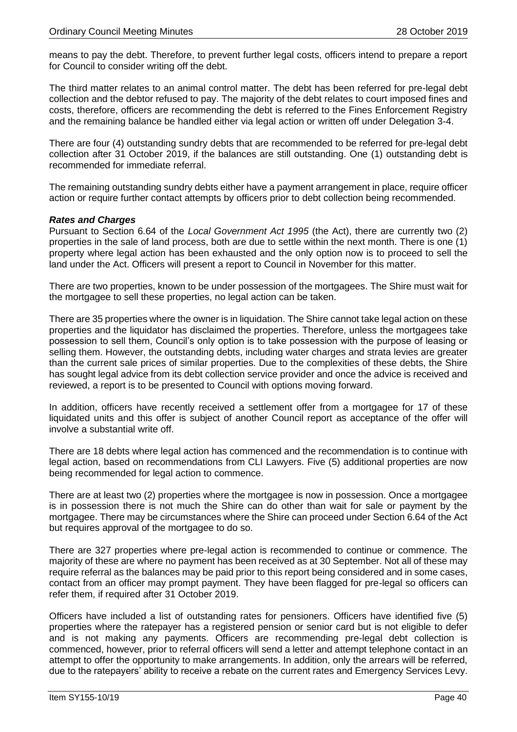means to pay the debt. Therefore, to prevent further legal costs, officers intend to prepare a report for Council to consider writing off the debt.

The third matter relates to an animal control matter. The debt has been referred for pre-legal debt collection and the debtor refused to pay. The majority of the debt relates to court imposed fines and costs, therefore, officers are recommending the debt is referred to the Fines Enforcement Registry and the remaining balance be handled either via legal action or written off under Delegation 3-4.

There are four (4) outstanding sundry debts that are recommended to be referred for pre-legal debt collection after 31 October 2019, if the balances are still outstanding. One (1) outstanding debt is recommended for immediate referral.

The remaining outstanding sundry debts either have a payment arrangement in place, require officer action or require further contact attempts by officers prior to debt collection being recommended.

***Rates and Charges***

Pursuant to Section 6.64 of the *Local Government Act 1995* (the Act), there are currently two (2) properties in the sale of land process, both are due to settle within the next month. There is one (1) property where legal action has been exhausted and the only option now is to proceed to sell the land under the Act. Officers will present a report to Council in November for this matter.

There are two properties, known to be under possession of the mortgagees. The Shire must wait for the mortgagee to sell these properties, no legal action can be taken.

There are 35 properties where the owner is in liquidation. The Shire cannot take legal action on these properties and the liquidator has disclaimed the properties. Therefore, unless the mortgagees take possession to sell them, Council's only option is to take possession with the purpose of leasing or selling them. However, the outstanding debts, including water charges and strata levies are greater than the current sale prices of similar properties. Due to the complexities of these debts, the Shire has sought legal advice from its debt collection service provider and once the advice is received and reviewed, a report is to be presented to Council with options moving forward.

In addition, officers have recently received a settlement offer from a mortgagee for 17 of these liquidated units and this offer is subject of another Council report as acceptance of the offer will involve a substantial write off.

There are 18 debts where legal action has commenced and the recommendation is to continue with legal action, based on recommendations from CLI Lawyers. Five (5) additional properties are now being recommended for legal action to commence.

There are at least two (2) properties where the mortgagee is now in possession. Once a mortgagee is in possession there is not much the Shire can do other than wait for sale or payment by the mortgagee. There may be circumstances where the Shire can proceed under Section 6.64 of the Act but requires approval of the mortgagee to do so.

There are 327 properties where pre-legal action is recommended to continue or commence. The majority of these are where no payment has been received as at 30 September. Not all of these may require referral as the balances may be paid prior to this report being considered and in some cases, contact from an officer may prompt payment. They have been flagged for pre-legal so officers can refer them, if required after 31 October 2019.

Officers have included a list of outstanding rates for pensioners. Officers have identified five (5) properties where the ratepayer has a registered pension or senior card but is not eligible to defer and is not making any payments. Officers are recommending pre-legal debt collection is commenced, however, prior to referral officers will send a letter and attempt telephone contact in an attempt to offer the opportunity to make arrangements. In addition, only the arrears will be referred, due to the ratepayers' ability to receive a rebate on the current rates and Emergency Services Levy.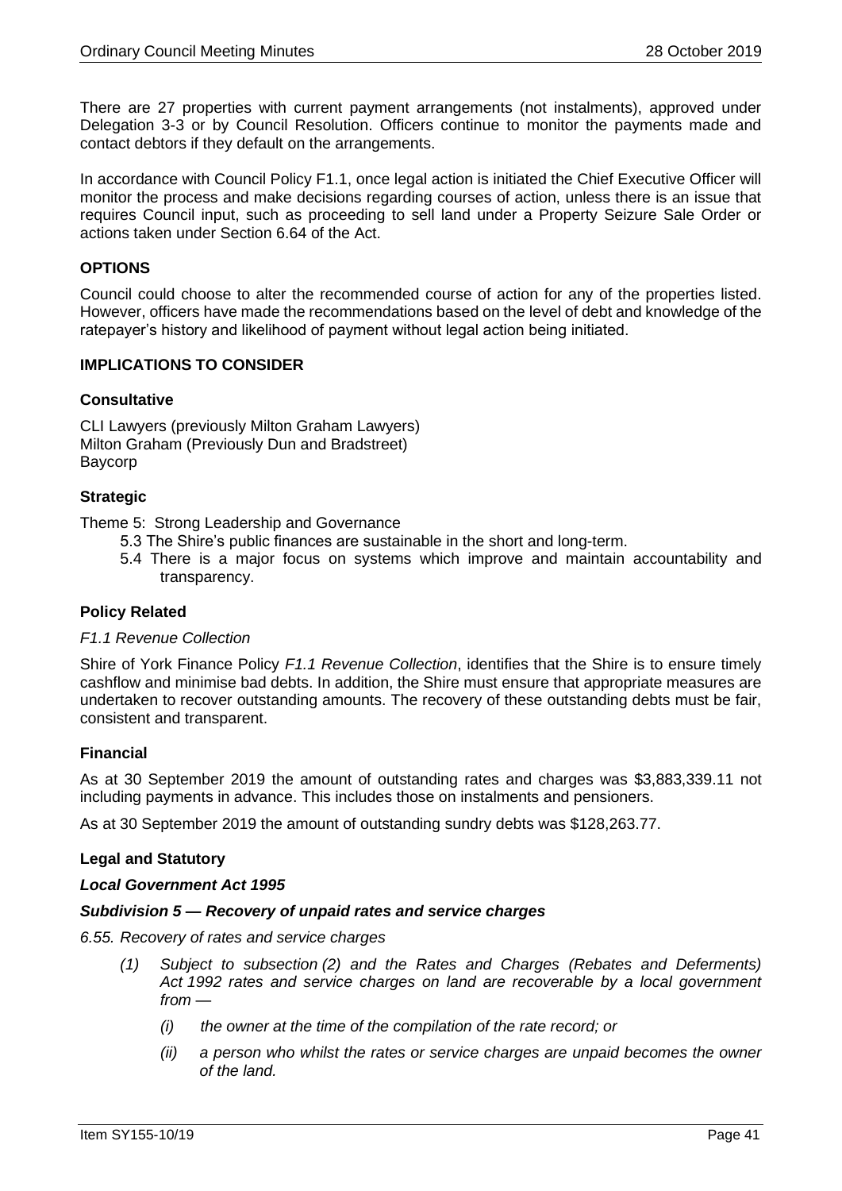There are 27 properties with current payment arrangements (not instalments), approved under Delegation 3-3 or by Council Resolution. Officers continue to monitor the payments made and contact debtors if they default on the arrangements.

In accordance with Council Policy F1.1, once legal action is initiated the Chief Executive Officer will monitor the process and make decisions regarding courses of action, unless there is an issue that requires Council input, such as proceeding to sell land under a Property Seizure Sale Order or actions taken under Section 6.64 of the Act.

## OPTIONS

Council could choose to alter the recommended course of action for any of the properties listed. However, officers have made the recommendations based on the level of debt and knowledge of the ratepayer's history and likelihood of payment without legal action being initiated.

## IMPLICATIONS TO CONSIDER

### Consultative

CLI Lawyers (previously Milton Graham Lawyers)
Milton Graham (Previously Dun and Bradstreet)
Baycorp

### Strategic

Theme 5: Strong Leadership and Governance

- 5.3 The Shire's public finances are sustainable in the short and long-term.
- 5.4 There is a major focus on systems which improve and maintain accountability and transparency.

### Policy Related

*F1.1 Revenue Collection*

Shire of York Finance Policy *F1.1 Revenue Collection*, identifies that the Shire is to ensure timely cashflow and minimise bad debts. In addition, the Shire must ensure that appropriate measures are undertaken to recover outstanding amounts. The recovery of these outstanding debts must be fair, consistent and transparent.

### Financial

As at 30 September 2019 the amount of outstanding rates and charges was $3,883,339.11 not including payments in advance. This includes those on instalments and pensioners.

As at 30 September 2019 the amount of outstanding sundry debts was $128,263.77.

### Legal and Statutory

***Local Government Act 1995***

***Subdivision 5 — Recovery of unpaid rates and service charges***

*6.55. Recovery of rates and service charges*

> *(1) Subject to subsection (2) and the Rates and Charges (Rebates and Deferments) Act 1992 rates and service charges on land are recoverable by a local government from —*
>
> > *(i) the owner at the time of the compilation of the rate record; or*
> >
> > *(ii) a person who whilst the rates or service charges are unpaid becomes the owner of the land.*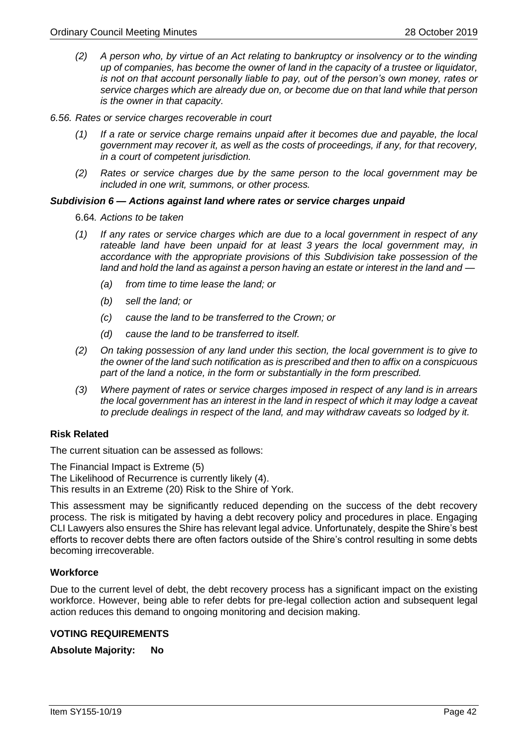*(2) A person who, by virtue of an Act relating to bankruptcy or insolvency or to the winding up of companies, has become the owner of land in the capacity of a trustee or liquidator, is not on that account personally liable to pay, out of the person's own money, rates or service charges which are already due on, or become due on that land while that person is the owner in that capacity.*

*6.56. Rates or service charges recoverable in court*

*(1) If a rate or service charge remains unpaid after it becomes due and payable, the local government may recover it, as well as the costs of proceedings, if any, for that recovery, in a court of competent jurisdiction.*

*(2) Rates or service charges due by the same person to the local government may be included in one writ, summons, or other process.*

***Subdivision 6 — Actions against land where rates or service charges unpaid***

6.64*. Actions to be taken*

*(1) If any rates or service charges which are due to a local government in respect of any rateable land have been unpaid for at least 3 years the local government may, in accordance with the appropriate provisions of this Subdivision take possession of the land and hold the land as against a person having an estate or interest in the land and —*

*(a) from time to time lease the land; or*

*(b) sell the land; or*

*(c) cause the land to be transferred to the Crown; or*

*(d) cause the land to be transferred to itself.*

*(2) On taking possession of any land under this section, the local government is to give to the owner of the land such notification as is prescribed and then to affix on a conspicuous part of the land a notice, in the form or substantially in the form prescribed.*

*(3) Where payment of rates or service charges imposed in respect of any land is in arrears the local government has an interest in the land in respect of which it may lodge a caveat to preclude dealings in respect of the land, and may withdraw caveats so lodged by it.*

**Risk Related**

The current situation can be assessed as follows:

The Financial Impact is Extreme (5)
The Likelihood of Recurrence is currently likely (4).
This results in an Extreme (20) Risk to the Shire of York.

This assessment may be significantly reduced depending on the success of the debt recovery process. The risk is mitigated by having a debt recovery policy and procedures in place. Engaging CLI Lawyers also ensures the Shire has relevant legal advice. Unfortunately, despite the Shire's best efforts to recover debts there are often factors outside of the Shire's control resulting in some debts becoming irrecoverable.

**Workforce**

Due to the current level of debt, the debt recovery process has a significant impact on the existing workforce. However, being able to refer debts for pre-legal collection action and subsequent legal action reduces this demand to ongoing monitoring and decision making.

**VOTING REQUIREMENTS**

**Absolute Majority: No**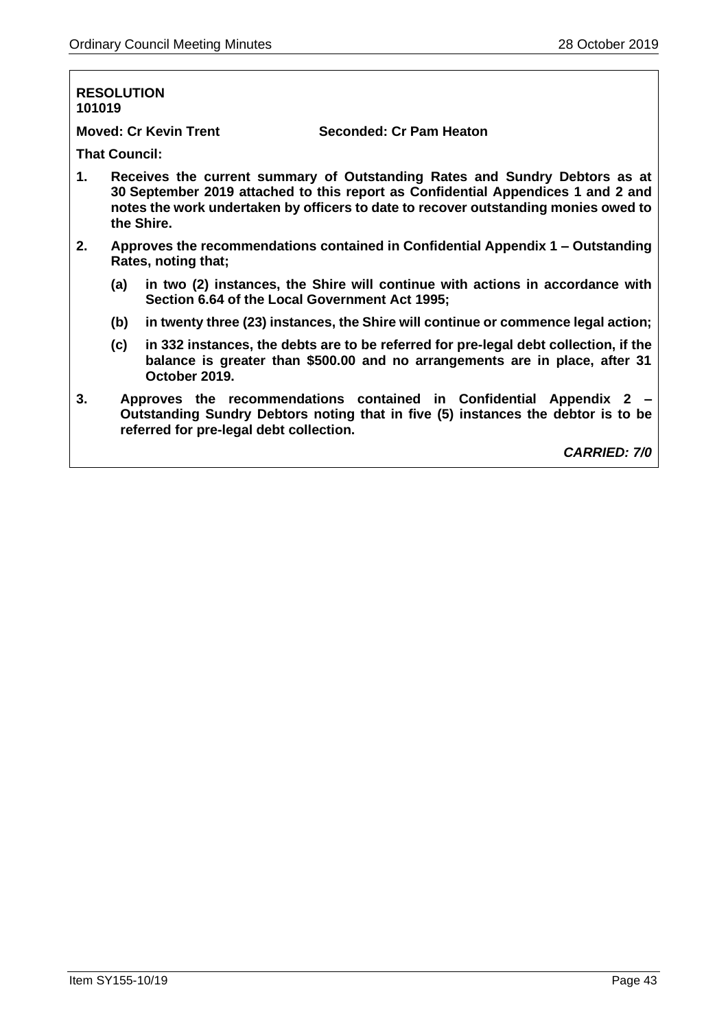**RESOLUTION**
**101019**

**Moved: Cr Kevin Trent** **Seconded: Cr Pam Heaton**

**That Council:**

1. **Receives the current summary of Outstanding Rates and Sundry Debtors as at 30 September 2019 attached to this report as Confidential Appendices 1 and 2 and notes the work undertaken by officers to date to recover outstanding monies owed to the Shire.**
2. **Approves the recommendations contained in Confidential Appendix 1 – Outstanding Rates, noting that;**
   - **(a) in two (2) instances, the Shire will continue with actions in accordance with Section 6.64 of the Local Government Act 1995;**
   - **(b) in twenty three (23) instances, the Shire will continue or commence legal action;**
   - **(c) in 332 instances, the debts are to be referred for pre-legal debt collection, if the balance is greater than $500.00 and no arrangements are in place, after 31 October 2019.**
3. **Approves the recommendations contained in Confidential Appendix 2 – Outstanding Sundry Debtors noting that in five (5) instances the debtor is to be referred for pre-legal debt collection.**

***CARRIED: 7/0***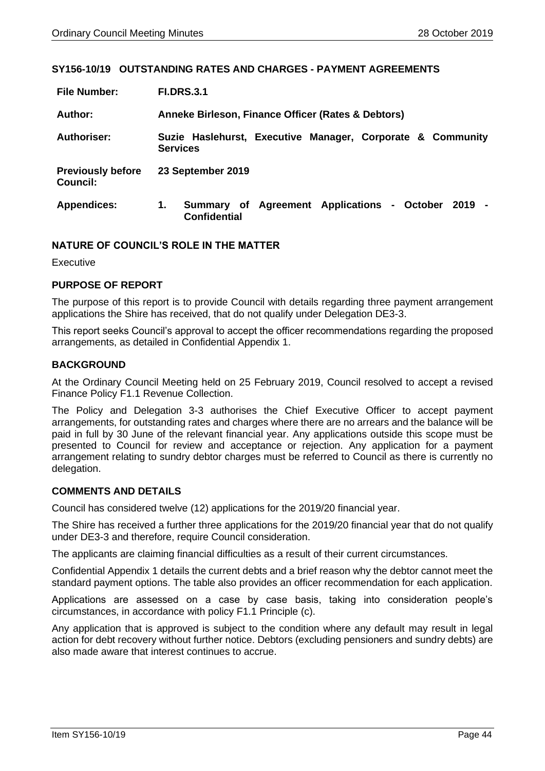## SY156-10/19 OUTSTANDING RATES AND CHARGES - PAYMENT AGREEMENTS

| | |
|---|---|
| **File Number:** | **FI.DRS.3.1** |
| **Author:** | **Anneke Birleson, Finance Officer (Rates & Debtors)** |
| **Authoriser:** | **Suzie Haslehurst, Executive Manager, Corporate & Community Services** |
| **Previously before Council:** | **23 September 2019** |
| **Appendices:** | **1. Summary of Agreement Applications - October 2019 - Confidential** |

### NATURE OF COUNCIL'S ROLE IN THE MATTER

Executive

### PURPOSE OF REPORT

The purpose of this report is to provide Council with details regarding three payment arrangement applications the Shire has received, that do not qualify under Delegation DE3-3.

This report seeks Council's approval to accept the officer recommendations regarding the proposed arrangements, as detailed in Confidential Appendix 1.

### BACKGROUND

At the Ordinary Council Meeting held on 25 February 2019, Council resolved to accept a revised Finance Policy F1.1 Revenue Collection.

The Policy and Delegation 3-3 authorises the Chief Executive Officer to accept payment arrangements, for outstanding rates and charges where there are no arrears and the balance will be paid in full by 30 June of the relevant financial year. Any applications outside this scope must be presented to Council for review and acceptance or rejection. Any application for a payment arrangement relating to sundry debtor charges must be referred to Council as there is currently no delegation.

### COMMENTS AND DETAILS

Council has considered twelve (12) applications for the 2019/20 financial year.

The Shire has received a further three applications for the 2019/20 financial year that do not qualify under DE3-3 and therefore, require Council consideration.

The applicants are claiming financial difficulties as a result of their current circumstances.

Confidential Appendix 1 details the current debts and a brief reason why the debtor cannot meet the standard payment options. The table also provides an officer recommendation for each application.

Applications are assessed on a case by case basis, taking into consideration people's circumstances, in accordance with policy F1.1 Principle (c).

Any application that is approved is subject to the condition where any default may result in legal action for debt recovery without further notice. Debtors (excluding pensioners and sundry debts) are also made aware that interest continues to accrue.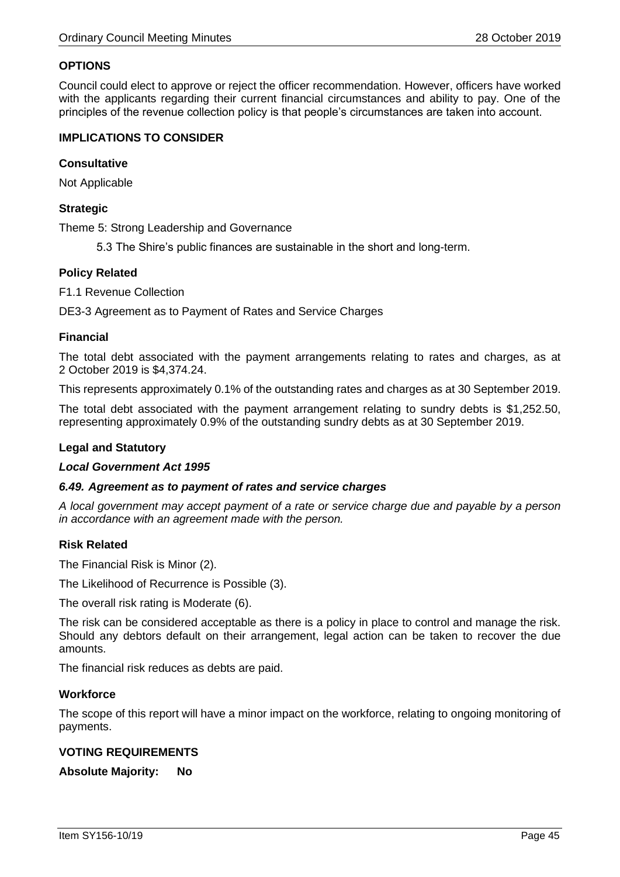## OPTIONS

Council could elect to approve or reject the officer recommendation. However, officers have worked with the applicants regarding their current financial circumstances and ability to pay. One of the principles of the revenue collection policy is that people's circumstances are taken into account.

## IMPLICATIONS TO CONSIDER

### Consultative

Not Applicable

### Strategic

Theme 5: Strong Leadership and Governance

5.3 The Shire's public finances are sustainable in the short and long-term.

### Policy Related

F1.1 Revenue Collection

DE3-3 Agreement as to Payment of Rates and Service Charges

### Financial

The total debt associated with the payment arrangements relating to rates and charges, as at 2 October 2019 is $4,374.24.

This represents approximately 0.1% of the outstanding rates and charges as at 30 September 2019.

The total debt associated with the payment arrangement relating to sundry debts is $1,252.50, representing approximately 0.9% of the outstanding sundry debts as at 30 September 2019.

### Legal and Statutory

***Local Government Act 1995***

***6.49. Agreement as to payment of rates and service charges***

*A local government may accept payment of a rate or service charge due and payable by a person in accordance with an agreement made with the person.*

### Risk Related

The Financial Risk is Minor (2).

The Likelihood of Recurrence is Possible (3).

The overall risk rating is Moderate (6).

The risk can be considered acceptable as there is a policy in place to control and manage the risk. Should any debtors default on their arrangement, legal action can be taken to recover the due amounts.

The financial risk reduces as debts are paid.

### Workforce

The scope of this report will have a minor impact on the workforce, relating to ongoing monitoring of payments.

## VOTING REQUIREMENTS

**Absolute Majority: No**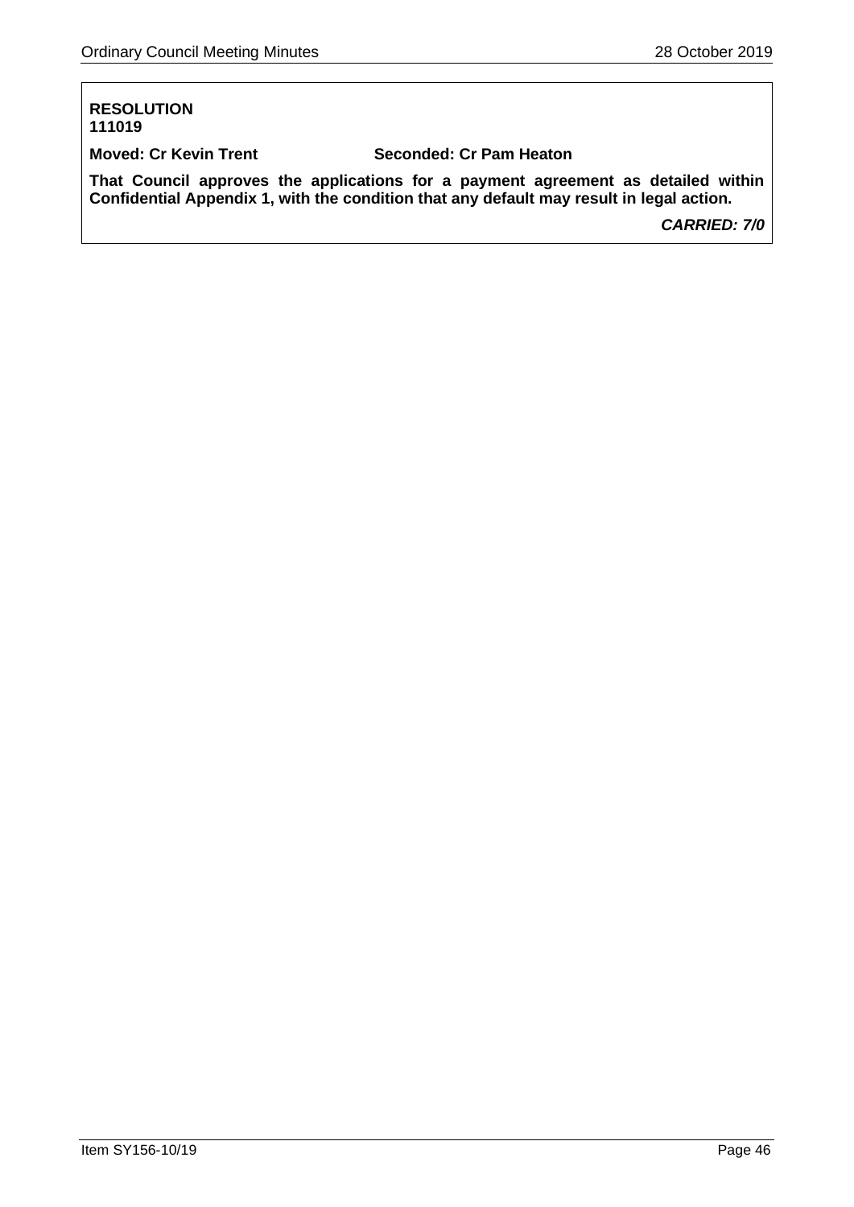**RESOLUTION**
**111019**

**Moved: Cr Kevin Trent** **Seconded: Cr Pam Heaton**

**That Council approves the applications for a payment agreement as detailed within Confidential Appendix 1, with the condition that any default may result in legal action.**

***CARRIED: 7/0***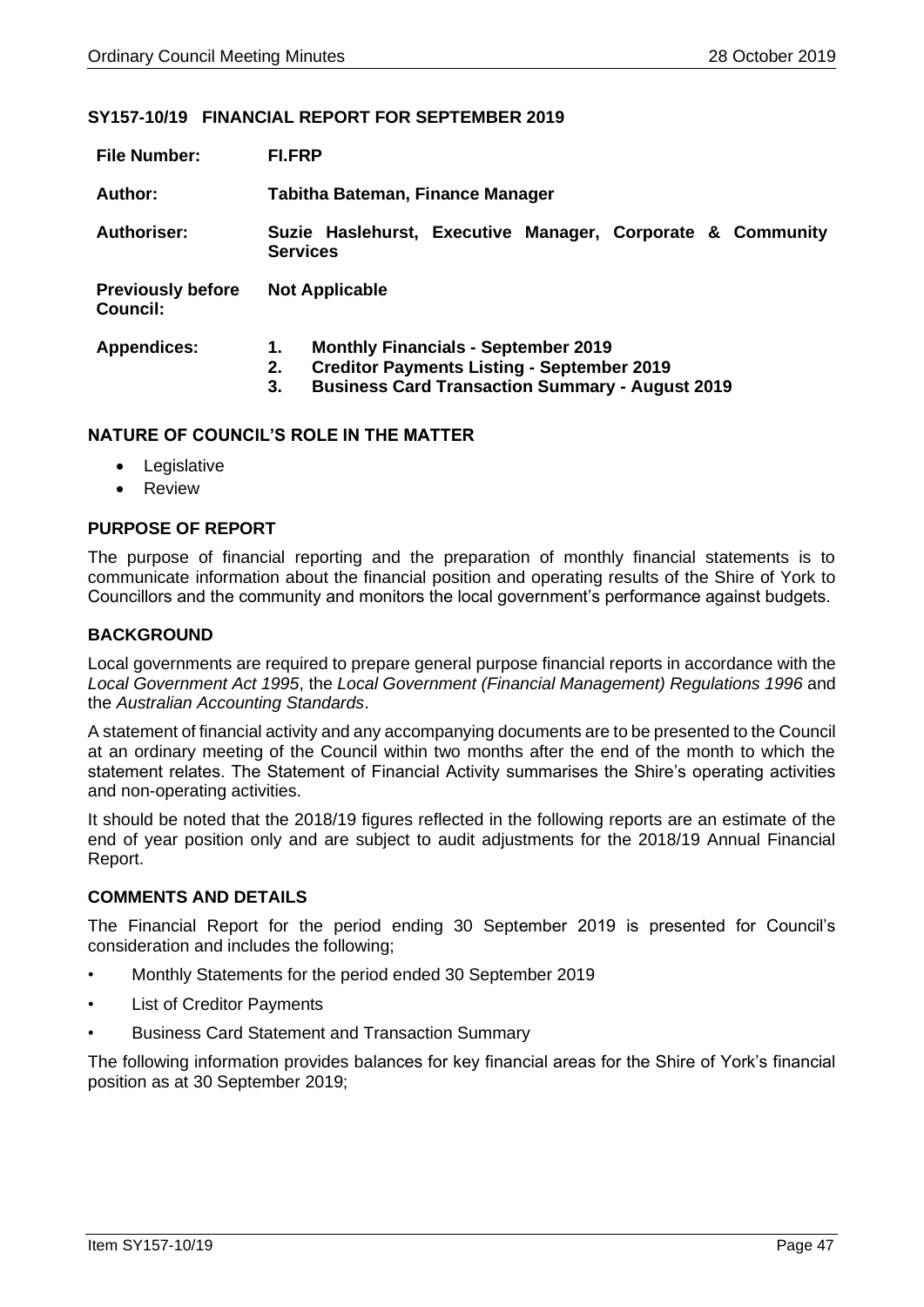## SY157-10/19 FINANCIAL REPORT FOR SEPTEMBER 2019

| | |
|---|---|
| **File Number:** | **FI.FRP** |
| **Author:** | **Tabitha Bateman, Finance Manager** |
| **Authoriser:** | **Suzie Haslehurst, Executive Manager, Corporate & Community Services** |
| **Previously before Council:** | **Not Applicable** |
| **Appendices:** | **1. Monthly Financials - September 2019**<br>**2. Creditor Payments Listing - September 2019**<br>**3. Business Card Transaction Summary - August 2019** |

### NATURE OF COUNCIL'S ROLE IN THE MATTER

- Legislative
- Review

### PURPOSE OF REPORT

The purpose of financial reporting and the preparation of monthly financial statements is to communicate information about the financial position and operating results of the Shire of York to Councillors and the community and monitors the local government's performance against budgets.

### BACKGROUND

Local governments are required to prepare general purpose financial reports in accordance with the *Local Government Act 1995*, the *Local Government (Financial Management) Regulations 1996* and the *Australian Accounting Standards*.

A statement of financial activity and any accompanying documents are to be presented to the Council at an ordinary meeting of the Council within two months after the end of the month to which the statement relates. The Statement of Financial Activity summarises the Shire's operating activities and non-operating activities.

It should be noted that the 2018/19 figures reflected in the following reports are an estimate of the end of year position only and are subject to audit adjustments for the 2018/19 Annual Financial Report.

### COMMENTS AND DETAILS

The Financial Report for the period ending 30 September 2019 is presented for Council's consideration and includes the following;

- Monthly Statements for the period ended 30 September 2019
- List of Creditor Payments
- Business Card Statement and Transaction Summary

The following information provides balances for key financial areas for the Shire of York's financial position as at 30 September 2019;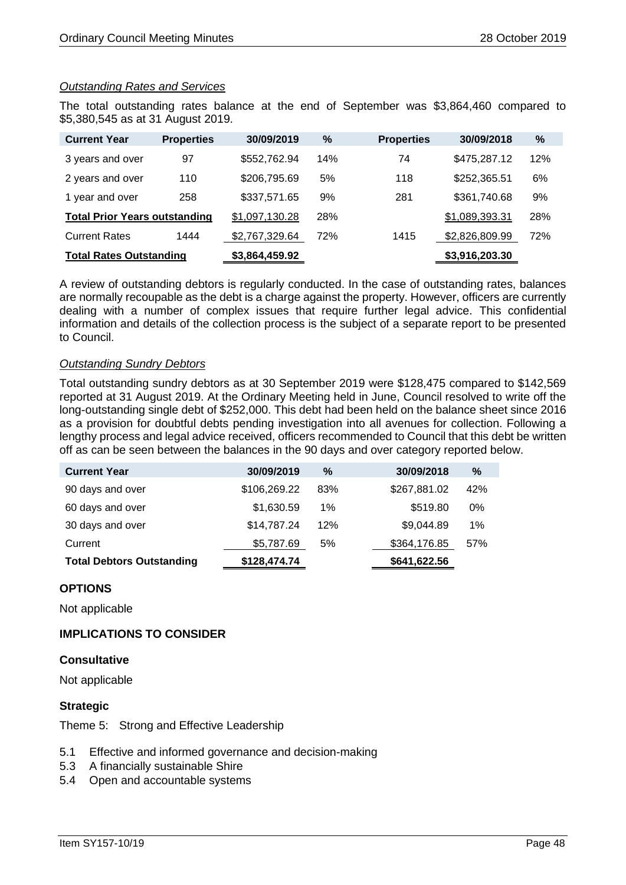*Outstanding Rates and Services*

The total outstanding rates balance at the end of September was $3,864,460 compared to $5,380,545 as at 31 August 2019.

| Current Year | Properties | 30/09/2019 | % | Properties | 30/09/2018 | % |
|---|---|---|---|---|---|---|
| 3 years and over | 97 | $552,762.94 | 14% | 74 | $475,287.12 | 12% |
| 2 years and over | 110 | $206,795.69 | 5% | 118 | $252,365.51 | 6% |
| 1 year and over | 258 | $337,571.65 | 9% | 281 | $361,740.68 | 9% |
| **Total Prior Years outstanding** | | $1,097,130.28 | 28% | | $1,089,393.31 | 28% |
| Current Rates | 1444 | $2,767,329.64 | 72% | 1415 | $2,826,809.99 | 72% |
| **Total Rates Outstanding** | | **$3,864,459.92** | | | **$3,916,203.30** | |

A review of outstanding debtors is regularly conducted. In the case of outstanding rates, balances are normally recoupable as the debt is a charge against the property. However, officers are currently dealing with a number of complex issues that require further legal advice. This confidential information and details of the collection process is the subject of a separate report to be presented to Council.

*Outstanding Sundry Debtors*

Total outstanding sundry debtors as at 30 September 2019 were $128,475 compared to $142,569 reported at 31 August 2019. At the Ordinary Meeting held in June, Council resolved to write off the long-outstanding single debt of $252,000. This debt had been held on the balance sheet since 2016 as a provision for doubtful debts pending investigation into all avenues for collection. Following a lengthy process and legal advice received, officers recommended to Council that this debt be written off as can be seen between the balances in the 90 days and over category reported below.

| Current Year | 30/09/2019 | % | 30/09/2018 | % |
|---|---|---|---|---|
| 90 days and over | $106,269.22 | 83% | $267,881.02 | 42% |
| 60 days and over | $1,630.59 | 1% | $519.80 | 0% |
| 30 days and over | $14,787.24 | 12% | $9,044.89 | 1% |
| Current | $5,787.69 | 5% | $364,176.85 | 57% |
| **Total Debtors Outstanding** | **$128,474.74** | | **$641,622.56** | |

## OPTIONS

Not applicable

## IMPLICATIONS TO CONSIDER

### Consultative

Not applicable

### Strategic

Theme 5: Strong and Effective Leadership

- 5.1 Effective and informed governance and decision-making
- 5.3 A financially sustainable Shire
- 5.4 Open and accountable systems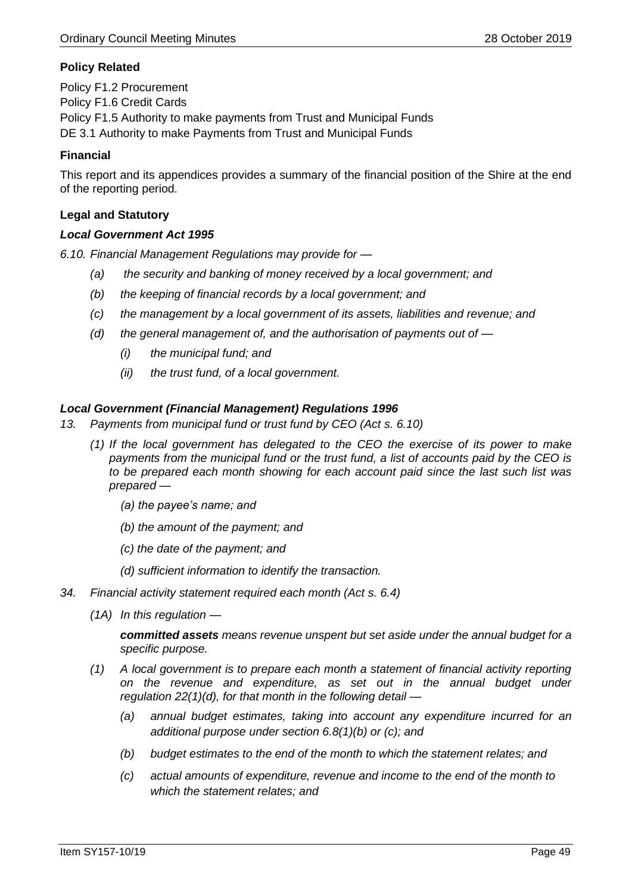**Policy Related**

Policy F1.2 Procurement
Policy F1.6 Credit Cards
Policy F1.5 Authority to make payments from Trust and Municipal Funds
DE 3.1 Authority to make Payments from Trust and Municipal Funds

**Financial**

This report and its appendices provides a summary of the financial position of the Shire at the end of the reporting period.

**Legal and Statutory**

***Local Government Act 1995***

*6.10. Financial Management Regulations may provide for —*

- *(a) the security and banking of money received by a local government; and*
- *(b) the keeping of financial records by a local government; and*
- *(c) the management by a local government of its assets, liabilities and revenue; and*
- *(d) the general management of, and the authorisation of payments out of —*
  - *(i) the municipal fund; and*
  - *(ii) the trust fund, of a local government.*

***Local Government (Financial Management) Regulations 1996***

*13. Payments from municipal fund or trust fund by CEO (Act s. 6.10)*

*(1) If the local government has delegated to the CEO the exercise of its power to make payments from the municipal fund or the trust fund, a list of accounts paid by the CEO is to be prepared each month showing for each account paid since the last such list was prepared —*

- *(a) the payee's name; and*
- *(b) the amount of the payment; and*
- *(c) the date of the payment; and*
- *(d) sufficient information to identify the transaction.*

*34. Financial activity statement required each month (Act s. 6.4)*

*(1A) In this regulation —*

***committed assets*** *means revenue unspent but set aside under the annual budget for a specific purpose.*

*(1) A local government is to prepare each month a statement of financial activity reporting on the revenue and expenditure, as set out in the annual budget under regulation 22(1)(d), for that month in the following detail —*

- *(a) annual budget estimates, taking into account any expenditure incurred for an additional purpose under section 6.8(1)(b) or (c); and*
- *(b) budget estimates to the end of the month to which the statement relates; and*
- *(c) actual amounts of expenditure, revenue and income to the end of the month to which the statement relates; and*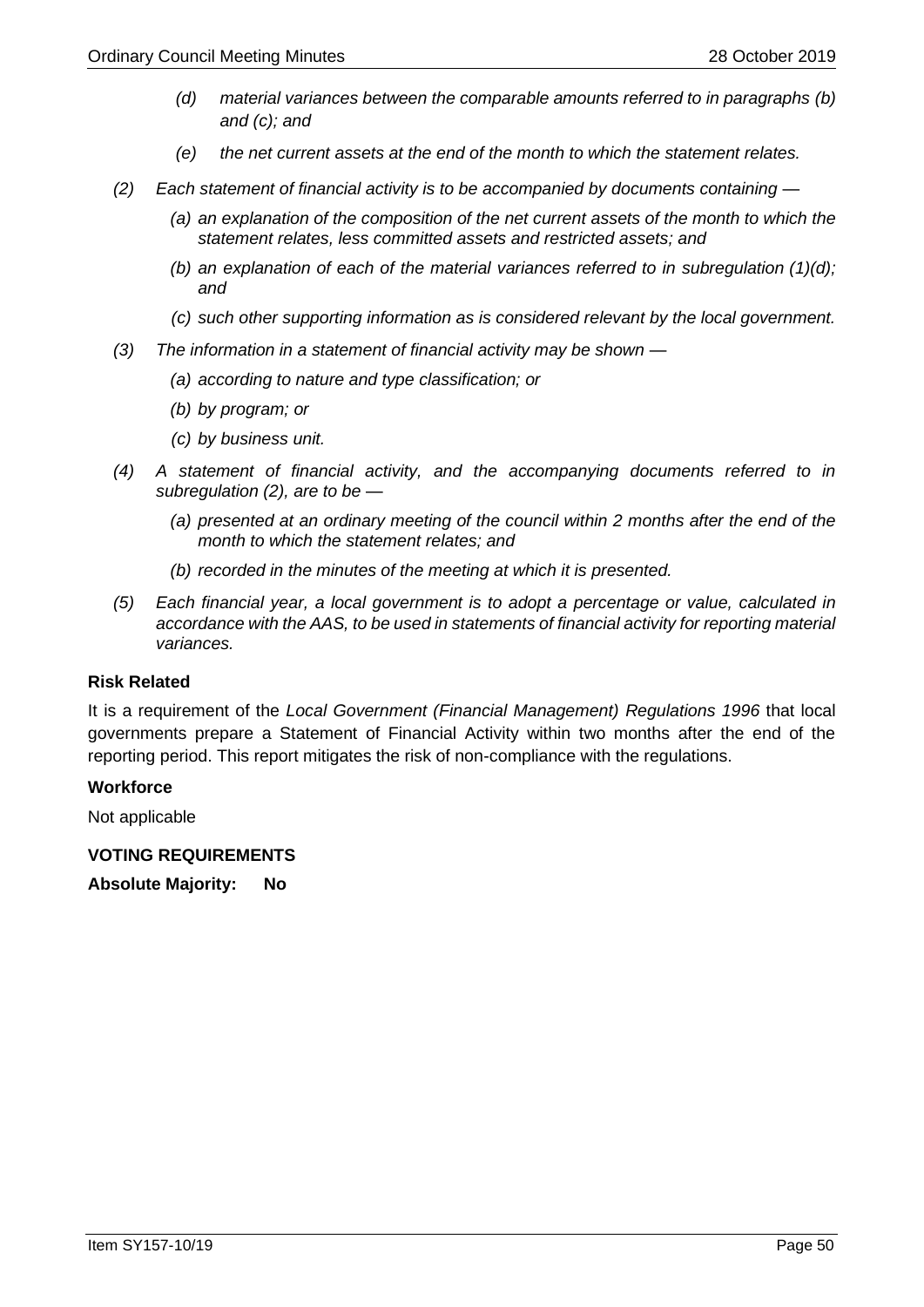*(d) material variances between the comparable amounts referred to in paragraphs (b) and (c); and*

*(e) the net current assets at the end of the month to which the statement relates.*

*(2) Each statement of financial activity is to be accompanied by documents containing —*

*(a) an explanation of the composition of the net current assets of the month to which the statement relates, less committed assets and restricted assets; and*

*(b) an explanation of each of the material variances referred to in subregulation (1)(d); and*

*(c) such other supporting information as is considered relevant by the local government.*

*(3) The information in a statement of financial activity may be shown —*

*(a) according to nature and type classification; or*

*(b) by program; or*

*(c) by business unit.*

*(4) A statement of financial activity, and the accompanying documents referred to in subregulation (2), are to be —*

*(a) presented at an ordinary meeting of the council within 2 months after the end of the month to which the statement relates; and*

*(b) recorded in the minutes of the meeting at which it is presented.*

*(5) Each financial year, a local government is to adopt a percentage or value, calculated in accordance with the AAS, to be used in statements of financial activity for reporting material variances.*

**Risk Related**

It is a requirement of the *Local Government (Financial Management) Regulations 1996* that local governments prepare a Statement of Financial Activity within two months after the end of the reporting period. This report mitigates the risk of non-compliance with the regulations.

**Workforce**

Not applicable

**VOTING REQUIREMENTS**

**Absolute Majority: No**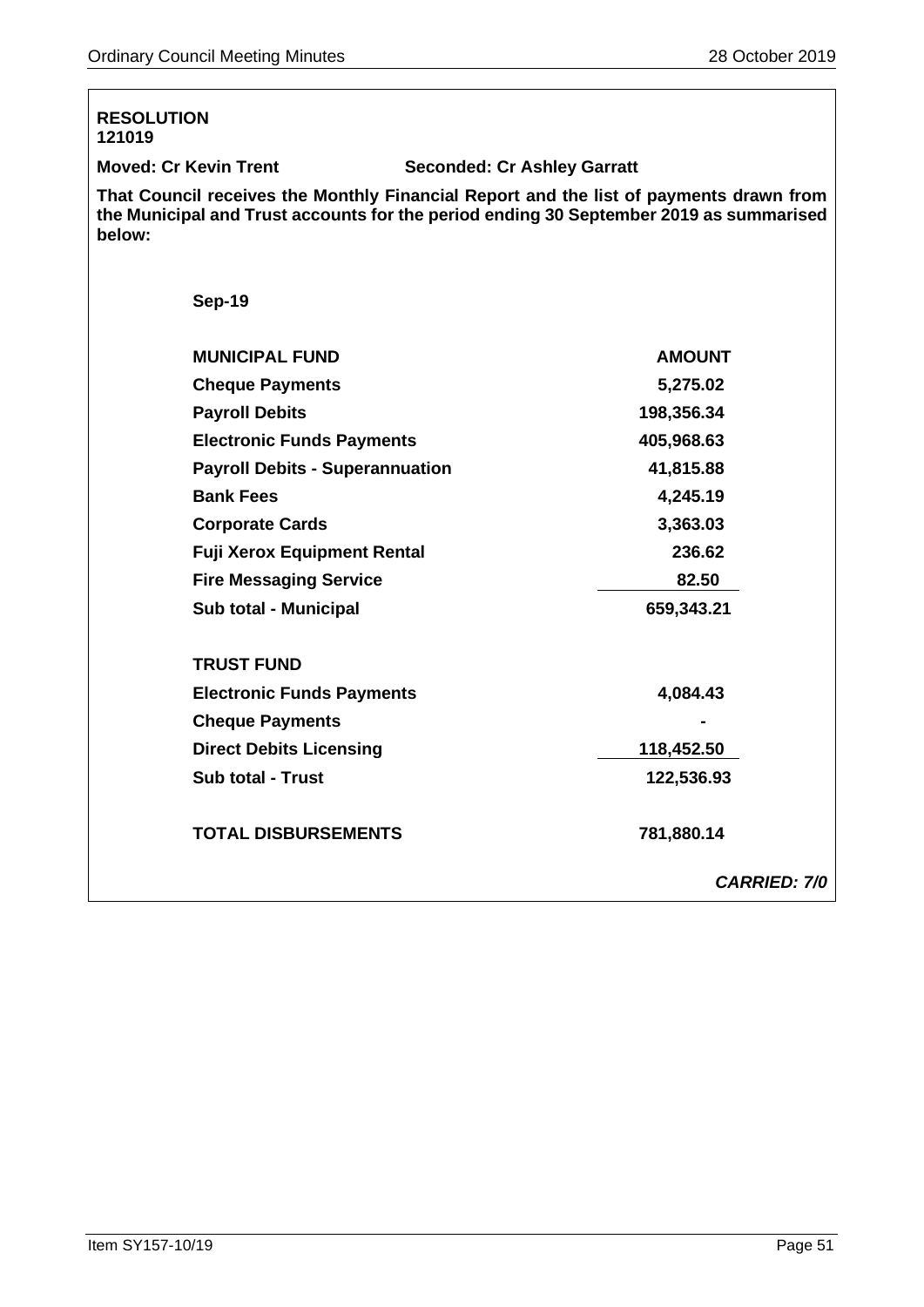**RESOLUTION**
**121019**

**Moved: Cr Kevin Trent** **Seconded: Cr Ashley Garratt**

**That Council receives the Monthly Financial Report and the list of payments drawn from the Municipal and Trust accounts for the period ending 30 September 2019 as summarised below:**

**Sep-19**

| **MUNICIPAL FUND** | **AMOUNT** |
|---|---|
| **Cheque Payments** | **5,275.02** |
| **Payroll Debits** | **198,356.34** |
| **Electronic Funds Payments** | **405,968.63** |
| **Payroll Debits - Superannuation** | **41,815.88** |
| **Bank Fees** | **4,245.19** |
| **Corporate Cards** | **3,363.03** |
| **Fuji Xerox Equipment Rental** | **236.62** |
| **Fire Messaging Service** | **82.50** |
| **Sub total - Municipal** | **659,343.21** |
| | |
| **TRUST FUND** | |
| **Electronic Funds Payments** | **4,084.43** |
| **Cheque Payments** | **-** |
| **Direct Debits Licensing** | **118,452.50** |
| **Sub total - Trust** | **122,536.93** |
| | |
| **TOTAL DISBURSEMENTS** | **781,880.14** |

***CARRIED: 7/0***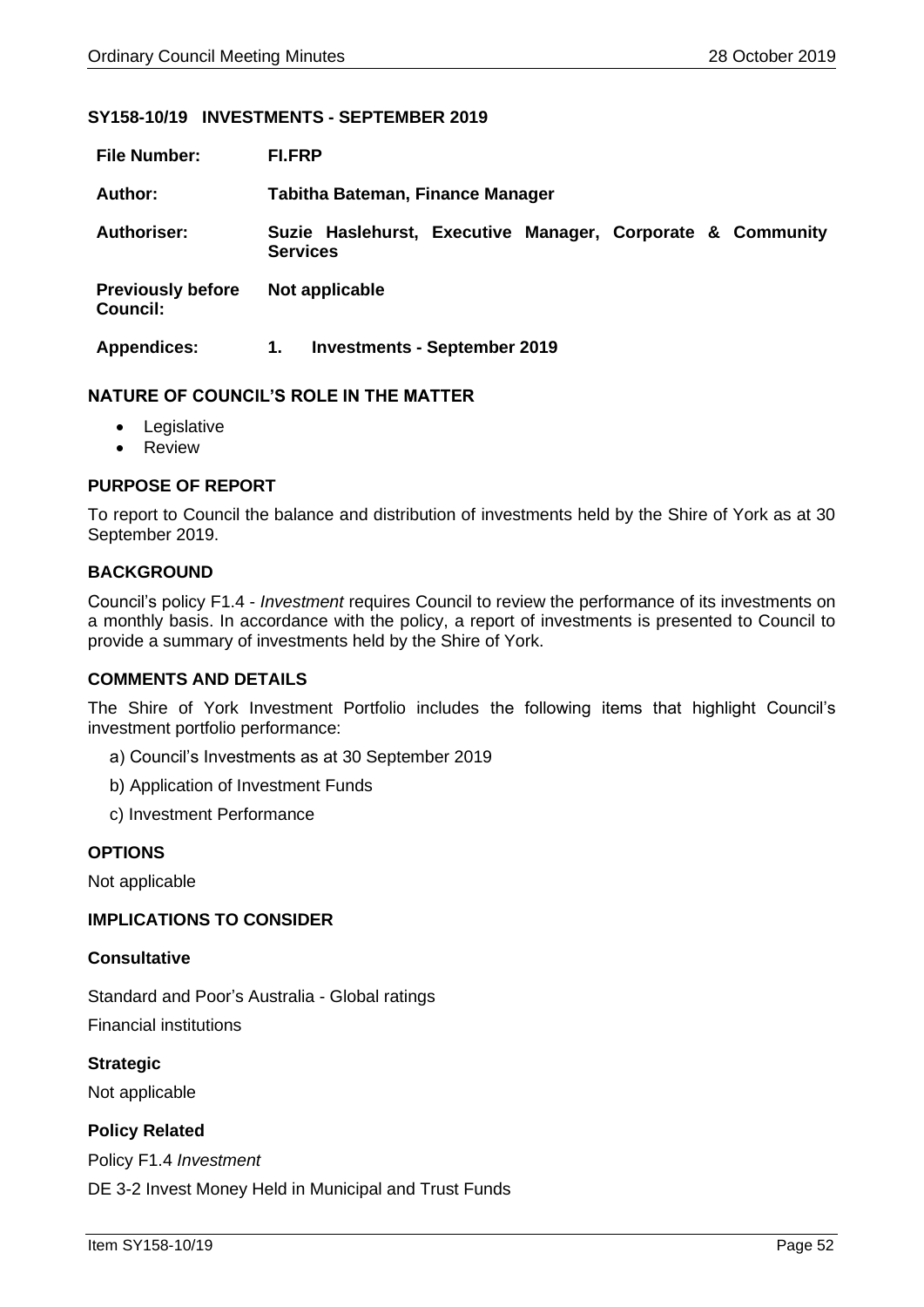### SY158-10/19 INVESTMENTS - SEPTEMBER 2019

| | |
|---|---|
| **File Number:** | **FI.FRP** |
| **Author:** | **Tabitha Bateman, Finance Manager** |
| **Authoriser:** | **Suzie Haslehurst, Executive Manager, Corporate & Community Services** |
| **Previously before Council:** | **Not applicable** |
| **Appendices:** | **1. Investments - September 2019** |

#### NATURE OF COUNCIL'S ROLE IN THE MATTER

- Legislative
- Review

#### PURPOSE OF REPORT

To report to Council the balance and distribution of investments held by the Shire of York as at 30 September 2019.

#### BACKGROUND

Council's policy F1.4 - *Investment* requires Council to review the performance of its investments on a monthly basis. In accordance with the policy, a report of investments is presented to Council to provide a summary of investments held by the Shire of York.

#### COMMENTS AND DETAILS

The Shire of York Investment Portfolio includes the following items that highlight Council's investment portfolio performance:

a) Council's Investments as at 30 September 2019

b) Application of Investment Funds

c) Investment Performance

#### OPTIONS

Not applicable

#### IMPLICATIONS TO CONSIDER

**Consultative**

Standard and Poor's Australia - Global ratings

Financial institutions

**Strategic**

Not applicable

**Policy Related**

Policy F1.4 *Investment*

DE 3-2 Invest Money Held in Municipal and Trust Funds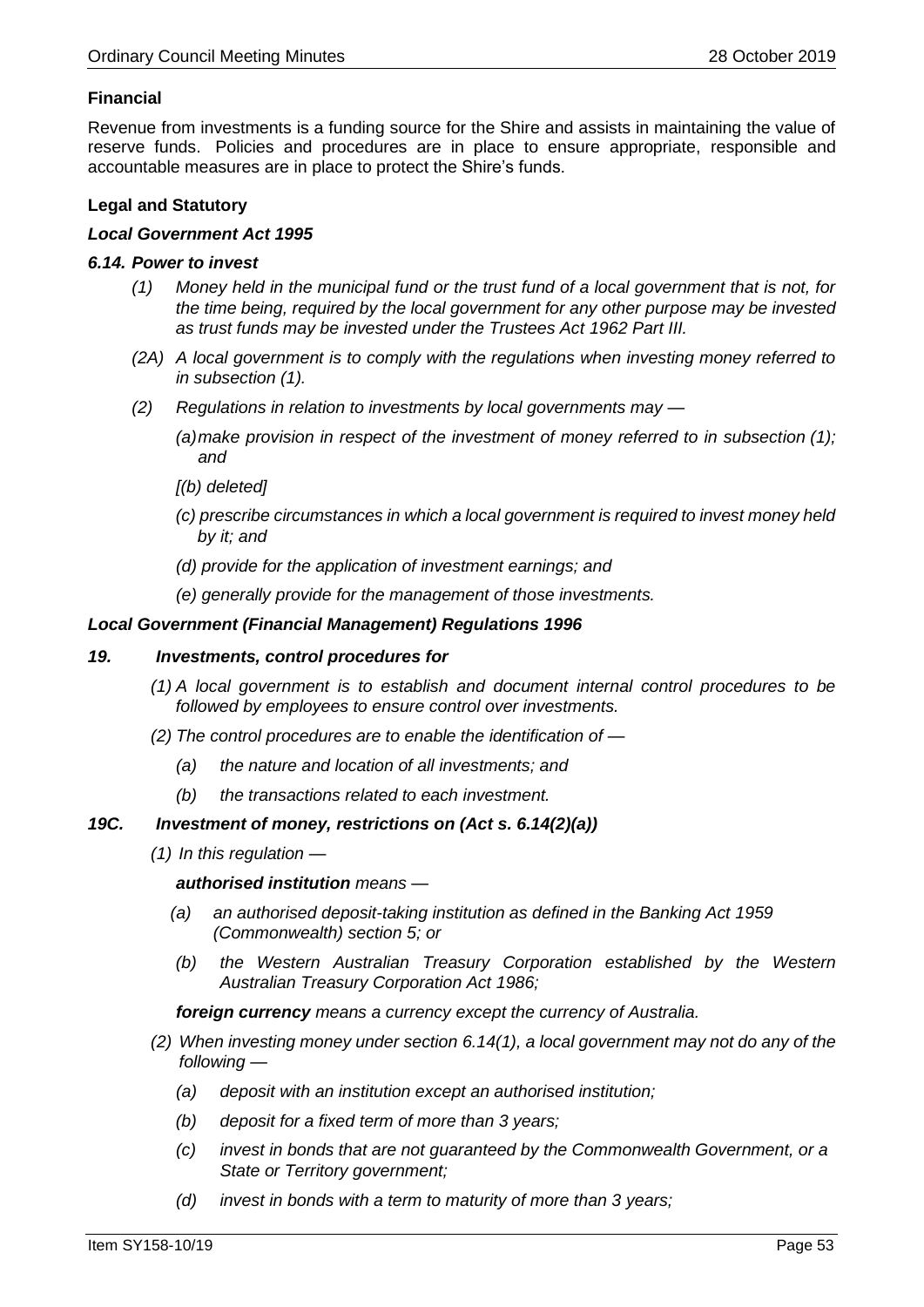**Financial**

Revenue from investments is a funding source for the Shire and assists in maintaining the value of reserve funds. Policies and procedures are in place to ensure appropriate, responsible and accountable measures are in place to protect the Shire's funds.

**Legal and Statutory**

***Local Government Act 1995***

***6.14. Power to invest***

*(1) Money held in the municipal fund or the trust fund of a local government that is not, for the time being, required by the local government for any other purpose may be invested as trust funds may be invested under the Trustees Act 1962 Part III.*

*(2A) A local government is to comply with the regulations when investing money referred to in subsection (1).*

*(2) Regulations in relation to investments by local governments may —*

*(a) make provision in respect of the investment of money referred to in subsection (1); and*

*[(b) deleted]*

*(c) prescribe circumstances in which a local government is required to invest money held by it; and*

*(d) provide for the application of investment earnings; and*

*(e) generally provide for the management of those investments.*

***Local Government (Financial Management) Regulations 1996***

***19. Investments, control procedures for***

*(1) A local government is to establish and document internal control procedures to be followed by employees to ensure control over investments.*

*(2) The control procedures are to enable the identification of —*

*(a) the nature and location of all investments; and*

*(b) the transactions related to each investment.*

***19C. Investment of money, restrictions on (Act s. 6.14(2)(a))***

*(1) In this regulation —*

***authorised institution*** *means —*

*(a) an authorised deposit-taking institution as defined in the Banking Act 1959 (Commonwealth) section 5; or*

*(b) the Western Australian Treasury Corporation established by the Western Australian Treasury Corporation Act 1986;*

***foreign currency*** *means a currency except the currency of Australia.*

*(2) When investing money under section 6.14(1), a local government may not do any of the following —*

*(a) deposit with an institution except an authorised institution;*

*(b) deposit for a fixed term of more than 3 years;*

*(c) invest in bonds that are not guaranteed by the Commonwealth Government, or a State or Territory government;*

*(d) invest in bonds with a term to maturity of more than 3 years;*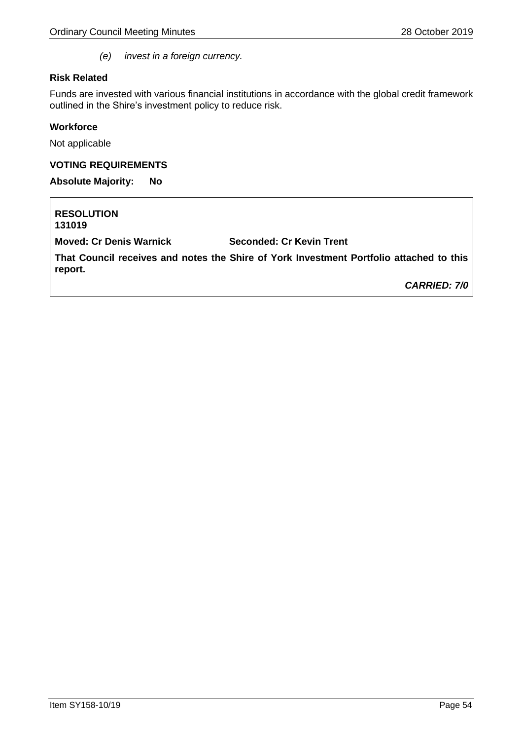*(e) invest in a foreign currency.*

**Risk Related**

Funds are invested with various financial institutions in accordance with the global credit framework outlined in the Shire's investment policy to reduce risk.

**Workforce**

Not applicable

**VOTING REQUIREMENTS**

**Absolute Majority: No**

**RESOLUTION**
**131019**

**Moved: Cr Denis Warnick** **Seconded: Cr Kevin Trent**

**That Council receives and notes the Shire of York Investment Portfolio attached to this report.**

***CARRIED: 7/0***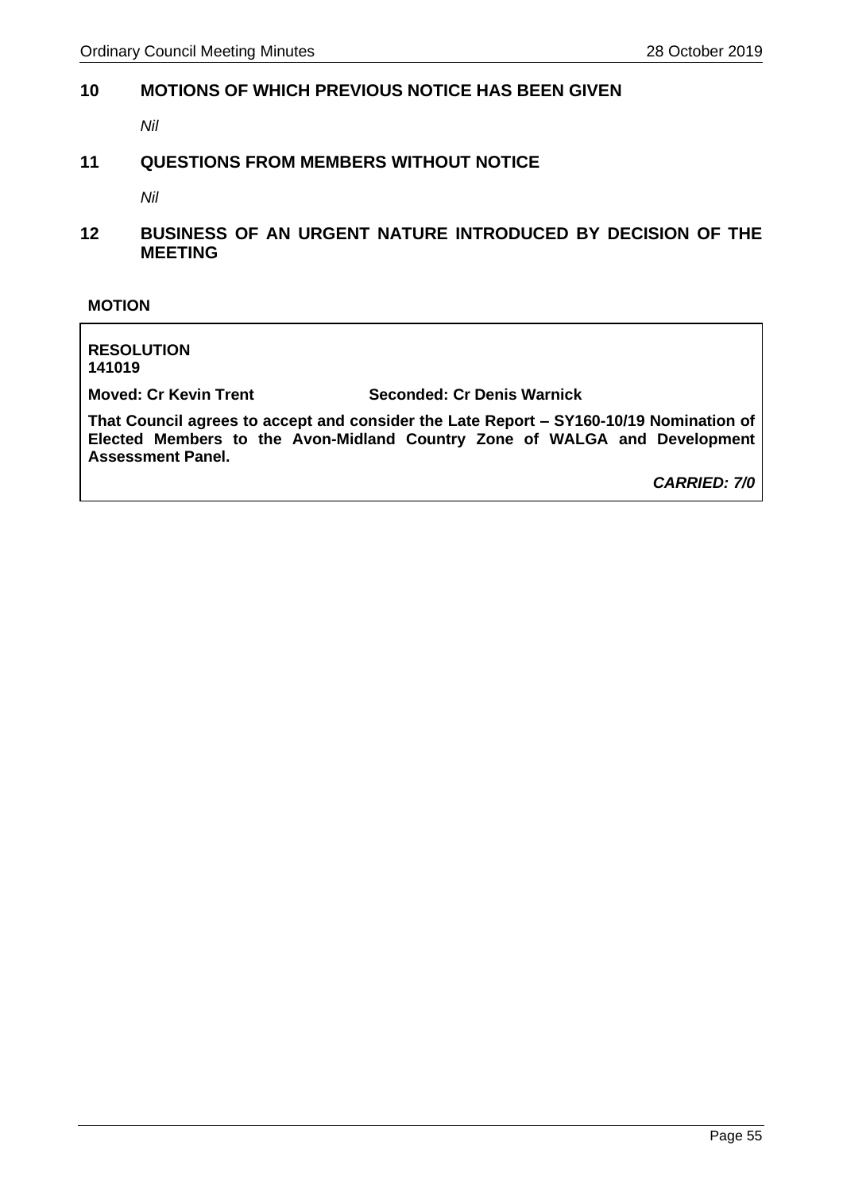## 10 MOTIONS OF WHICH PREVIOUS NOTICE HAS BEEN GIVEN

*Nil*

## 11 QUESTIONS FROM MEMBERS WITHOUT NOTICE

*Nil*

## 12 BUSINESS OF AN URGENT NATURE INTRODUCED BY DECISION OF THE MEETING

**MOTION**

**RESOLUTION**
**141019**

**Moved: Cr Kevin Trent** **Seconded: Cr Denis Warnick**

**That Council agrees to accept and consider the Late Report – SY160-10/19 Nomination of Elected Members to the Avon-Midland Country Zone of WALGA and Development Assessment Panel.**

***CARRIED: 7/0***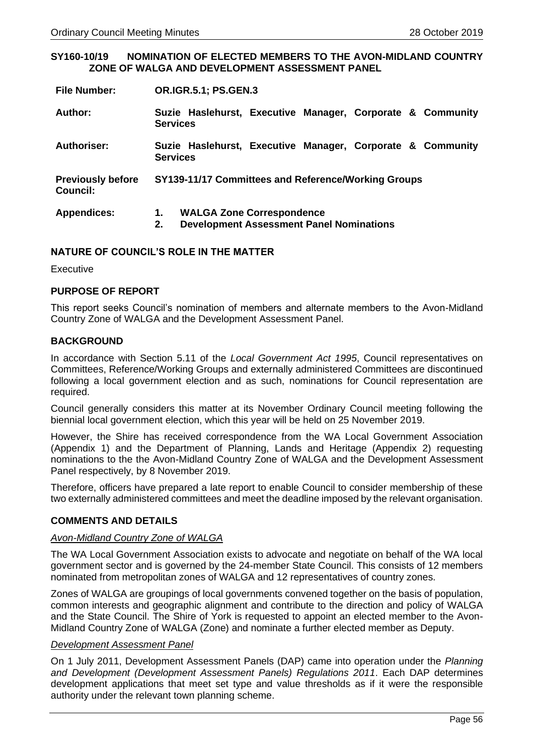## SY160-10/19 NOMINATION OF ELECTED MEMBERS TO THE AVON-MIDLAND COUNTRY ZONE OF WALGA AND DEVELOPMENT ASSESSMENT PANEL

| | |
|---|---|
| **File Number:** | **OR.IGR.5.1; PS.GEN.3** |
| **Author:** | **Suzie Haslehurst, Executive Manager, Corporate & Community Services** |
| **Authoriser:** | **Suzie Haslehurst, Executive Manager, Corporate & Community Services** |
| **Previously before Council:** | **SY139-11/17 Committees and Reference/Working Groups** |
| **Appendices:** | **1. WALGA Zone Correspondence**<br>**2. Development Assessment Panel Nominations** |

### NATURE OF COUNCIL'S ROLE IN THE MATTER

Executive

### PURPOSE OF REPORT

This report seeks Council's nomination of members and alternate members to the Avon-Midland Country Zone of WALGA and the Development Assessment Panel.

### BACKGROUND

In accordance with Section 5.11 of the *Local Government Act 1995*, Council representatives on Committees, Reference/Working Groups and externally administered Committees are discontinued following a local government election and as such, nominations for Council representation are required.

Council generally considers this matter at its November Ordinary Council meeting following the biennial local government election, which this year will be held on 25 November 2019.

However, the Shire has received correspondence from the WA Local Government Association (Appendix 1) and the Department of Planning, Lands and Heritage (Appendix 2) requesting nominations to the the Avon-Midland Country Zone of WALGA and the Development Assessment Panel respectively, by 8 November 2019.

Therefore, officers have prepared a late report to enable Council to consider membership of these two externally administered committees and meet the deadline imposed by the relevant organisation.

### COMMENTS AND DETAILS

*Avon-Midland Country Zone of WALGA*

The WA Local Government Association exists to advocate and negotiate on behalf of the WA local government sector and is governed by the 24-member State Council. This consists of 12 members nominated from metropolitan zones of WALGA and 12 representatives of country zones.

Zones of WALGA are groupings of local governments convened together on the basis of population, common interests and geographic alignment and contribute to the direction and policy of WALGA and the State Council. The Shire of York is requested to appoint an elected member to the Avon-Midland Country Zone of WALGA (Zone) and nominate a further elected member as Deputy.

*Development Assessment Panel*

On 1 July 2011, Development Assessment Panels (DAP) came into operation under the *Planning and Development (Development Assessment Panels) Regulations 2011*. Each DAP determines development applications that meet set type and value thresholds as if it were the responsible authority under the relevant town planning scheme.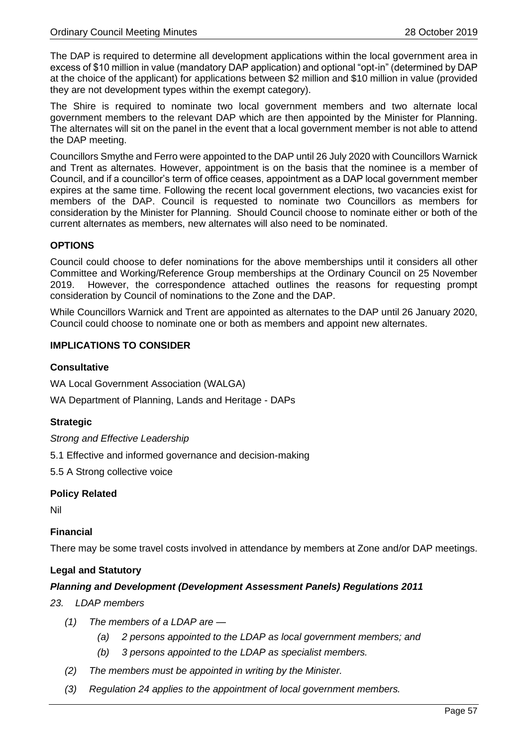The DAP is required to determine all development applications within the local government area in excess of $10 million in value (mandatory DAP application) and optional "opt-in" (determined by DAP at the choice of the applicant) for applications between $2 million and $10 million in value (provided they are not development types within the exempt category).

The Shire is required to nominate two local government members and two alternate local government members to the relevant DAP which are then appointed by the Minister for Planning. The alternates will sit on the panel in the event that a local government member is not able to attend the DAP meeting.

Councillors Smythe and Ferro were appointed to the DAP until 26 July 2020 with Councillors Warnick and Trent as alternates. However, appointment is on the basis that the nominee is a member of Council, and if a councillor's term of office ceases, appointment as a DAP local government member expires at the same time. Following the recent local government elections, two vacancies exist for members of the DAP. Council is requested to nominate two Councillors as members for consideration by the Minister for Planning. Should Council choose to nominate either or both of the current alternates as members, new alternates will also need to be nominated.

## OPTIONS

Council could choose to defer nominations for the above memberships until it considers all other Committee and Working/Reference Group memberships at the Ordinary Council on 25 November 2019. However, the correspondence attached outlines the reasons for requesting prompt consideration by Council of nominations to the Zone and the DAP.

While Councillors Warnick and Trent are appointed as alternates to the DAP until 26 January 2020, Council could choose to nominate one or both as members and appoint new alternates.

## IMPLICATIONS TO CONSIDER

### Consultative

WA Local Government Association (WALGA)

WA Department of Planning, Lands and Heritage - DAPs

### Strategic

*Strong and Effective Leadership*

5.1 Effective and informed governance and decision-making

5.5 A Strong collective voice

### Policy Related

Nil

### Financial

There may be some travel costs involved in attendance by members at Zone and/or DAP meetings.

### Legal and Statutory

***Planning and Development (Development Assessment Panels) Regulations 2011***

*23. LDAP members*

- *(1) The members of a LDAP are —*
  - *(a) 2 persons appointed to the LDAP as local government members; and*
  - *(b) 3 persons appointed to the LDAP as specialist members.*
- *(2) The members must be appointed in writing by the Minister.*
- *(3) Regulation 24 applies to the appointment of local government members.*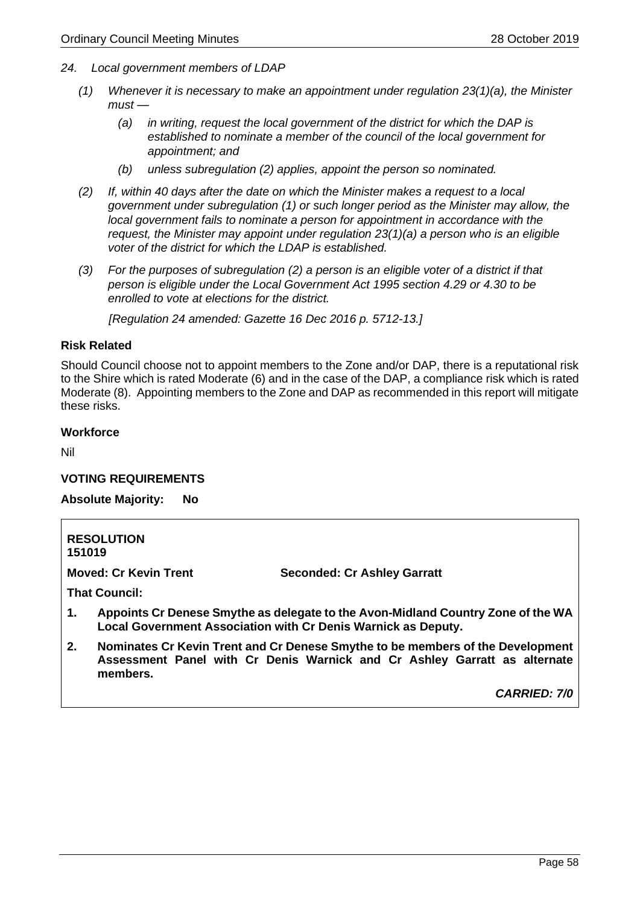*24. Local government members of LDAP*

*(1) Whenever it is necessary to make an appointment under regulation 23(1)(a), the Minister must —*

*(a) in writing, request the local government of the district for which the DAP is established to nominate a member of the council of the local government for appointment; and*

*(b) unless subregulation (2) applies, appoint the person so nominated.*

*(2) If, within 40 days after the date on which the Minister makes a request to a local government under subregulation (1) or such longer period as the Minister may allow, the local government fails to nominate a person for appointment in accordance with the request, the Minister may appoint under regulation 23(1)(a) a person who is an eligible voter of the district for which the LDAP is established.*

*(3) For the purposes of subregulation (2) a person is an eligible voter of a district if that person is eligible under the Local Government Act 1995 section 4.29 or 4.30 to be enrolled to vote at elections for the district.*

*[Regulation 24 amended: Gazette 16 Dec 2016 p. 5712-13.]*

**Risk Related**

Should Council choose not to appoint members to the Zone and/or DAP, there is a reputational risk to the Shire which is rated Moderate (6) and in the case of the DAP, a compliance risk which is rated Moderate (8). Appointing members to the Zone and DAP as recommended in this report will mitigate these risks.

**Workforce**

Nil

**VOTING REQUIREMENTS**

**Absolute Majority: No**

**RESOLUTION**
**151019**

**Moved: Cr Kevin Trent** **Seconded: Cr Ashley Garratt**

**That Council:**

1. **Appoints Cr Denese Smythe as delegate to the Avon-Midland Country Zone of the WA Local Government Association with Cr Denis Warnick as Deputy.**
2. **Nominates Cr Kevin Trent and Cr Denese Smythe to be members of the Development Assessment Panel with Cr Denis Warnick and Cr Ashley Garratt as alternate members.**

***CARRIED: 7/0***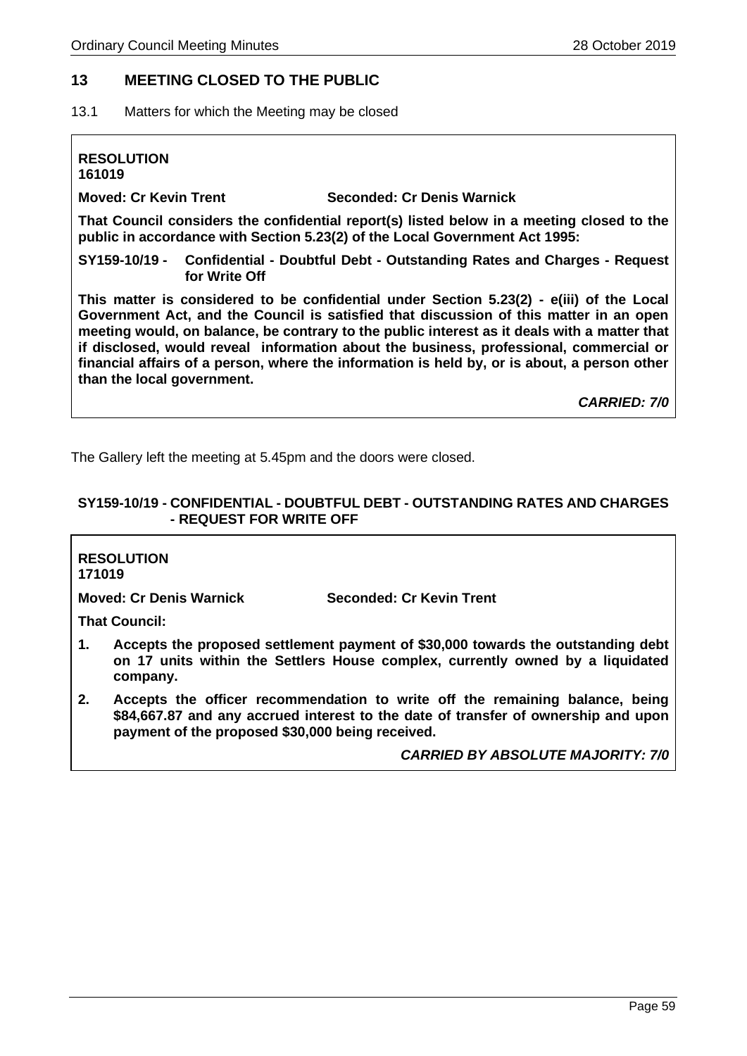## 13 MEETING CLOSED TO THE PUBLIC

13.1 Matters for which the Meeting may be closed

**RESOLUTION**
**161019**

**Moved: Cr Kevin Trent** **Seconded: Cr Denis Warnick**

**That Council considers the confidential report(s) listed below in a meeting closed to the public in accordance with Section 5.23(2) of the Local Government Act 1995:**

**SY159-10/19 - Confidential - Doubtful Debt - Outstanding Rates and Charges - Request for Write Off**

**This matter is considered to be confidential under Section 5.23(2) - e(iii) of the Local Government Act, and the Council is satisfied that discussion of this matter in an open meeting would, on balance, be contrary to the public interest as it deals with a matter that if disclosed, would reveal information about the business, professional, commercial or financial affairs of a person, where the information is held by, or is about, a person other than the local government.**

***CARRIED: 7/0***

The Gallery left the meeting at 5.45pm and the doors were closed.

### SY159-10/19 - CONFIDENTIAL - DOUBTFUL DEBT - OUTSTANDING RATES AND CHARGES - REQUEST FOR WRITE OFF

**RESOLUTION**
**171019**

**Moved: Cr Denis Warnick** **Seconded: Cr Kevin Trent**

**That Council:**

1. **Accepts the proposed settlement payment of $30,000 towards the outstanding debt on 17 units within the Settlers House complex, currently owned by a liquidated company.**
2. **Accepts the officer recommendation to write off the remaining balance, being $84,667.87 and any accrued interest to the date of transfer of ownership and upon payment of the proposed $30,000 being received.**

***CARRIED BY ABSOLUTE MAJORITY: 7/0***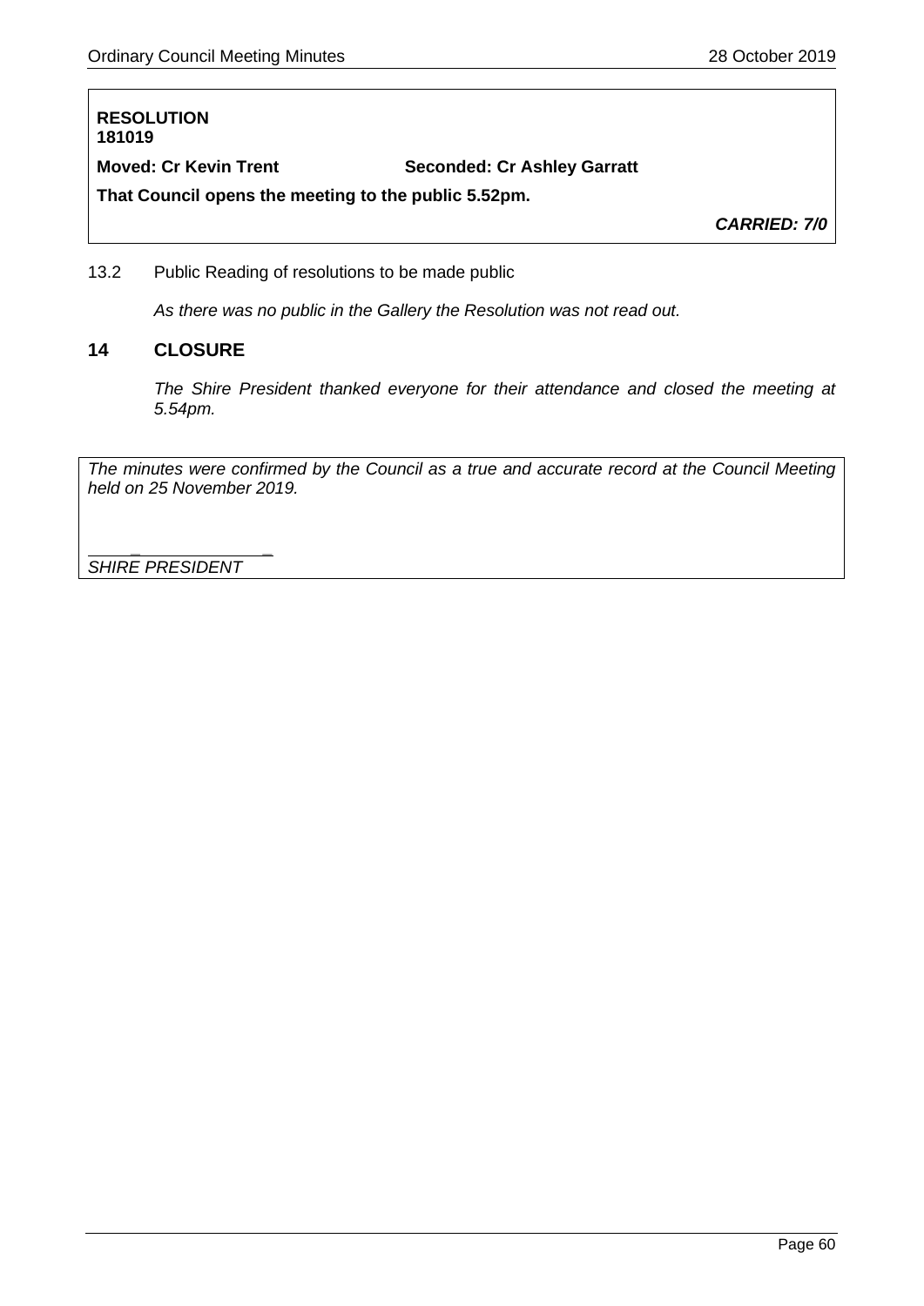**RESOLUTION**
**181019**

**Moved: Cr Kevin Trent** **Seconded: Cr Ashley Garratt**

**That Council opens the meeting to the public 5.52pm.**

***CARRIED: 7/0***

13.2 Public Reading of resolutions to be made public

*As there was no public in the Gallery the Resolution was not read out.*

## 14 CLOSURE

*The Shire President thanked everyone for their attendance and closed the meeting at 5.54pm.*

*The minutes were confirmed by the Council as a true and accurate record at the Council Meeting held on 25 November 2019.*

*SHIRE PRESIDENT*